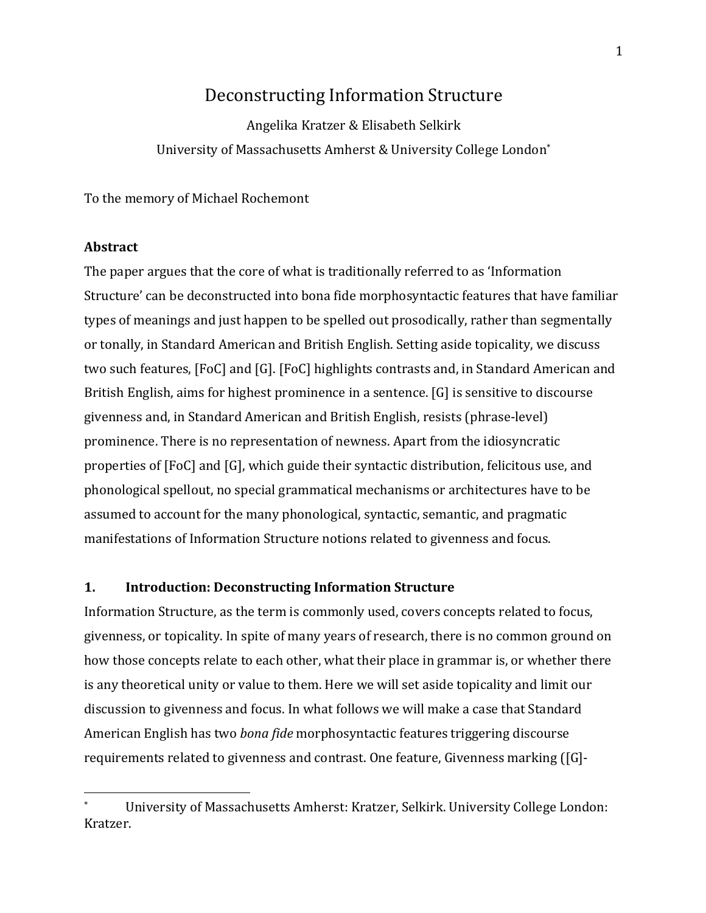# Deconstructing Information Structure

Angelika Kratzer & Elisabeth Selkirk

University of Massachusetts Amherst & University College London[*]

To the memory of Michael Rochemont

## Abstract

The paper argues that the core of what is traditionally referred to as 'Information Structure' can be deconstructed into bona fide morphosyntactic features that have familiar types of meanings and just happen to be spelled out prosodically, rather than segmentally or tonally, in Standard American and British English. Setting aside topicality, we discuss two such features, [FoC] and [G]. [FoC] highlights contrasts and, in Standard American and British English, aims for highest prominence in a sentence. [G] is sensitive to discourse givenness and, in Standard American and British English, resists (phrase-level) prominence. There is no representation of newness. Apart from the idiosyncratic properties of [FoC] and [G], which guide their syntactic distribution, felicitous use, and phonological spellout, no special grammatical mechanisms or architectures have to be assumed to account for the many phonological, syntactic, semantic, and pragmatic manifestations of Information Structure notions related to givenness and focus.

## 1. Introduction: Deconstructing Information Structure

Information Structure, as the term is commonly used, covers concepts related to focus, givenness, or topicality. In spite of many years of research, there is no common ground on how those concepts relate to each other, what their place in grammar is, or whether there is any theoretical unity or value to them. Here we will set aside topicality and limit our discussion to givenness and focus. In what follows we will make a case that Standard American English has two *bona fide* morphosyntactic features triggering discourse requirements related to givenness and contrast. One feature, Givenness marking ([G]-

---

[*] University of Massachusetts Amherst: Kratzer, Selkirk. University College London: Kratzer.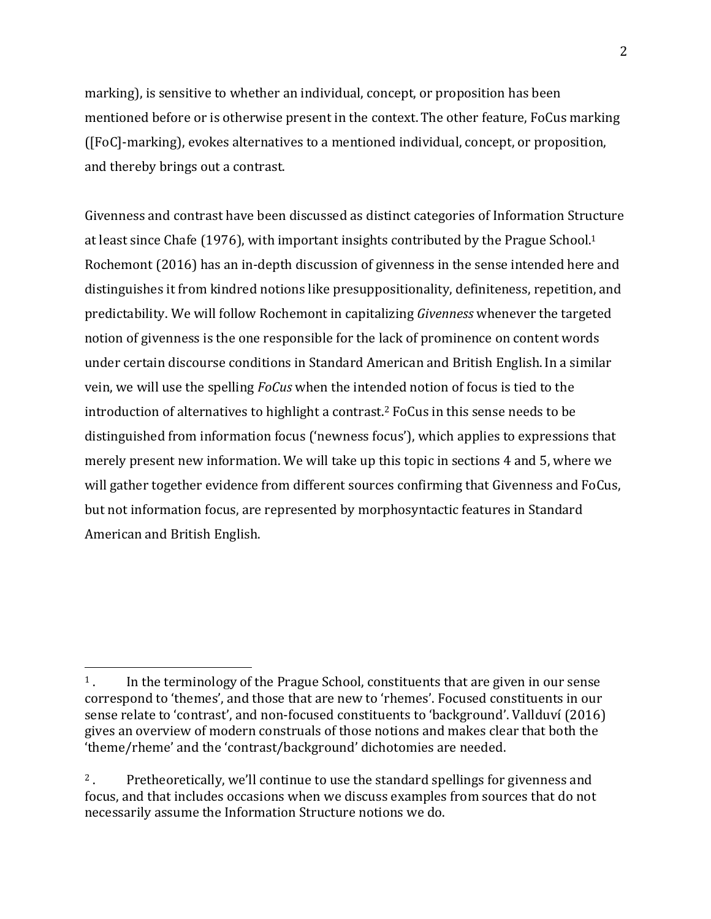marking), is sensitive to whether an individual, concept, or proposition has been mentioned before or is otherwise present in the context. The other feature, FoCus marking ([FoC]-marking), evokes alternatives to a mentioned individual, concept, or proposition, and thereby brings out a contrast.

Givenness and contrast have been discussed as distinct categories of Information Structure at least since Chafe (1976), with important insights contributed by the Prague School.[1] Rochemont (2016) has an in-depth discussion of givenness in the sense intended here and distinguishes it from kindred notions like presuppositionality, definiteness, repetition, and predictability. We will follow Rochemont in capitalizing *Givenness* whenever the targeted notion of givenness is the one responsible for the lack of prominence on content words under certain discourse conditions in Standard American and British English. In a similar vein, we will use the spelling *FoCus* when the intended notion of focus is tied to the introduction of alternatives to highlight a contrast.[2] FoCus in this sense needs to be distinguished from information focus ('newness focus'), which applies to expressions that merely present new information. We will take up this topic in sections 4 and 5, where we will gather together evidence from different sources confirming that Givenness and FoCus, but not information focus, are represented by morphosyntactic features in Standard American and British English.

---

[1]. In the terminology of the Prague School, constituents that are given in our sense correspond to 'themes', and those that are new to 'rhemes'. Focused constituents in our sense relate to 'contrast', and non-focused constituents to 'background'. Vallduví (2016) gives an overview of modern construals of those notions and makes clear that both the 'theme/rheme' and the 'contrast/background' dichotomies are needed.

[2]. Pretheoretically, we'll continue to use the standard spellings for givenness and focus, and that includes occasions when we discuss examples from sources that do not necessarily assume the Information Structure notions we do.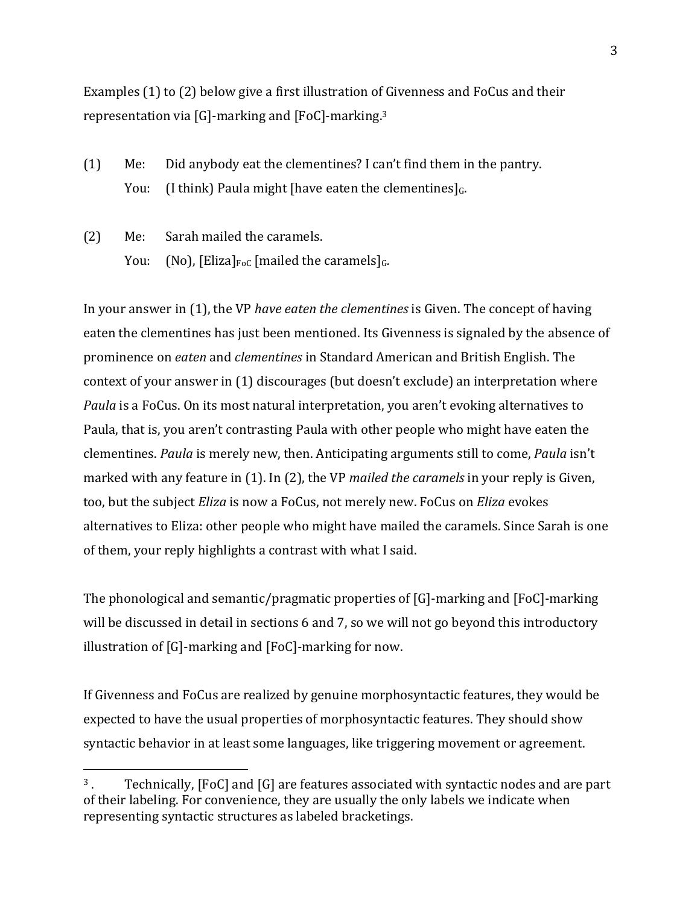Examples (1) to (2) below give a first illustration of Givenness and FoCus and their representation via [G]-marking and [FoC]-marking.[3]

(1) Me: Did anybody eat the clementines? I can't find them in the pantry.
    You: (I think) Paula might [have eaten the clementines]$_{G}$.

(2) Me: Sarah mailed the caramels.
    You: (No), [Eliza]$_{FoC}$ [mailed the caramels]$_{G}$.

In your answer in (1), the VP *have eaten the clementines* is Given. The concept of having eaten the clementines has just been mentioned. Its Givenness is signaled by the absence of prominence on *eaten* and *clementines* in Standard American and British English. The context of your answer in (1) discourages (but doesn't exclude) an interpretation where *Paula* is a FoCus. On its most natural interpretation, you aren't evoking alternatives to Paula, that is, you aren't contrasting Paula with other people who might have eaten the clementines. *Paula* is merely new, then. Anticipating arguments still to come, *Paula* isn't marked with any feature in (1). In (2), the VP *mailed the caramels* in your reply is Given, too, but the subject *Eliza* is now a FoCus, not merely new. FoCus on *Eliza* evokes alternatives to Eliza: other people who might have mailed the caramels. Since Sarah is one of them, your reply highlights a contrast with what I said.

The phonological and semantic/pragmatic properties of [G]-marking and [FoC]-marking will be discussed in detail in sections 6 and 7, so we will not go beyond this introductory illustration of [G]-marking and [FoC]-marking for now.

If Givenness and FoCus are realized by genuine morphosyntactic features, they would be expected to have the usual properties of morphosyntactic features. They should show syntactic behavior in at least some languages, like triggering movement or agreement.

[3]. Technically, [FoC] and [G] are features associated with syntactic nodes and are part of their labeling. For convenience, they are usually the only labels we indicate when representing syntactic structures as labeled bracketings.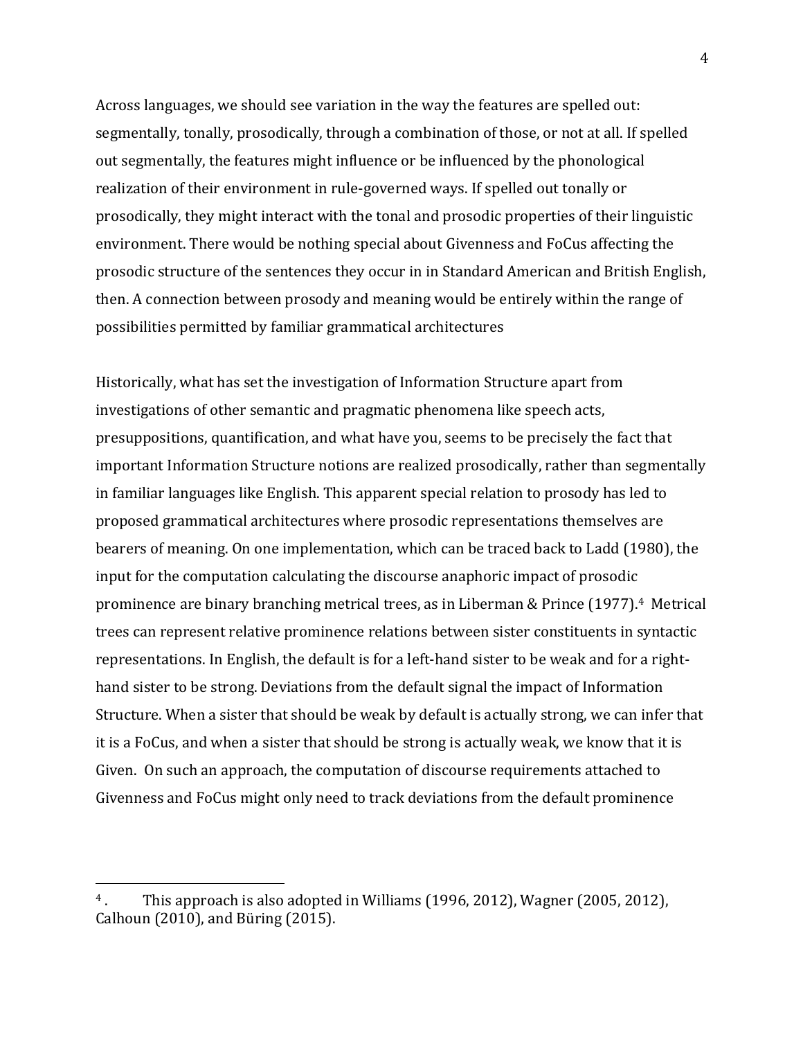Across languages, we should see variation in the way the features are spelled out: segmentally, tonally, prosodically, through a combination of those, or not at all. If spelled out segmentally, the features might influence or be influenced by the phonological realization of their environment in rule-governed ways. If spelled out tonally or prosodically, they might interact with the tonal and prosodic properties of their linguistic environment. There would be nothing special about Givenness and FoCus affecting the prosodic structure of the sentences they occur in in Standard American and British English, then. A connection between prosody and meaning would be entirely within the range of possibilities permitted by familiar grammatical architectures

Historically, what has set the investigation of Information Structure apart from investigations of other semantic and pragmatic phenomena like speech acts, presuppositions, quantification, and what have you, seems to be precisely the fact that important Information Structure notions are realized prosodically, rather than segmentally in familiar languages like English. This apparent special relation to prosody has led to proposed grammatical architectures where prosodic representations themselves are bearers of meaning. On one implementation, which can be traced back to Ladd (1980), the input for the computation calculating the discourse anaphoric impact of prosodic prominence are binary branching metrical trees, as in Liberman & Prince (1977).[4] Metrical trees can represent relative prominence relations between sister constituents in syntactic representations. In English, the default is for a left-hand sister to be weak and for a right-hand sister to be strong. Deviations from the default signal the impact of Information Structure. When a sister that should be weak by default is actually strong, we can infer that it is a FoCus, and when a sister that should be strong is actually weak, we know that it is Given. On such an approach, the computation of discourse requirements attached to Givenness and FoCus might only need to track deviations from the default prominence

---

[4]. This approach is also adopted in Williams (1996, 2012), Wagner (2005, 2012), Calhoun (2010), and Büring (2015).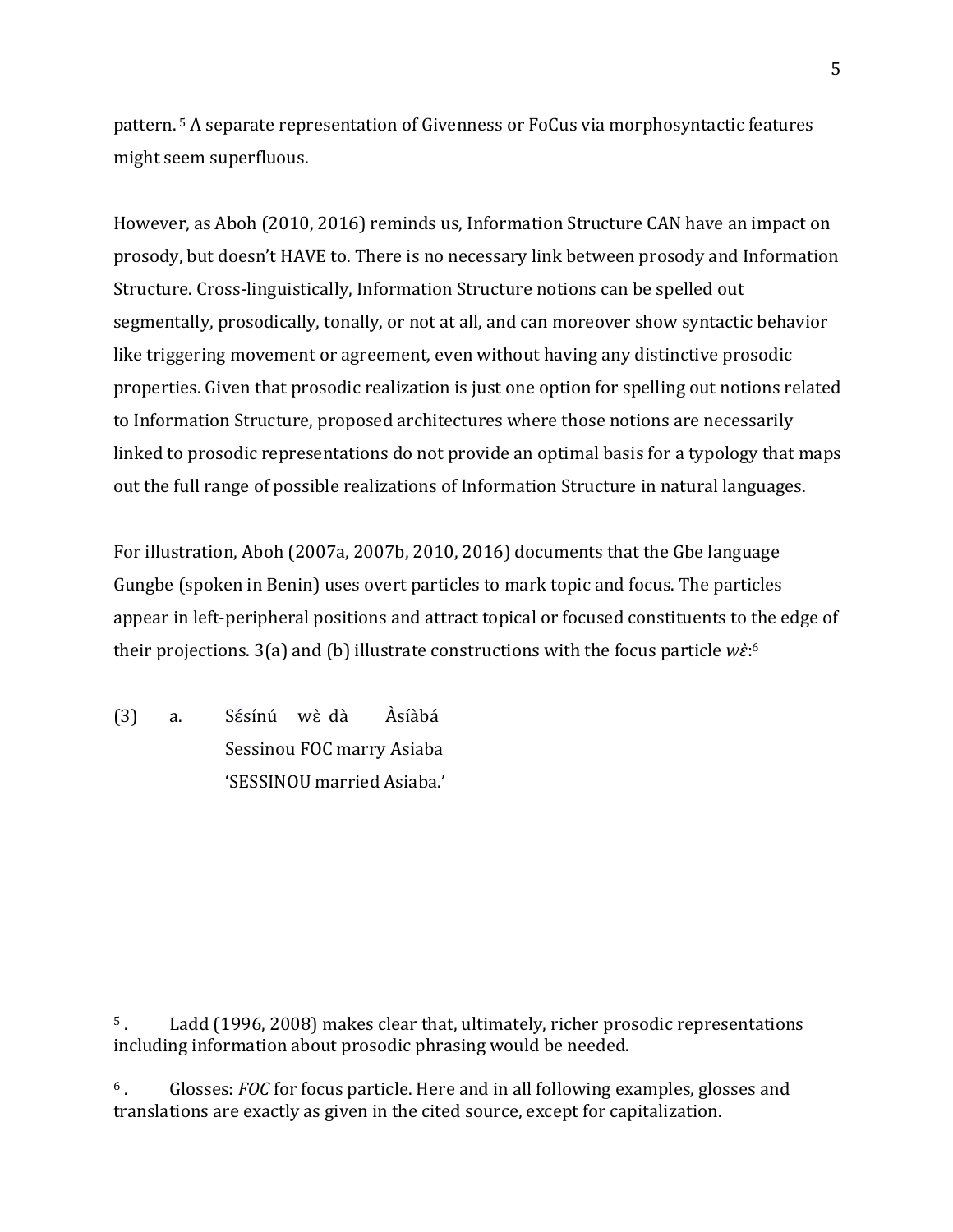pattern.[5] A separate representation of Givenness or FoCus via morphosyntactic features might seem superfluous.

However, as Aboh (2010, 2016) reminds us, Information Structure CAN have an impact on prosody, but doesn't HAVE to. There is no necessary link between prosody and Information Structure. Cross-linguistically, Information Structure notions can be spelled out segmentally, prosodically, tonally, or not at all, and can moreover show syntactic behavior like triggering movement or agreement, even without having any distinctive prosodic properties. Given that prosodic realization is just one option for spelling out notions related to Information Structure, proposed architectures where those notions are necessarily linked to prosodic representations do not provide an optimal basis for a typology that maps out the full range of possible realizations of Information Structure in natural languages.

For illustration, Aboh (2007a, 2007b, 2010, 2016) documents that the Gbe language Gungbe (spoken in Benin) uses overt particles to mark topic and focus. The particles appear in left-peripheral positions and attract topical or focused constituents to the edge of their projections. 3(a) and (b) illustrate constructions with the focus particle *wɛ̀*:[6]

(3) a. Sɛ́sínú wɛ̀ dà Àsíàbá
Sessinou FOC marry Asiaba
'SESSINOU married Asiaba.'

---

[5]. Ladd (1996, 2008) makes clear that, ultimately, richer prosodic representations including information about prosodic phrasing would be needed.

[6]. Glosses: *FOC* for focus particle. Here and in all following examples, glosses and translations are exactly as given in the cited source, except for capitalization.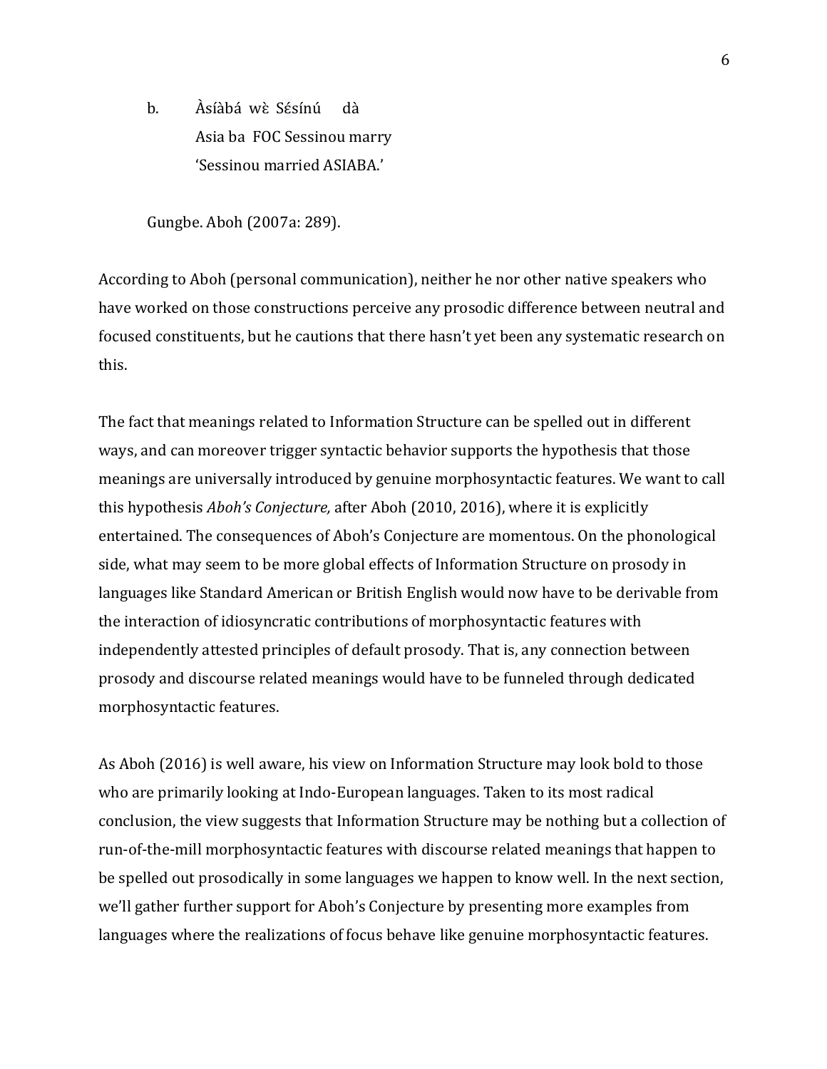b. Àsíàbá wɛ̀ Sɛ́sínú dà
   Asia ba FOC Sessinou marry
   'Sessinou married ASIABA.'

Gungbe. Aboh (2007a: 289).

According to Aboh (personal communication), neither he nor other native speakers who have worked on those constructions perceive any prosodic difference between neutral and focused constituents, but he cautions that there hasn't yet been any systematic research on this.

The fact that meanings related to Information Structure can be spelled out in different ways, and can moreover trigger syntactic behavior supports the hypothesis that those meanings are universally introduced by genuine morphosyntactic features. We want to call this hypothesis *Aboh's Conjecture,* after Aboh (2010, 2016), where it is explicitly entertained. The consequences of Aboh's Conjecture are momentous. On the phonological side, what may seem to be more global effects of Information Structure on prosody in languages like Standard American or British English would now have to be derivable from the interaction of idiosyncratic contributions of morphosyntactic features with independently attested principles of default prosody. That is, any connection between prosody and discourse related meanings would have to be funneled through dedicated morphosyntactic features.

As Aboh (2016) is well aware, his view on Information Structure may look bold to those who are primarily looking at Indo-European languages. Taken to its most radical conclusion, the view suggests that Information Structure may be nothing but a collection of run-of-the-mill morphosyntactic features with discourse related meanings that happen to be spelled out prosodically in some languages we happen to know well. In the next section, we'll gather further support for Aboh's Conjecture by presenting more examples from languages where the realizations of focus behave like genuine morphosyntactic features.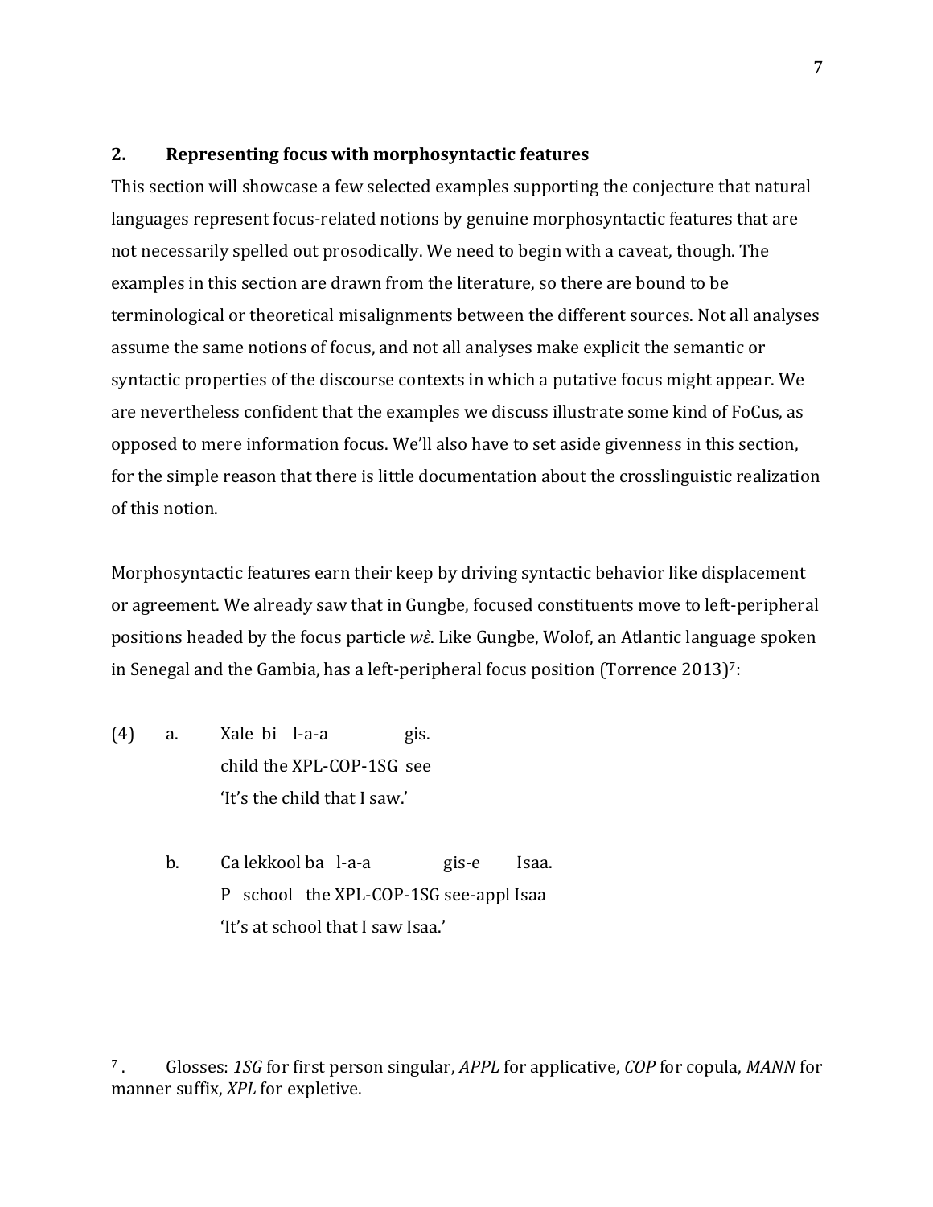## 2. Representing focus with morphosyntactic features

This section will showcase a few selected examples supporting the conjecture that natural languages represent focus-related notions by genuine morphosyntactic features that are not necessarily spelled out prosodically. We need to begin with a caveat, though. The examples in this section are drawn from the literature, so there are bound to be terminological or theoretical misalignments between the different sources. Not all analyses assume the same notions of focus, and not all analyses make explicit the semantic or syntactic properties of the discourse contexts in which a putative focus might appear. We are nevertheless confident that the examples we discuss illustrate some kind of FoCus, as opposed to mere information focus. We'll also have to set aside givenness in this section, for the simple reason that there is little documentation about the crosslinguistic realization of this notion.

Morphosyntactic features earn their keep by driving syntactic behavior like displacement or agreement. We already saw that in Gungbe, focused constituents move to left-peripheral positions headed by the focus particle *wɛ̀*. Like Gungbe, Wolof, an Atlantic language spoken in Senegal and the Gambia, has a left-peripheral focus position (Torrence 2013)[7]:

(4) a. Xale bi l-a-a gis.
 child the XPL-COP-1SG see
 'It's the child that I saw.'

 b. Ca lekkool ba l-a-a gis-e Isaa.
 P school the XPL-COP-1SG see-appl Isaa
 'It's at school that I saw Isaa.'

---

[7]. Glosses: *1SG* for first person singular, *APPL* for applicative, *COP* for copula, *MANN* for manner suffix, *XPL* for expletive.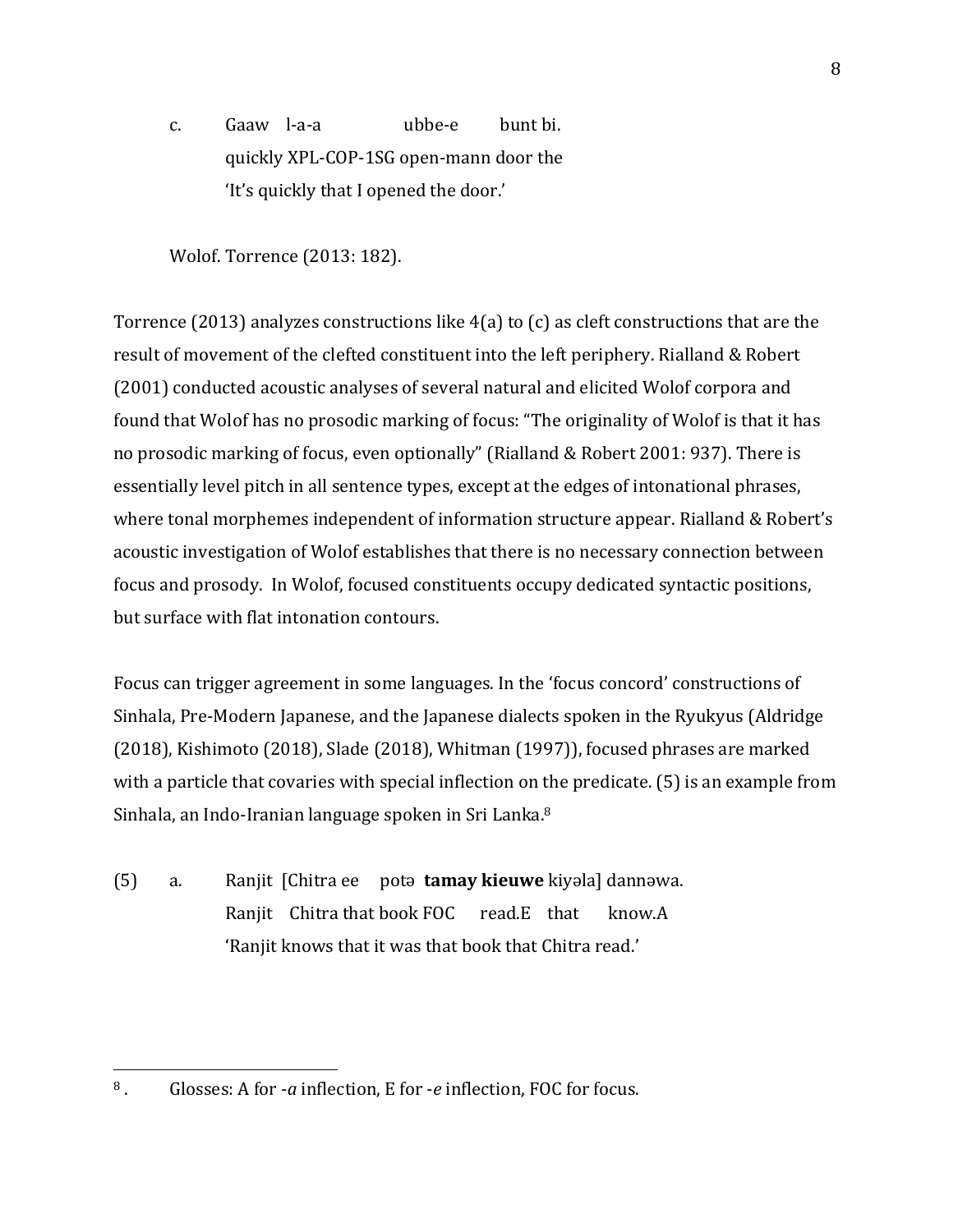c.	Gaaw	l-a-a	ubbe-e	bunt bi.
	quickly	XPL-COP-1SG	open-mann	door the
	'It's quickly that I opened the door.'

Wolof. Torrence (2013: 182).

Torrence (2013) analyzes constructions like 4(a) to (c) as cleft constructions that are the result of movement of the clefted constituent into the left periphery. Rialland & Robert (2001) conducted acoustic analyses of several natural and elicited Wolof corpora and found that Wolof has no prosodic marking of focus: "The originality of Wolof is that it has no prosodic marking of focus, even optionally" (Rialland & Robert 2001: 937). There is essentially level pitch in all sentence types, except at the edges of intonational phrases, where tonal morphemes independent of information structure appear. Rialland & Robert's acoustic investigation of Wolof establishes that there is no necessary connection between focus and prosody. In Wolof, focused constituents occupy dedicated syntactic positions, but surface with flat intonation contours.

Focus can trigger agreement in some languages. In the 'focus concord' constructions of Sinhala, Pre-Modern Japanese, and the Japanese dialects spoken in the Ryukyus (Aldridge (2018), Kishimoto (2018), Slade (2018), Whitman (1997)), focused phrases are marked with a particle that covaries with special inflection on the predicate. (5) is an example from Sinhala, an Indo-Iranian language spoken in Sri Lanka.[8]

(5)	a.	Ranjit	[Chitra ee	potə	**tamay kieuwe** kiyəla] dannəwa.
		Ranjit	Chitra that book FOC	read.E	that	know.A
		'Ranjit knows that it was that book that Chitra read.'

---

[8]. Glosses: A for *-a* inflection, E for *-e* inflection, FOC for focus.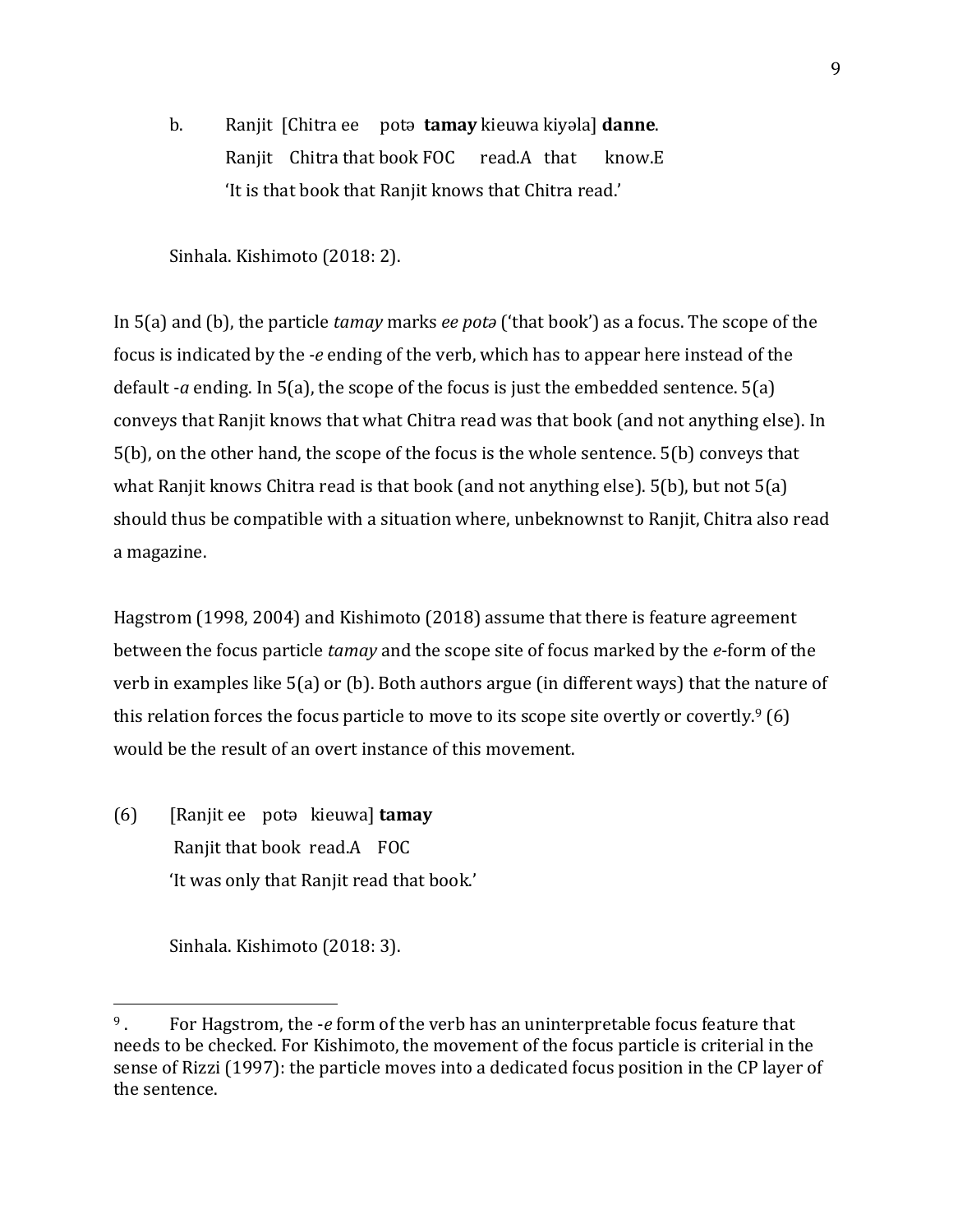b. Ranjit [Chitra ee potə **tamay** kieuwa kiyəla] **danne**.
Ranjit Chitra that book FOC read.A that know.E
'It is that book that Ranjit knows that Chitra read.'

Sinhala. Kishimoto (2018: 2).

In 5(a) and (b), the particle *tamay* marks *ee potə* ('that book') as a focus. The scope of the focus is indicated by the *-e* ending of the verb, which has to appear here instead of the default *-a* ending. In 5(a), the scope of the focus is just the embedded sentence. 5(a) conveys that Ranjit knows that what Chitra read was that book (and not anything else). In 5(b), on the other hand, the scope of the focus is the whole sentence. 5(b) conveys that what Ranjit knows Chitra read is that book (and not anything else). 5(b), but not 5(a) should thus be compatible with a situation where, unbeknownst to Ranjit, Chitra also read a magazine.

Hagstrom (1998, 2004) and Kishimoto (2018) assume that there is feature agreement between the focus particle *tamay* and the scope site of focus marked by the *e*-form of the verb in examples like 5(a) or (b). Both authors argue (in different ways) that the nature of this relation forces the focus particle to move to its scope site overtly or covertly.[9] (6) would be the result of an overt instance of this movement.

(6) [Ranjit ee potə kieuwa] **tamay**
Ranjit that book read.A FOC
'It was only that Ranjit read that book.'

Sinhala. Kishimoto (2018: 3).

---

[9] . For Hagstrom, the *-e* form of the verb has an uninterpretable focus feature that needs to be checked. For Kishimoto, the movement of the focus particle is criterial in the sense of Rizzi (1997): the particle moves into a dedicated focus position in the CP layer of the sentence.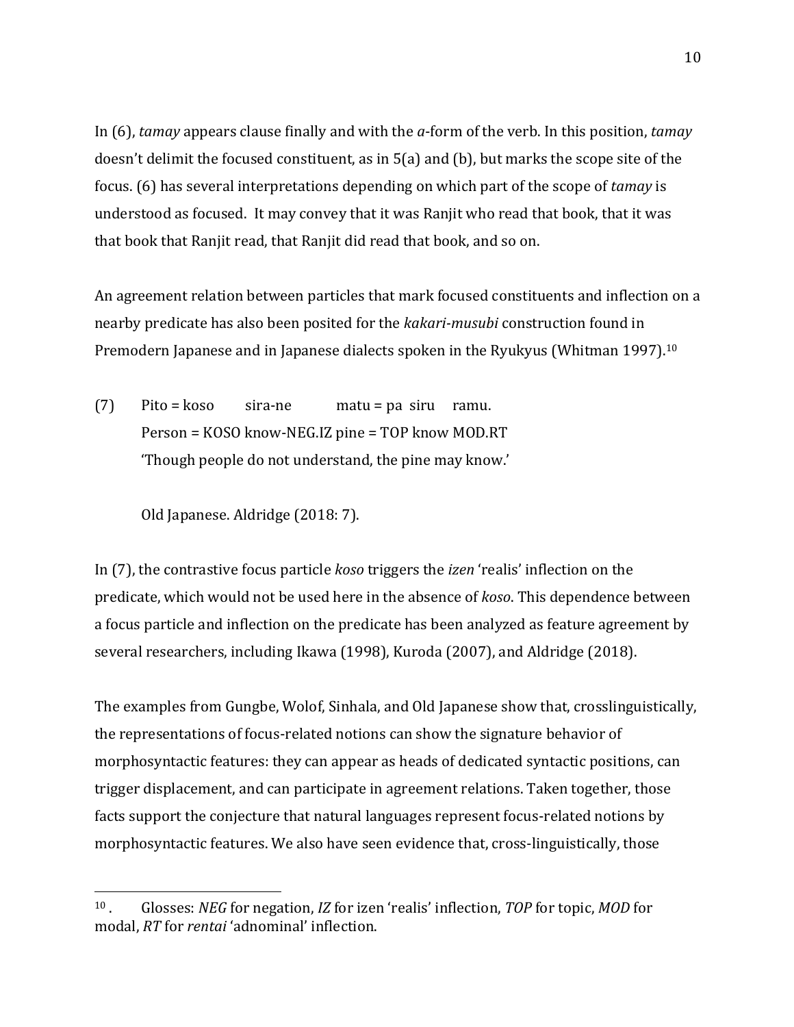In (6), *tamay* appears clause finally and with the *a*-form of the verb. In this position, *tamay* doesn't delimit the focused constituent, as in 5(a) and (b), but marks the scope site of the focus. (6) has several interpretations depending on which part of the scope of *tamay* is understood as focused. It may convey that it was Ranjit who read that book, that it was that book that Ranjit read, that Ranjit did read that book, and so on.

An agreement relation between particles that mark focused constituents and inflection on a nearby predicate has also been posited for the *kakari-musubi* construction found in Premodern Japanese and in Japanese dialects spoken in the Ryukyus (Whitman 1997).[10]

(7) Pito = koso sira-ne matu = pa siru ramu.
Person = KOSO know-NEG.IZ pine = TOP know MOD.RT
'Though people do not understand, the pine may know.'

Old Japanese. Aldridge (2018: 7).

In (7), the contrastive focus particle *koso* triggers the *izen* 'realis' inflection on the predicate, which would not be used here in the absence of *koso*. This dependence between a focus particle and inflection on the predicate has been analyzed as feature agreement by several researchers, including Ikawa (1998), Kuroda (2007), and Aldridge (2018).

The examples from Gungbe, Wolof, Sinhala, and Old Japanese show that, crosslinguistically, the representations of focus-related notions can show the signature behavior of morphosyntactic features: they can appear as heads of dedicated syntactic positions, can trigger displacement, and can participate in agreement relations. Taken together, those facts support the conjecture that natural languages represent focus-related notions by morphosyntactic features. We also have seen evidence that, cross-linguistically, those

[10]. Glosses: *NEG* for negation, *IZ* for izen 'realis' inflection, *TOP* for topic, *MOD* for modal, *RT* for *rentai* 'adnominal' inflection.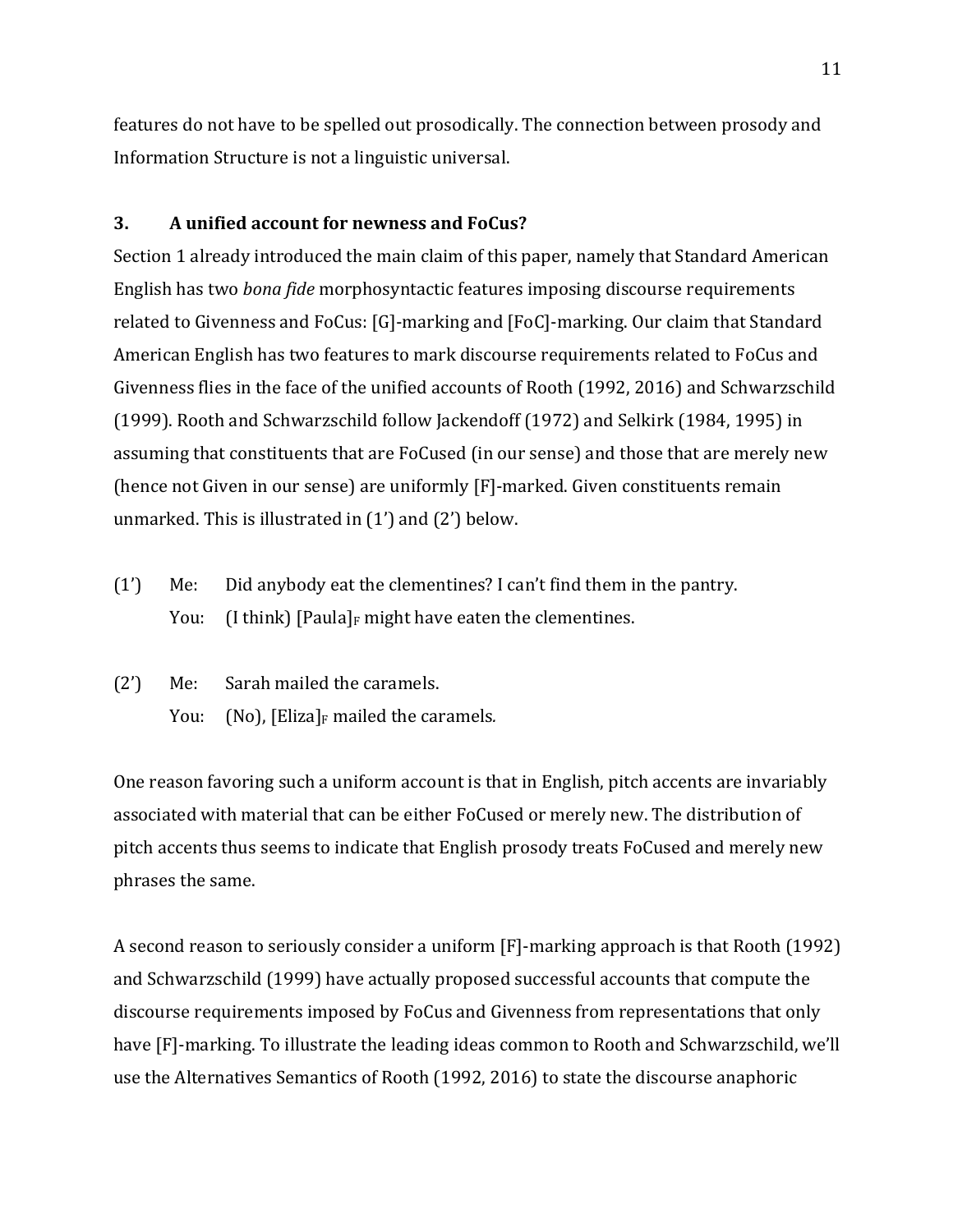features do not have to be spelled out prosodically. The connection between prosody and Information Structure is not a linguistic universal.

### 3. A unified account for newness and FoCus?

Section 1 already introduced the main claim of this paper, namely that Standard American English has two *bona fide* morphosyntactic features imposing discourse requirements related to Givenness and FoCus: [G]-marking and [FoC]-marking. Our claim that Standard American English has two features to mark discourse requirements related to FoCus and Givenness flies in the face of the unified accounts of Rooth (1992, 2016) and Schwarzschild (1999). Rooth and Schwarzschild follow Jackendoff (1972) and Selkirk (1984, 1995) in assuming that constituents that are FoCused (in our sense) and those that are merely new (hence not Given in our sense) are uniformly [F]-marked. Given constituents remain unmarked. This is illustrated in (1') and (2') below.

(1') Me: Did anybody eat the clementines? I can't find them in the pantry.
  You: (I think) [Paula]$_F$ might have eaten the clementines.

(2') Me: Sarah mailed the caramels.
  You: (No), [Eliza]$_F$ mailed the caramels.

One reason favoring such a uniform account is that in English, pitch accents are invariably associated with material that can be either FoCused or merely new. The distribution of pitch accents thus seems to indicate that English prosody treats FoCused and merely new phrases the same.

A second reason to seriously consider a uniform [F]-marking approach is that Rooth (1992) and Schwarzschild (1999) have actually proposed successful accounts that compute the discourse requirements imposed by FoCus and Givenness from representations that only have [F]-marking. To illustrate the leading ideas common to Rooth and Schwarzschild, we'll use the Alternatives Semantics of Rooth (1992, 2016) to state the discourse anaphoric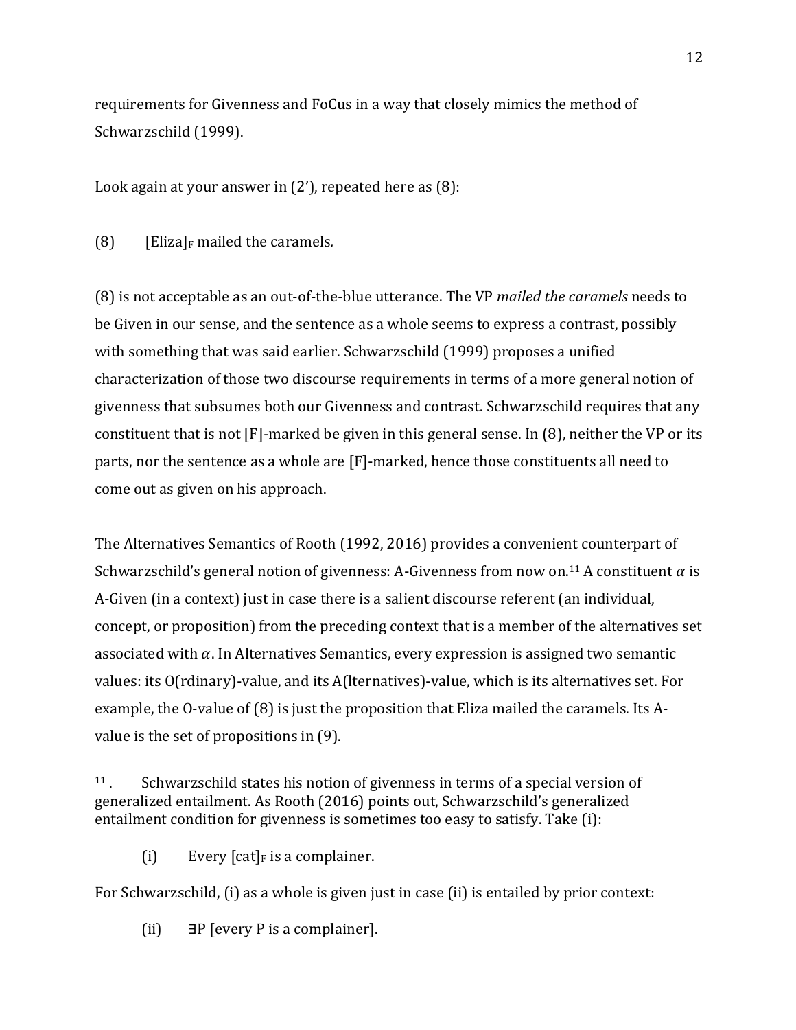requirements for Givenness and FoCus in a way that closely mimics the method of Schwarzschild (1999).

Look again at your answer in (2'), repeated here as (8):

(8) [Eliza]$_F$ mailed the caramels.

(8) is not acceptable as an out-of-the-blue utterance. The VP *mailed the caramels* needs to be Given in our sense, and the sentence as a whole seems to express a contrast, possibly with something that was said earlier. Schwarzschild (1999) proposes a unified characterization of those two discourse requirements in terms of a more general notion of givenness that subsumes both our Givenness and contrast. Schwarzschild requires that any constituent that is not [F]-marked be given in this general sense. In (8), neither the VP or its parts, nor the sentence as a whole are [F]-marked, hence those constituents all need to come out as given on his approach.

The Alternatives Semantics of Rooth (1992, 2016) provides a convenient counterpart of Schwarzschild's general notion of givenness: A-Givenness from now on.[11] A constituent $\alpha$ is A-Given (in a context) just in case there is a salient discourse referent (an individual, concept, or proposition) from the preceding context that is a member of the alternatives set associated with $\alpha$. In Alternatives Semantics, every expression is assigned two semantic values: its O(rdinary)-value, and its A(lternatives)-value, which is its alternatives set. For example, the O-value of (8) is just the proposition that Eliza mailed the caramels. Its A-value is the set of propositions in (9).

---

[11]. Schwarzschild states his notion of givenness in terms of a special version of generalized entailment. As Rooth (2016) points out, Schwarzschild's generalized entailment condition for givenness is sometimes too easy to satisfy. Take (i):

(i) Every [cat]$_F$ is a complainer.

For Schwarzschild, (i) as a whole is given just in case (ii) is entailed by prior context:

(ii) $\exists$P [every P is a complainer].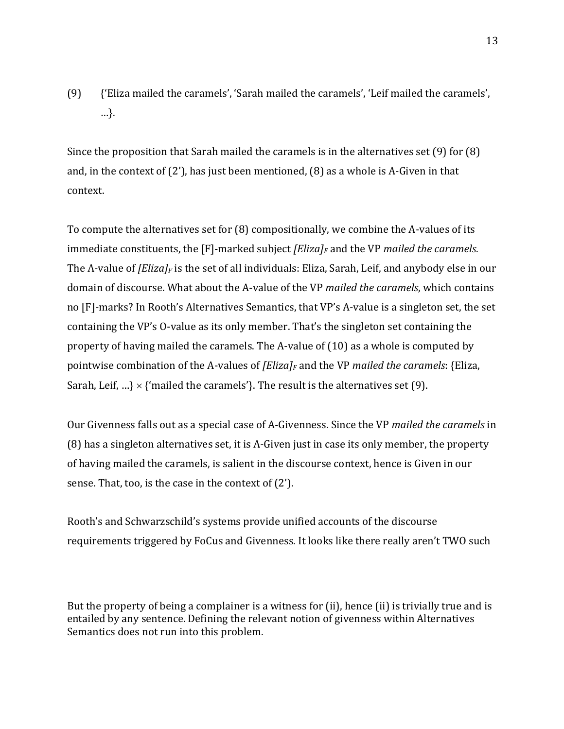(9) {'Eliza mailed the caramels', 'Sarah mailed the caramels', 'Leif mailed the caramels', …}.

Since the proposition that Sarah mailed the caramels is in the alternatives set (9) for (8) and, in the context of (2'), has just been mentioned, (8) as a whole is A-Given in that context.

To compute the alternatives set for (8) compositionally, we combine the A-values of its immediate constituents, the [F]-marked subject *[Eliza]$_F$* and the VP *mailed the caramels*. The A-value of *[Eliza]$_F$* is the set of all individuals: Eliza, Sarah, Leif, and anybody else in our domain of discourse. What about the A-value of the VP *mailed the caramels*, which contains no [F]-marks? In Rooth's Alternatives Semantics, that VP's A-value is a singleton set, the set containing the VP's O-value as its only member. That's the singleton set containing the property of having mailed the caramels. The A-value of (10) as a whole is computed by pointwise combination of the A-values of *[Eliza]$_F$* and the VP *mailed the caramels*: {Eliza, Sarah, Leif, …} × {'mailed the caramels'}. The result is the alternatives set (9).

Our Givenness falls out as a special case of A-Givenness. Since the VP *mailed the caramels* in (8) has a singleton alternatives set, it is A-Given just in case its only member, the property of having mailed the caramels, is salient in the discourse context, hence is Given in our sense. That, too, is the case in the context of (2').

Rooth's and Schwarzschild's systems provide unified accounts of the discourse requirements triggered by FoCus and Givenness. It looks like there really aren't TWO such

---

But the property of being a complainer is a witness for (ii), hence (ii) is trivially true and is entailed by any sentence. Defining the relevant notion of givenness within Alternatives Semantics does not run into this problem.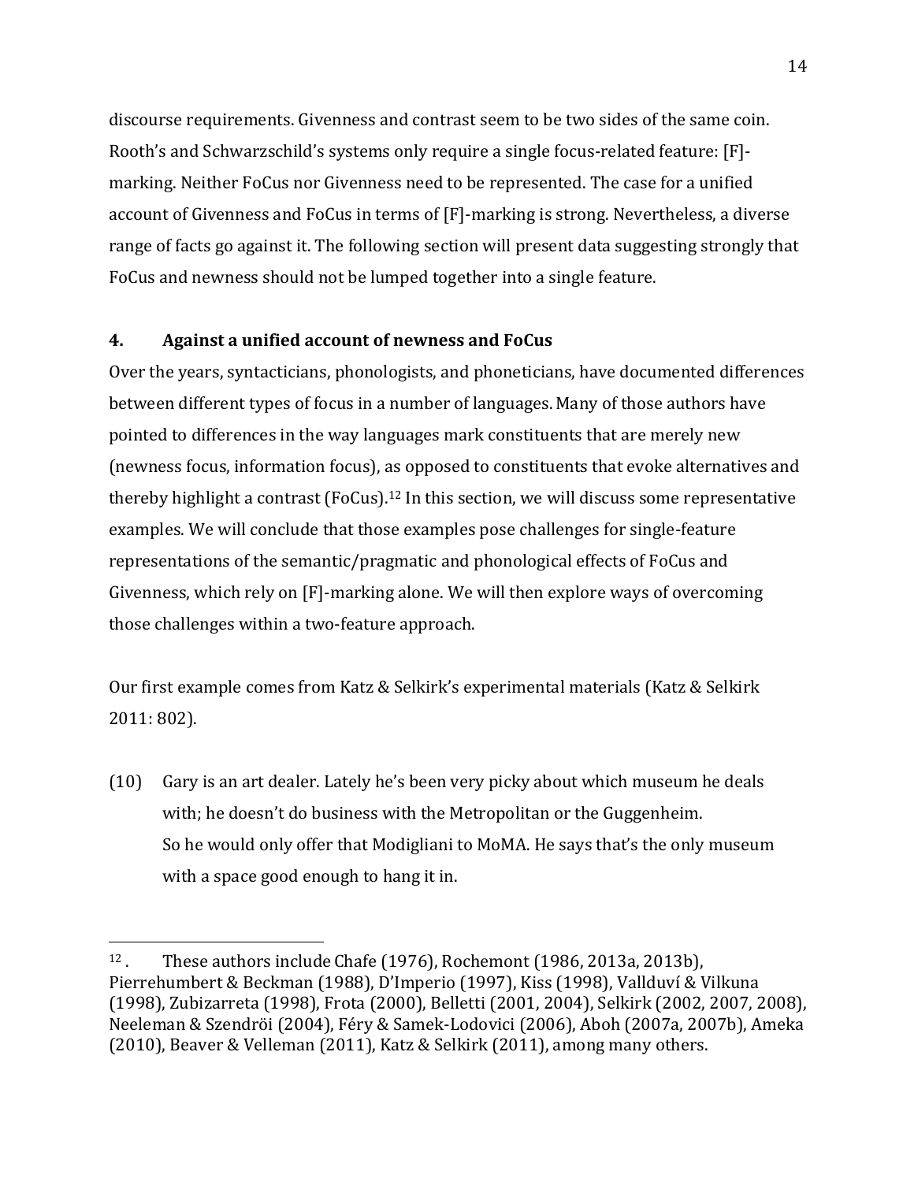discourse requirements. Givenness and contrast seem to be two sides of the same coin. Rooth's and Schwarzschild's systems only require a single focus-related feature: [F]-marking. Neither FoCus nor Givenness need to be represented. The case for a unified account of Givenness and FoCus in terms of [F]-marking is strong. Nevertheless, a diverse range of facts go against it. The following section will present data suggesting strongly that FoCus and newness should not be lumped together into a single feature.

## 4. Against a unified account of newness and FoCus

Over the years, syntacticians, phonologists, and phoneticians, have documented differences between different types of focus in a number of languages. Many of those authors have pointed to differences in the way languages mark constituents that are merely new (newness focus, information focus), as opposed to constituents that evoke alternatives and thereby highlight a contrast (FoCus).[12] In this section, we will discuss some representative examples. We will conclude that those examples pose challenges for single-feature representations of the semantic/pragmatic and phonological effects of FoCus and Givenness, which rely on [F]-marking alone. We will then explore ways of overcoming those challenges within a two-feature approach.

Our first example comes from Katz & Selkirk's experimental materials (Katz & Selkirk 2011: 802).

(10) Gary is an art dealer. Lately he's been very picky about which museum he deals with; he doesn't do business with the Metropolitan or the Guggenheim.
So he would only offer that Modigliani to MoMA. He says that's the only museum with a space good enough to hang it in.

---

[12]. These authors include Chafe (1976), Rochemont (1986, 2013a, 2013b), Pierrehumbert & Beckman (1988), D'Imperio (1997), Kiss (1998), Vallduví & Vilkuna (1998), Zubizarreta (1998), Frota (2000), Belletti (2001, 2004), Selkirk (2002, 2007, 2008), Neeleman & Szendröi (2004), Féry & Samek-Lodovici (2006), Aboh (2007a, 2007b), Ameka (2010), Beaver & Velleman (2011), Katz & Selkirk (2011), among many others.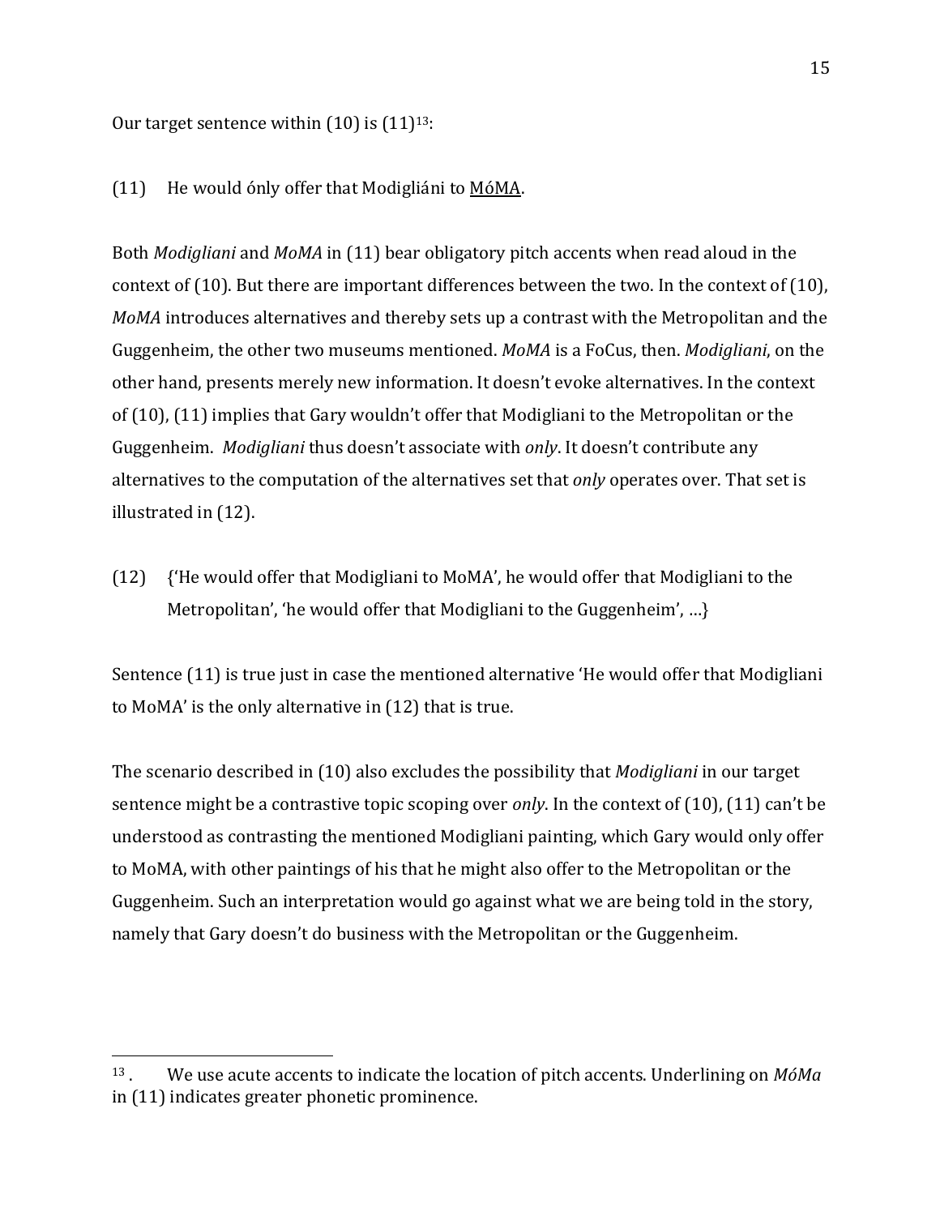Our target sentence within (10) is (11)[13]:

(11) He would ónly offer that Modigliáni to <u>MóMA</u>.

Both *Modigliani* and *MoMA* in (11) bear obligatory pitch accents when read aloud in the context of (10). But there are important differences between the two. In the context of (10), *MoMA* introduces alternatives and thereby sets up a contrast with the Metropolitan and the Guggenheim, the other two museums mentioned. *MoMA* is a FoCus, then. *Modigliani*, on the other hand, presents merely new information. It doesn't evoke alternatives. In the context of (10), (11) implies that Gary wouldn't offer that Modigliani to the Metropolitan or the Guggenheim. *Modigliani* thus doesn't associate with *only*. It doesn't contribute any alternatives to the computation of the alternatives set that *only* operates over. That set is illustrated in (12).

(12) {'He would offer that Modigliani to MoMA', he would offer that Modigliani to the Metropolitan', 'he would offer that Modigliani to the Guggenheim', …}

Sentence (11) is true just in case the mentioned alternative 'He would offer that Modigliani to MoMA' is the only alternative in (12) that is true.

The scenario described in (10) also excludes the possibility that *Modigliani* in our target sentence might be a contrastive topic scoping over *only*. In the context of (10), (11) can't be understood as contrasting the mentioned Modigliani painting, which Gary would only offer to MoMA, with other paintings of his that he might also offer to the Metropolitan or the Guggenheim. Such an interpretation would go against what we are being told in the story, namely that Gary doesn't do business with the Metropolitan or the Guggenheim.

---

[13]. We use acute accents to indicate the location of pitch accents. Underlining on *MóMa* in (11) indicates greater phonetic prominence.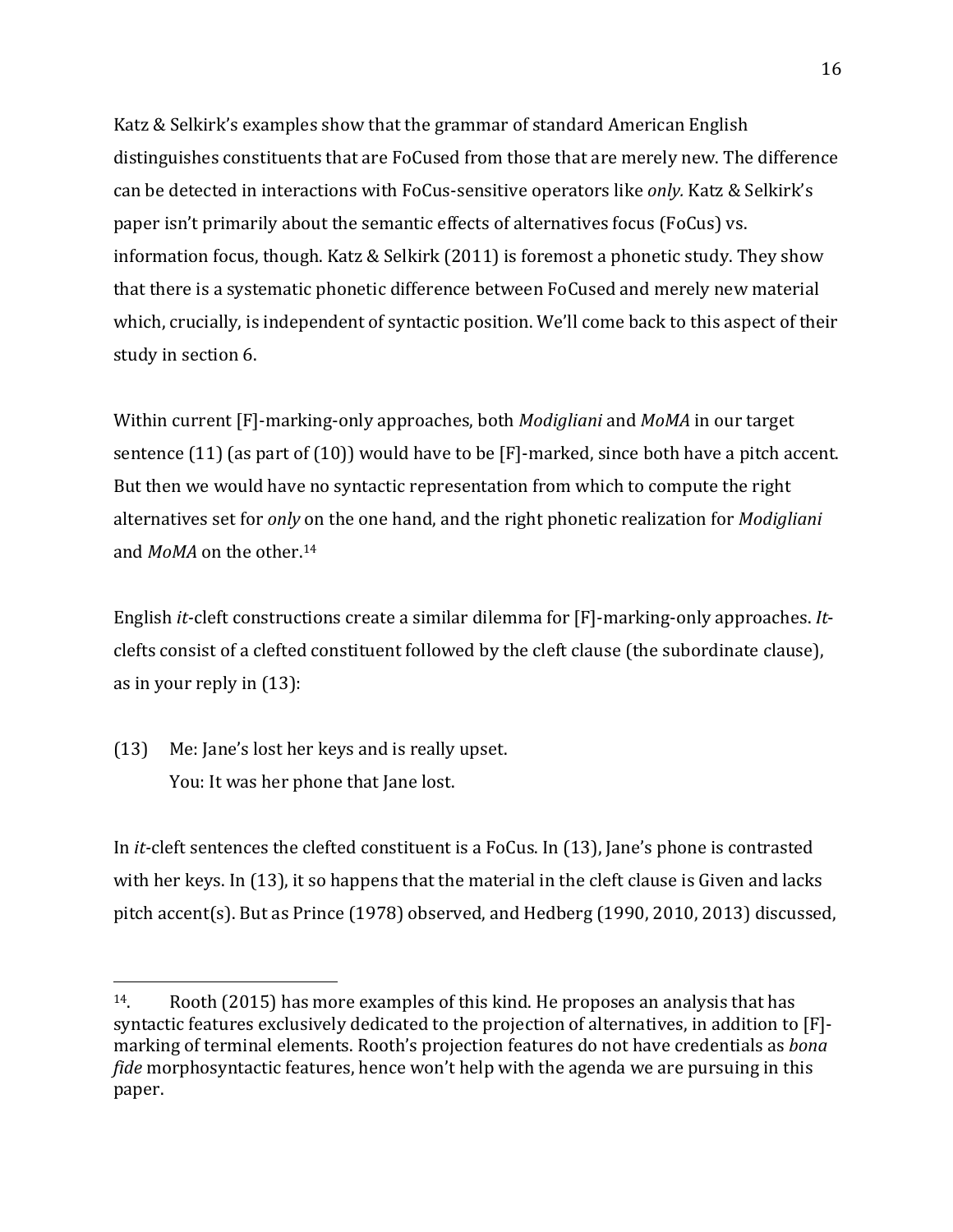Katz & Selkirk's examples show that the grammar of standard American English distinguishes constituents that are FoCused from those that are merely new. The difference can be detected in interactions with FoCus-sensitive operators like *only.* Katz & Selkirk's paper isn't primarily about the semantic effects of alternatives focus (FoCus) vs. information focus, though. Katz & Selkirk (2011) is foremost a phonetic study. They show that there is a systematic phonetic difference between FoCused and merely new material which, crucially, is independent of syntactic position. We'll come back to this aspect of their study in section 6.

Within current [F]-marking-only approaches, both *Modigliani* and *MoMA* in our target sentence (11) (as part of (10)) would have to be [F]-marked, since both have a pitch accent. But then we would have no syntactic representation from which to compute the right alternatives set for *only* on the one hand, and the right phonetic realization for *Modigliani* and *MoMA* on the other.[14]

English *it*-cleft constructions create a similar dilemma for [F]-marking-only approaches. *It*-clefts consist of a clefted constituent followed by the cleft clause (the subordinate clause), as in your reply in (13):

(13) Me: Jane's lost her keys and is really upset.
You: It was her phone that Jane lost.

In *it*-cleft sentences the clefted constituent is a FoCus. In (13), Jane's phone is contrasted with her keys. In (13), it so happens that the material in the cleft clause is Given and lacks pitch accent(s). But as Prince (1978) observed, and Hedberg (1990, 2010, 2013) discussed,

---

14. Rooth (2015) has more examples of this kind. He proposes an analysis that has syntactic features exclusively dedicated to the projection of alternatives, in addition to [F]-marking of terminal elements. Rooth's projection features do not have credentials as *bona fide* morphosyntactic features, hence won't help with the agenda we are pursuing in this paper.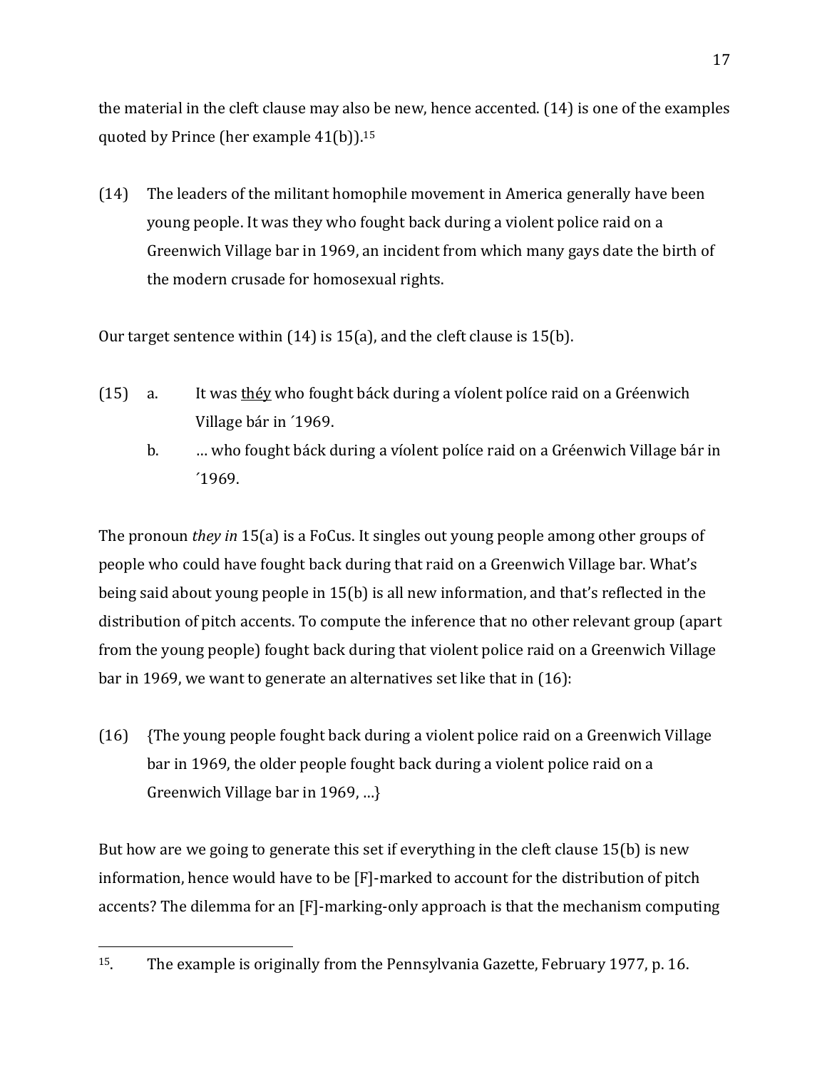the material in the cleft clause may also be new, hence accented. (14) is one of the examples quoted by Prince (her example 41(b)).[15]

(14) The leaders of the militant homophile movement in America generally have been young people. It was they who fought back during a violent police raid on a Greenwich Village bar in 1969, an incident from which many gays date the birth of the modern crusade for homosexual rights.

Our target sentence within (14) is 15(a), and the cleft clause is 15(b).

(15) a. It was <u>théy</u> who fought báck during a víolent polı́ce raid on a Gréenwich Village bár in ´1969.

b. … who fought báck during a víolent polı́ce raid on a Gréenwich Village bár in ´1969.

The pronoun *they in* 15(a) is a FoCus. It singles out young people among other groups of people who could have fought back during that raid on a Greenwich Village bar. What's being said about young people in 15(b) is all new information, and that's reflected in the distribution of pitch accents. To compute the inference that no other relevant group (apart from the young people) fought back during that violent police raid on a Greenwich Village bar in 1969, we want to generate an alternatives set like that in (16):

(16) {The young people fought back during a violent police raid on a Greenwich Village bar in 1969, the older people fought back during a violent police raid on a Greenwich Village bar in 1969, …}

But how are we going to generate this set if everything in the cleft clause 15(b) is new information, hence would have to be [F]-marked to account for the distribution of pitch accents? The dilemma for an [F]-marking-only approach is that the mechanism computing

---

15. The example is originally from the Pennsylvania Gazette, February 1977, p. 16.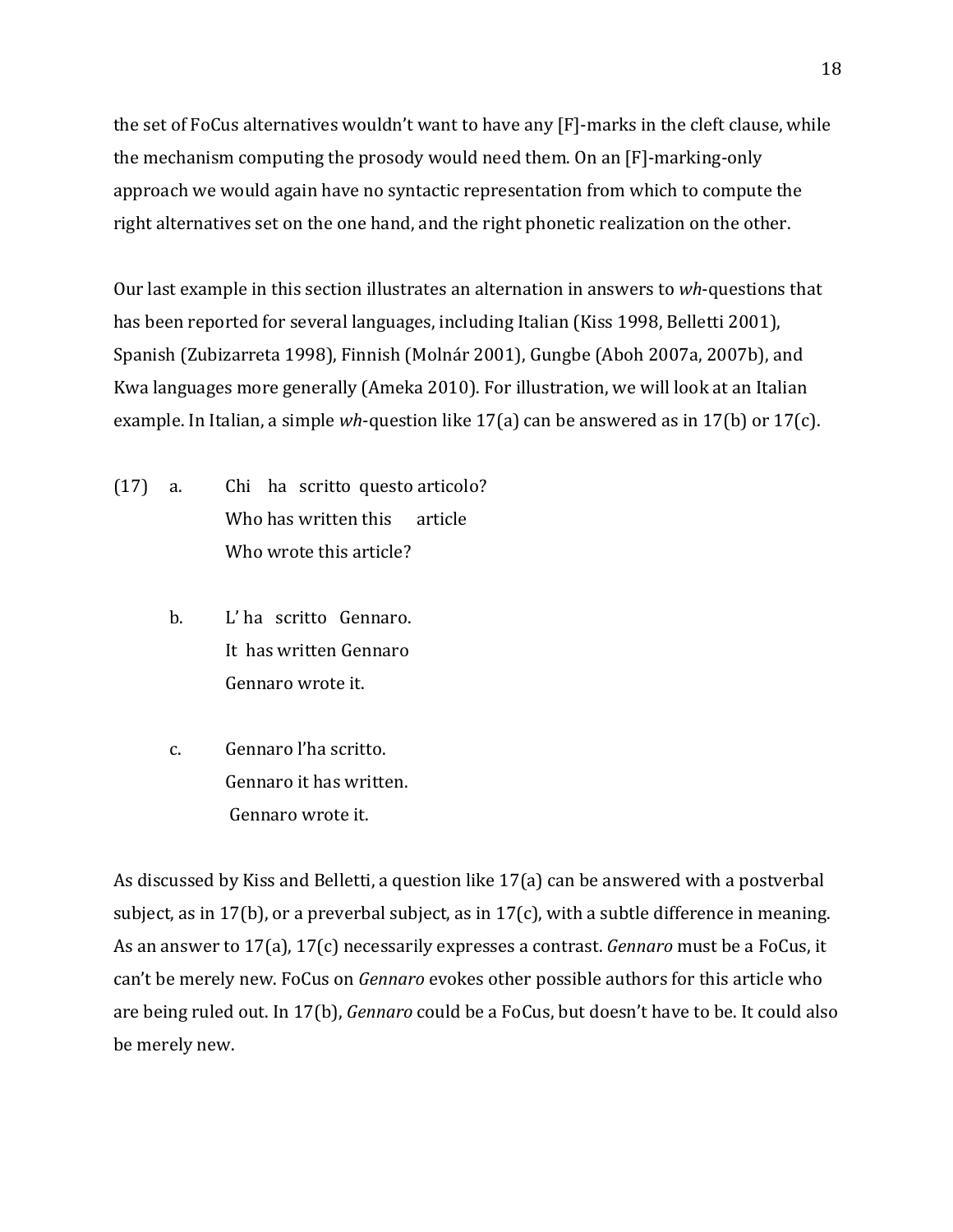the set of FoCus alternatives wouldn't want to have any [F]-marks in the cleft clause, while the mechanism computing the prosody would need them. On an [F]-marking-only approach we would again have no syntactic representation from which to compute the right alternatives set on the one hand, and the right phonetic realization on the other.

Our last example in this section illustrates an alternation in answers to *wh*-questions that has been reported for several languages, including Italian (Kiss 1998, Belletti 2001), Spanish (Zubizarreta 1998), Finnish (Molnár 2001), Gungbe (Aboh 2007a, 2007b), and Kwa languages more generally (Ameka 2010). For illustration, we will look at an Italian example. In Italian, a simple *wh*-question like 17(a) can be answered as in 17(b) or 17(c).

(17) a. Chi ha scritto questo articolo?
Who has written this article
Who wrote this article?

b. L' ha scritto Gennaro.
It has written Gennaro
Gennaro wrote it.

c. Gennaro l'ha scritto.
Gennaro it has written.
Gennaro wrote it.

As discussed by Kiss and Belletti, a question like 17(a) can be answered with a postverbal subject, as in 17(b), or a preverbal subject, as in 17(c), with a subtle difference in meaning. As an answer to 17(a), 17(c) necessarily expresses a contrast. *Gennaro* must be a FoCus, it can't be merely new. FoCus on *Gennaro* evokes other possible authors for this article who are being ruled out. In 17(b), *Gennaro* could be a FoCus, but doesn't have to be. It could also be merely new.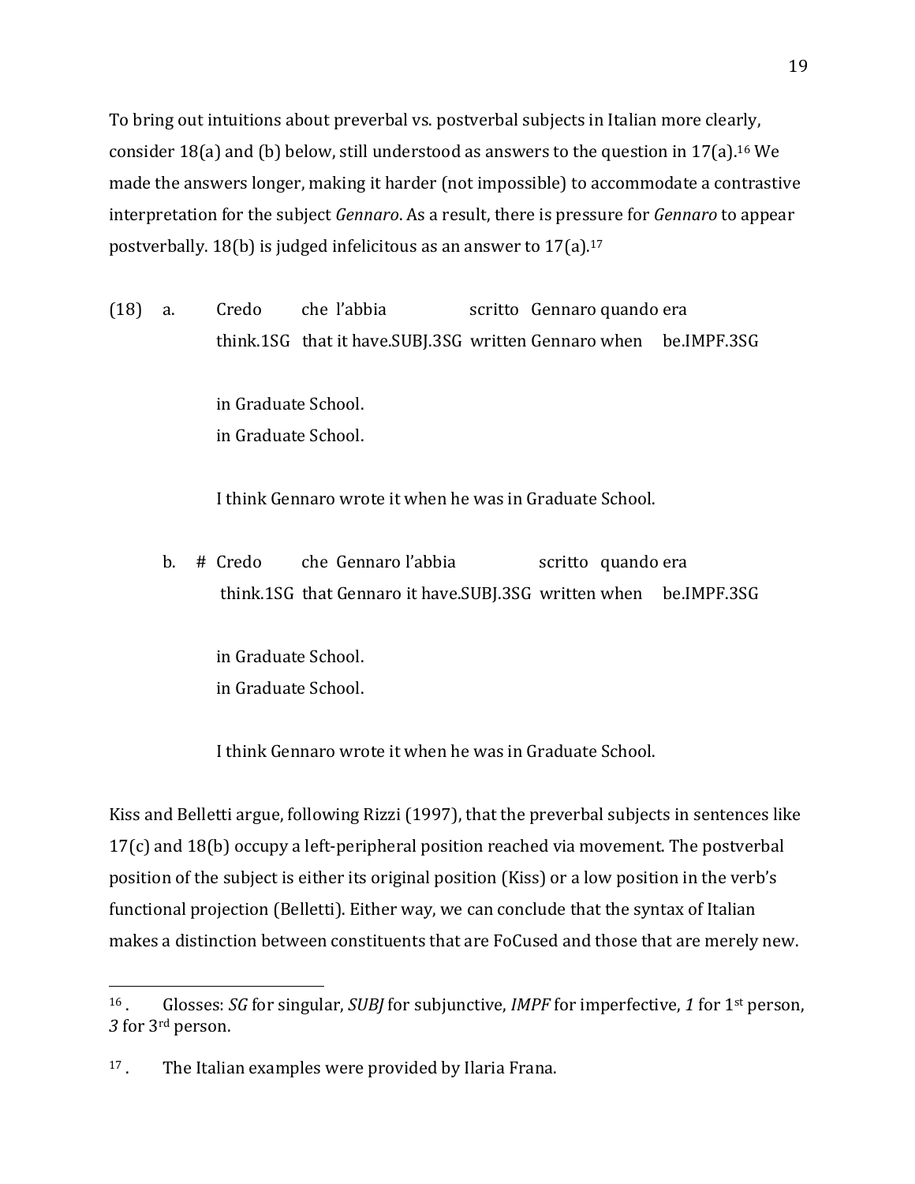To bring out intuitions about preverbal vs. postverbal subjects in Italian more clearly, consider 18(a) and (b) below, still understood as answers to the question in 17(a).[16] We made the answers longer, making it harder (not impossible) to accommodate a contrastive interpretation for the subject *Gennaro*. As a result, there is pressure for *Gennaro* to appear postverbally. 18(b) is judged infelicitous as an answer to 17(a).[17]

(18) a. Credo che l'abbia scritto Gennaro quando era
think.1SG that it have.SUBJ.3SG written Gennaro when be.IMPF.3SG

in Graduate School.
in Graduate School.

I think Gennaro wrote it when he was in Graduate School.

b. # Credo che Gennaro l'abbia scritto quando era
think.1SG that Gennaro it have.SUBJ.3SG written when be.IMPF.3SG

in Graduate School.
in Graduate School.

I think Gennaro wrote it when he was in Graduate School.

Kiss and Belletti argue, following Rizzi (1997), that the preverbal subjects in sentences like 17(c) and 18(b) occupy a left-peripheral position reached via movement. The postverbal position of the subject is either its original position (Kiss) or a low position in the verb's functional projection (Belletti). Either way, we can conclude that the syntax of Italian makes a distinction between constituents that are FoCused and those that are merely new.

---

[16]. Glosses: *SG* for singular, *SUBJ* for subjunctive, *IMPF* for imperfective, *1* for 1st person, *3* for 3rd person.

[17]. The Italian examples were provided by Ilaria Frana.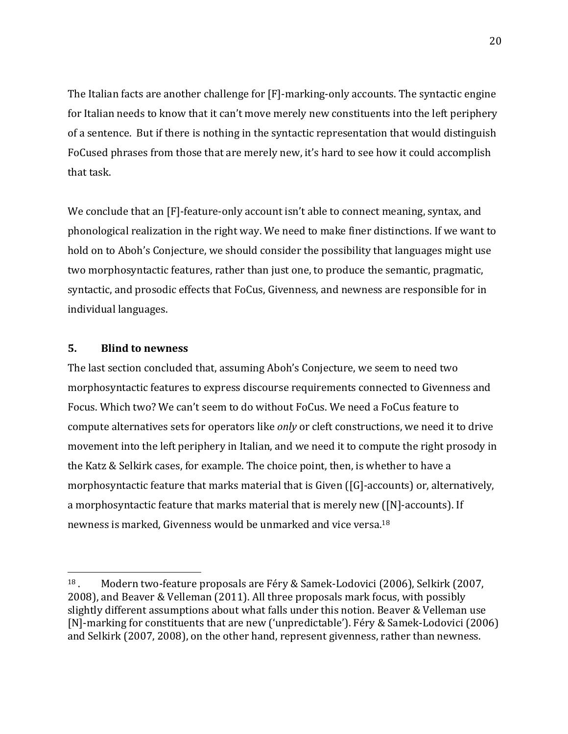The Italian facts are another challenge for [F]-marking-only accounts. The syntactic engine for Italian needs to know that it can't move merely new constituents into the left periphery of a sentence. But if there is nothing in the syntactic representation that would distinguish FoCused phrases from those that are merely new, it's hard to see how it could accomplish that task.

We conclude that an [F]-feature-only account isn't able to connect meaning, syntax, and phonological realization in the right way. We need to make finer distinctions. If we want to hold on to Aboh's Conjecture, we should consider the possibility that languages might use two morphosyntactic features, rather than just one, to produce the semantic, pragmatic, syntactic, and prosodic effects that FoCus, Givenness, and newness are responsible for in individual languages.

## 5. Blind to newness

The last section concluded that, assuming Aboh's Conjecture, we seem to need two morphosyntactic features to express discourse requirements connected to Givenness and Focus. Which two? We can't seem to do without FoCus. We need a FoCus feature to compute alternatives sets for operators like *only* or cleft constructions, we need it to drive movement into the left periphery in Italian, and we need it to compute the right prosody in the Katz & Selkirk cases, for example. The choice point, then, is whether to have a morphosyntactic feature that marks material that is Given ([G]-accounts) or, alternatively, a morphosyntactic feature that marks material that is merely new ([N]-accounts). If newness is marked, Givenness would be unmarked and vice versa.[18]

---

[18]. Modern two-feature proposals are Féry & Samek-Lodovici (2006), Selkirk (2007, 2008), and Beaver & Velleman (2011). All three proposals mark focus, with possibly slightly different assumptions about what falls under this notion. Beaver & Velleman use [N]-marking for constituents that are new ('unpredictable'). Féry & Samek-Lodovici (2006) and Selkirk (2007, 2008), on the other hand, represent givenness, rather than newness.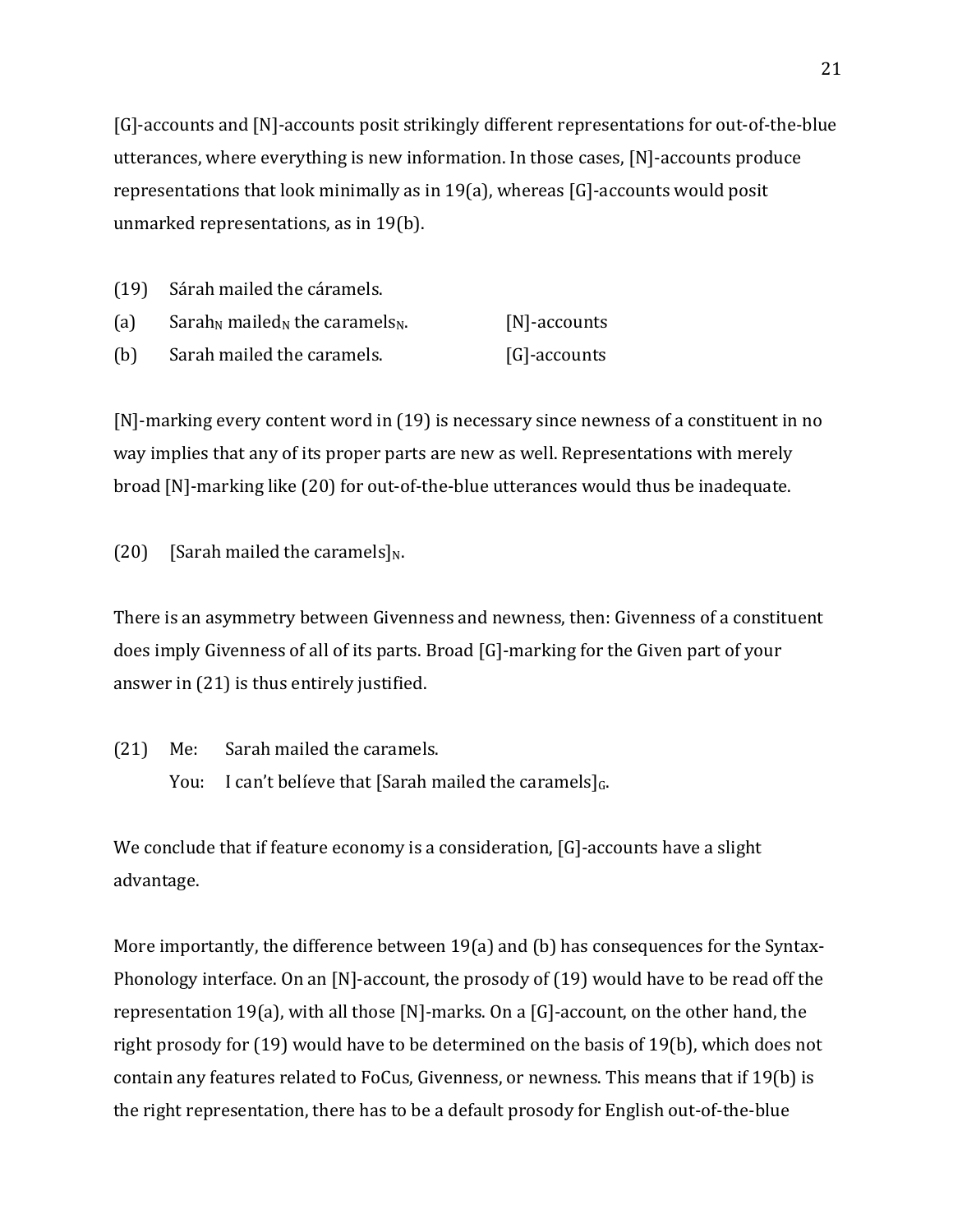[G]-accounts and [N]-accounts posit strikingly different representations for out-of-the-blue utterances, where everything is new information. In those cases, [N]-accounts produce representations that look minimally as in 19(a), whereas [G]-accounts would posit unmarked representations, as in 19(b).

(19) Sárah mailed the cáramels.

(a) $\text{Sarah}_N$ $\text{mailed}_N$ the $\text{caramels}_N$. [N]-accounts

(b) Sarah mailed the caramels. [G]-accounts

[N]-marking every content word in (19) is necessary since newness of a constituent in no way implies that any of its proper parts are new as well. Representations with merely broad [N]-marking like (20) for out-of-the-blue utterances would thus be inadequate.

(20) $[\text{Sarah mailed the caramels}]_N$.

There is an asymmetry between Givenness and newness, then: Givenness of a constituent does imply Givenness of all of its parts. Broad [G]-marking for the Given part of your answer in (21) is thus entirely justified.

(21) Me: Sarah mailed the caramels.
You: I can't belíeve that $[\text{Sarah mailed the caramels}]_G$.

We conclude that if feature economy is a consideration, [G]-accounts have a slight advantage.

More importantly, the difference between 19(a) and (b) has consequences for the Syntax-Phonology interface. On an [N]-account, the prosody of (19) would have to be read off the representation 19(a), with all those [N]-marks. On a [G]-account, on the other hand, the right prosody for (19) would have to be determined on the basis of 19(b), which does not contain any features related to FoCus, Givenness, or newness. This means that if 19(b) is the right representation, there has to be a default prosody for English out-of-the-blue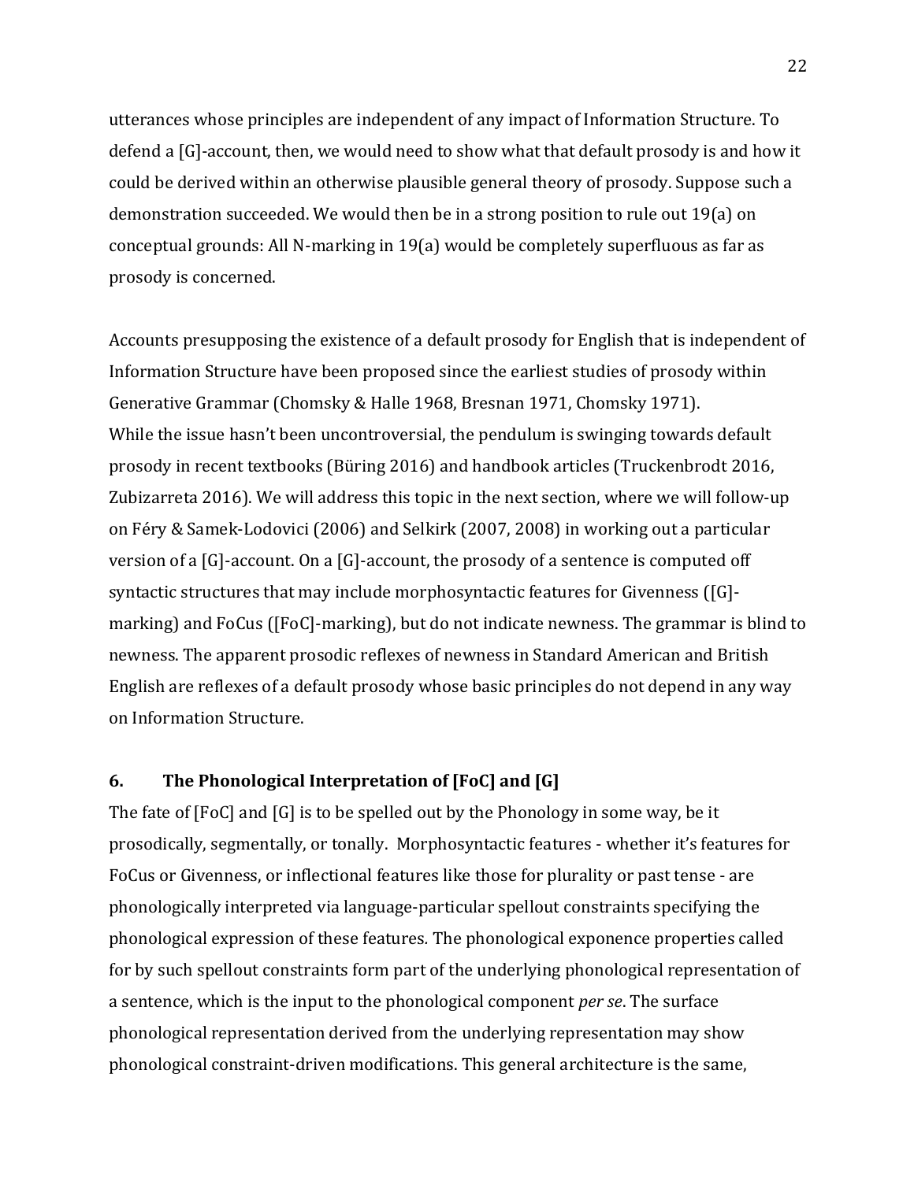utterances whose principles are independent of any impact of Information Structure. To defend a [G]-account, then, we would need to show what that default prosody is and how it could be derived within an otherwise plausible general theory of prosody. Suppose such a demonstration succeeded. We would then be in a strong position to rule out 19(a) on conceptual grounds: All N-marking in 19(a) would be completely superfluous as far as prosody is concerned.

Accounts presupposing the existence of a default prosody for English that is independent of Information Structure have been proposed since the earliest studies of prosody within Generative Grammar (Chomsky & Halle 1968, Bresnan 1971, Chomsky 1971). While the issue hasn't been uncontroversial, the pendulum is swinging towards default prosody in recent textbooks (Büring 2016) and handbook articles (Truckenbrodt 2016, Zubizarreta 2016). We will address this topic in the next section, where we will follow-up on Féry & Samek-Lodovici (2006) and Selkirk (2007, 2008) in working out a particular version of a [G]-account. On a [G]-account, the prosody of a sentence is computed off syntactic structures that may include morphosyntactic features for Givenness ([G]-marking) and FoCus ([FoC]-marking), but do not indicate newness. The grammar is blind to newness. The apparent prosodic reflexes of newness in Standard American and British English are reflexes of a default prosody whose basic principles do not depend in any way on Information Structure.

## 6. The Phonological Interpretation of [FoC] and [G]

The fate of [FoC] and [G] is to be spelled out by the Phonology in some way, be it prosodically, segmentally, or tonally. Morphosyntactic features - whether it's features for FoCus or Givenness, or inflectional features like those for plurality or past tense - are phonologically interpreted via language-particular spellout constraints specifying the phonological expression of these features. The phonological exponence properties called for by such spellout constraints form part of the underlying phonological representation of a sentence, which is the input to the phonological component *per se*. The surface phonological representation derived from the underlying representation may show phonological constraint-driven modifications. This general architecture is the same,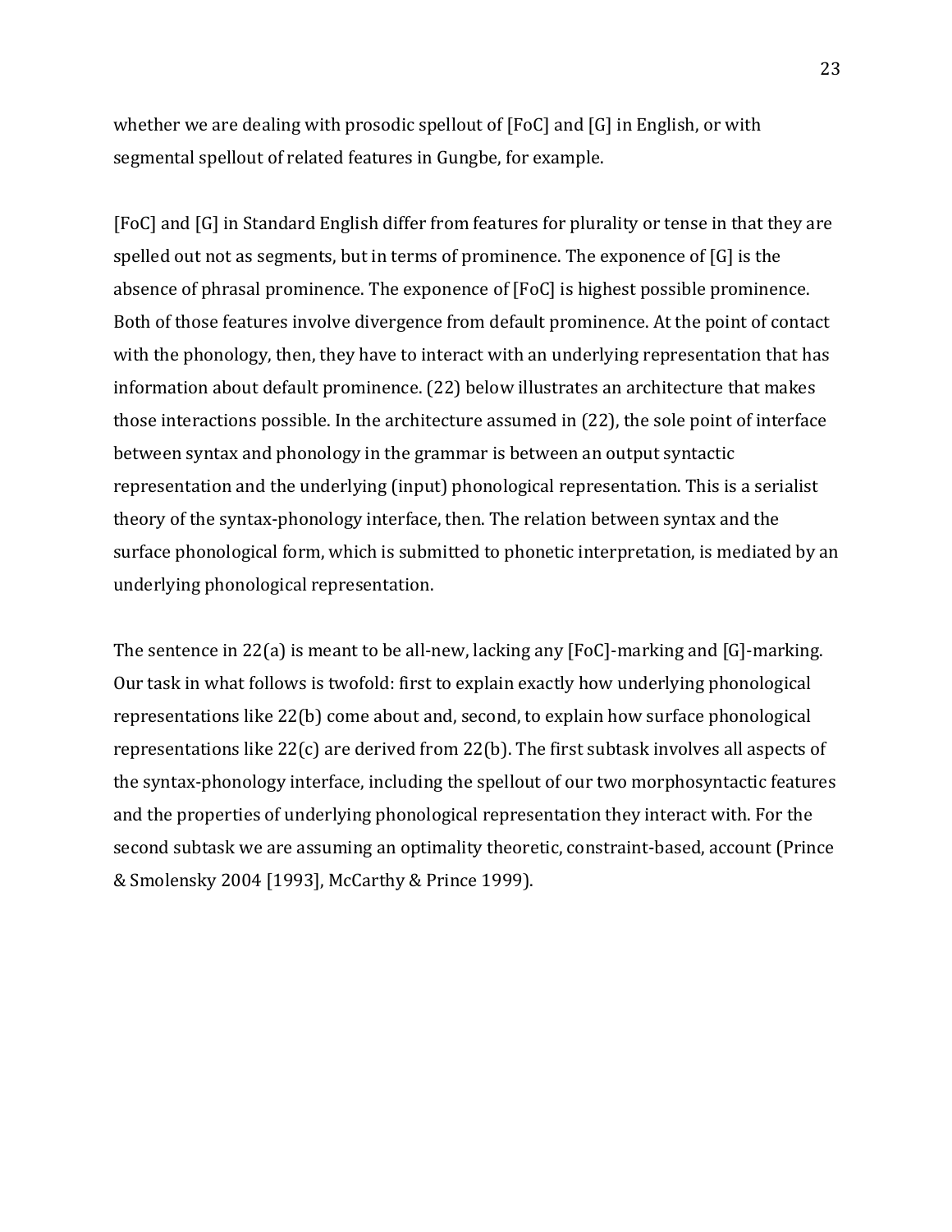whether we are dealing with prosodic spellout of [FoC] and [G] in English, or with segmental spellout of related features in Gungbe, for example.

[FoC] and [G] in Standard English differ from features for plurality or tense in that they are spelled out not as segments, but in terms of prominence. The exponence of [G] is the absence of phrasal prominence. The exponence of [FoC] is highest possible prominence. Both of those features involve divergence from default prominence. At the point of contact with the phonology, then, they have to interact with an underlying representation that has information about default prominence. (22) below illustrates an architecture that makes those interactions possible. In the architecture assumed in (22), the sole point of interface between syntax and phonology in the grammar is between an output syntactic representation and the underlying (input) phonological representation. This is a serialist theory of the syntax-phonology interface, then. The relation between syntax and the surface phonological form, which is submitted to phonetic interpretation, is mediated by an underlying phonological representation.

The sentence in 22(a) is meant to be all-new, lacking any [FoC]-marking and [G]-marking. Our task in what follows is twofold: first to explain exactly how underlying phonological representations like 22(b) come about and, second, to explain how surface phonological representations like 22(c) are derived from 22(b). The first subtask involves all aspects of the syntax-phonology interface, including the spellout of our two morphosyntactic features and the properties of underlying phonological representation they interact with. For the second subtask we are assuming an optimality theoretic, constraint-based, account (Prince & Smolensky 2004 [1993], McCarthy & Prince 1999).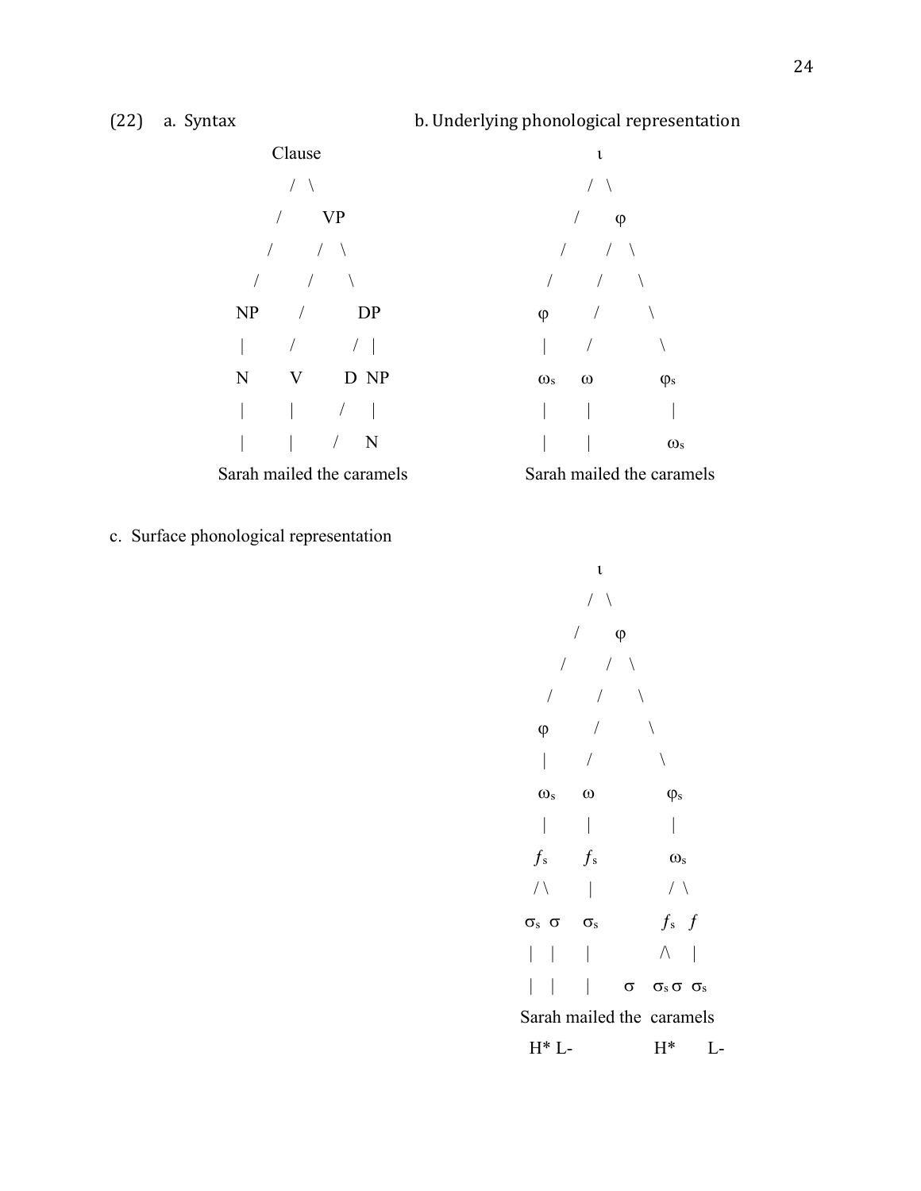(22) a. Syntax b. Underlying phonological representation

```
              Clause                              ι
               / \                               / \
              /   VP                            /   φ
             /   / \                           /   / \
            /   /   \                         /   /   \
          NP   /     DP                      φ   /     \
          |   /     / |                      |  /       \
          N   V    D  NP                     ωs ω        φs
          |   |   /   |                      |  |         |
          |   |  /    N                      |  |         ωs
     Sarah mailed the caramels          Sarah mailed the caramels
```

c. Surface phonological representation

```
                       ι
                      / \
                     /   φ
                    /   / \
                   /   /   \
                  φ   /     \
                  |  /       \
                  ωs ω        φs
                  |  |        |
                  fs fs       ωs
                 / \ |       / \
                σs σ σs     fs  f
                |  | |      /\  |
                |  | |  σ  σs σ σs
            Sarah mailed the caramels
              H* L-        H*     L-
```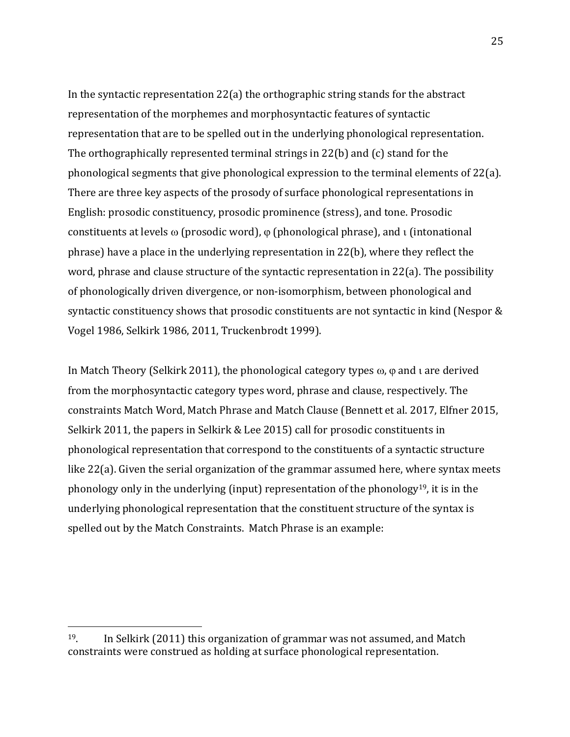In the syntactic representation 22(a) the orthographic string stands for the abstract representation of the morphemes and morphosyntactic features of syntactic representation that are to be spelled out in the underlying phonological representation. The orthographically represented terminal strings in 22(b) and (c) stand for the phonological segments that give phonological expression to the terminal elements of 22(a). There are three key aspects of the prosody of surface phonological representations in English: prosodic constituency, prosodic prominence (stress), and tone. Prosodic constituents at levels ω (prosodic word), φ (phonological phrase), and ι (intonational phrase) have a place in the underlying representation in 22(b), where they reflect the word, phrase and clause structure of the syntactic representation in 22(a). The possibility of phonologically driven divergence, or non-isomorphism, between phonological and syntactic constituency shows that prosodic constituents are not syntactic in kind (Nespor & Vogel 1986, Selkirk 1986, 2011, Truckenbrodt 1999).

In Match Theory (Selkirk 2011), the phonological category types ω, φ and ι are derived from the morphosyntactic category types word, phrase and clause, respectively. The constraints Match Word, Match Phrase and Match Clause (Bennett et al. 2017, Elfner 2015, Selkirk 2011, the papers in Selkirk & Lee 2015) call for prosodic constituents in phonological representation that correspond to the constituents of a syntactic structure like 22(a). Given the serial organization of the grammar assumed here, where syntax meets phonology only in the underlying (input) representation of the phonology[19], it is in the underlying phonological representation that the constituent structure of the syntax is spelled out by the Match Constraints. Match Phrase is an example:

---

[19]. In Selkirk (2011) this organization of grammar was not assumed, and Match constraints were construed as holding at surface phonological representation.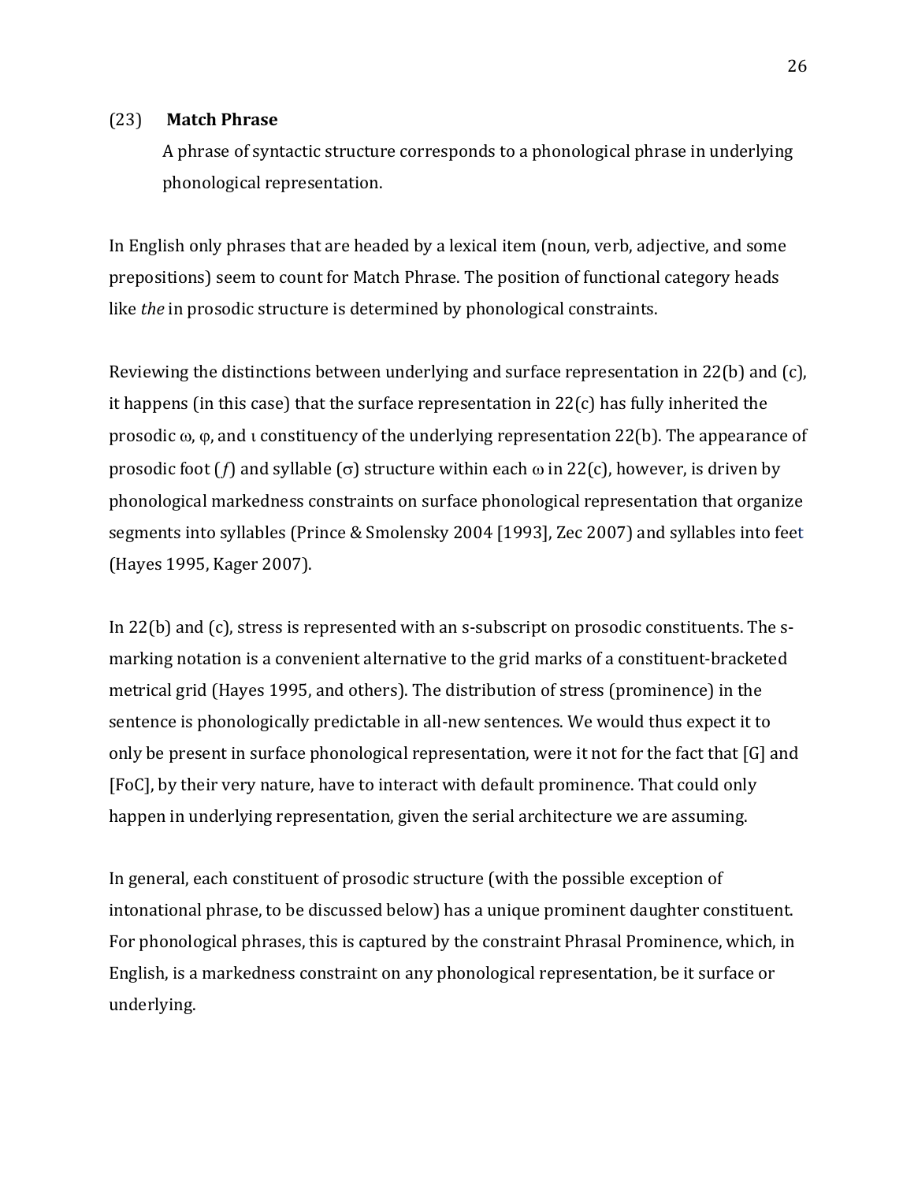(23) **Match Phrase**

A phrase of syntactic structure corresponds to a phonological phrase in underlying phonological representation.

In English only phrases that are headed by a lexical item (noun, verb, adjective, and some prepositions) seem to count for Match Phrase. The position of functional category heads like *the* in prosodic structure is determined by phonological constraints.

Reviewing the distinctions between underlying and surface representation in 22(b) and (c), it happens (in this case) that the surface representation in 22(c) has fully inherited the prosodic ω, φ, and ι constituency of the underlying representation 22(b). The appearance of prosodic foot (*f*) and syllable (σ) structure within each ω in 22(c), however, is driven by phonological markedness constraints on surface phonological representation that organize segments into syllables (Prince & Smolensky 2004 [1993], Zec 2007) and syllables into feet (Hayes 1995, Kager 2007).

In 22(b) and (c), stress is represented with an s-subscript on prosodic constituents. The s-marking notation is a convenient alternative to the grid marks of a constituent-bracketed metrical grid (Hayes 1995, and others). The distribution of stress (prominence) in the sentence is phonologically predictable in all-new sentences. We would thus expect it to only be present in surface phonological representation, were it not for the fact that [G] and [FoC], by their very nature, have to interact with default prominence. That could only happen in underlying representation, given the serial architecture we are assuming.

In general, each constituent of prosodic structure (with the possible exception of intonational phrase, to be discussed below) has a unique prominent daughter constituent. For phonological phrases, this is captured by the constraint Phrasal Prominence, which, in English, is a markedness constraint on any phonological representation, be it surface or underlying.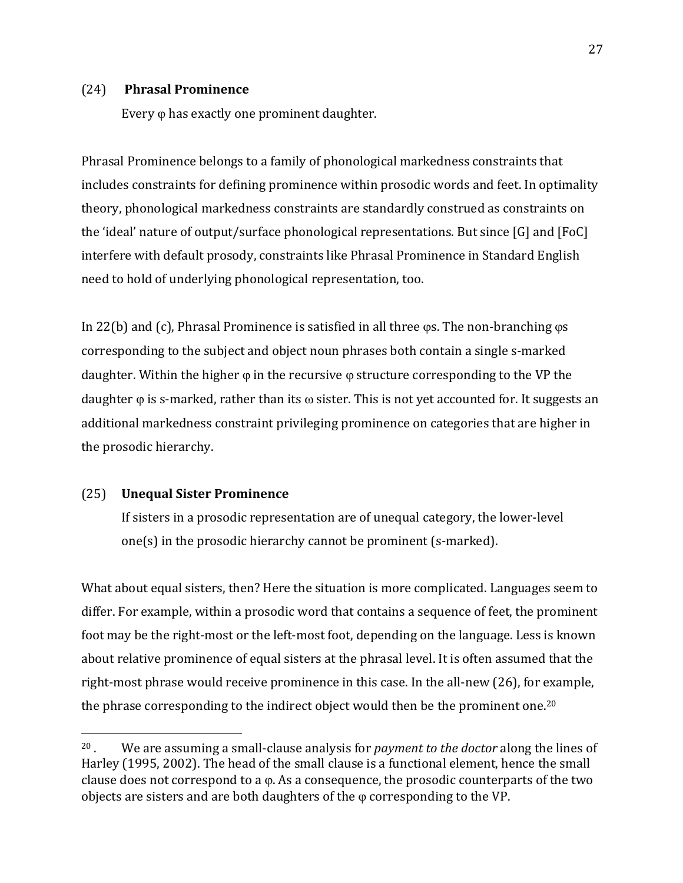(24) **Phrasal Prominence**

Every φ has exactly one prominent daughter.

Phrasal Prominence belongs to a family of phonological markedness constraints that includes constraints for defining prominence within prosodic words and feet. In optimality theory, phonological markedness constraints are standardly construed as constraints on the 'ideal' nature of output/surface phonological representations. But since [G] and [FoC] interfere with default prosody, constraints like Phrasal Prominence in Standard English need to hold of underlying phonological representation, too.

In 22(b) and (c), Phrasal Prominence is satisfied in all three φs. The non-branching φs corresponding to the subject and object noun phrases both contain a single s-marked daughter. Within the higher φ in the recursive φ structure corresponding to the VP the daughter φ is s-marked, rather than its ω sister. This is not yet accounted for. It suggests an additional markedness constraint privileging prominence on categories that are higher in the prosodic hierarchy.

(25) **Unequal Sister Prominence**

If sisters in a prosodic representation are of unequal category, the lower-level one(s) in the prosodic hierarchy cannot be prominent (s-marked).

What about equal sisters, then? Here the situation is more complicated. Languages seem to differ. For example, within a prosodic word that contains a sequence of feet, the prominent foot may be the right-most or the left-most foot, depending on the language. Less is known about relative prominence of equal sisters at the phrasal level. It is often assumed that the right-most phrase would receive prominence in this case. In the all-new (26), for example, the phrase corresponding to the indirect object would then be the prominent one.[20]

---

[20]. We are assuming a small-clause analysis for *payment to the doctor* along the lines of Harley (1995, 2002). The head of the small clause is a functional element, hence the small clause does not correspond to a φ. As a consequence, the prosodic counterparts of the two objects are sisters and are both daughters of the φ corresponding to the VP.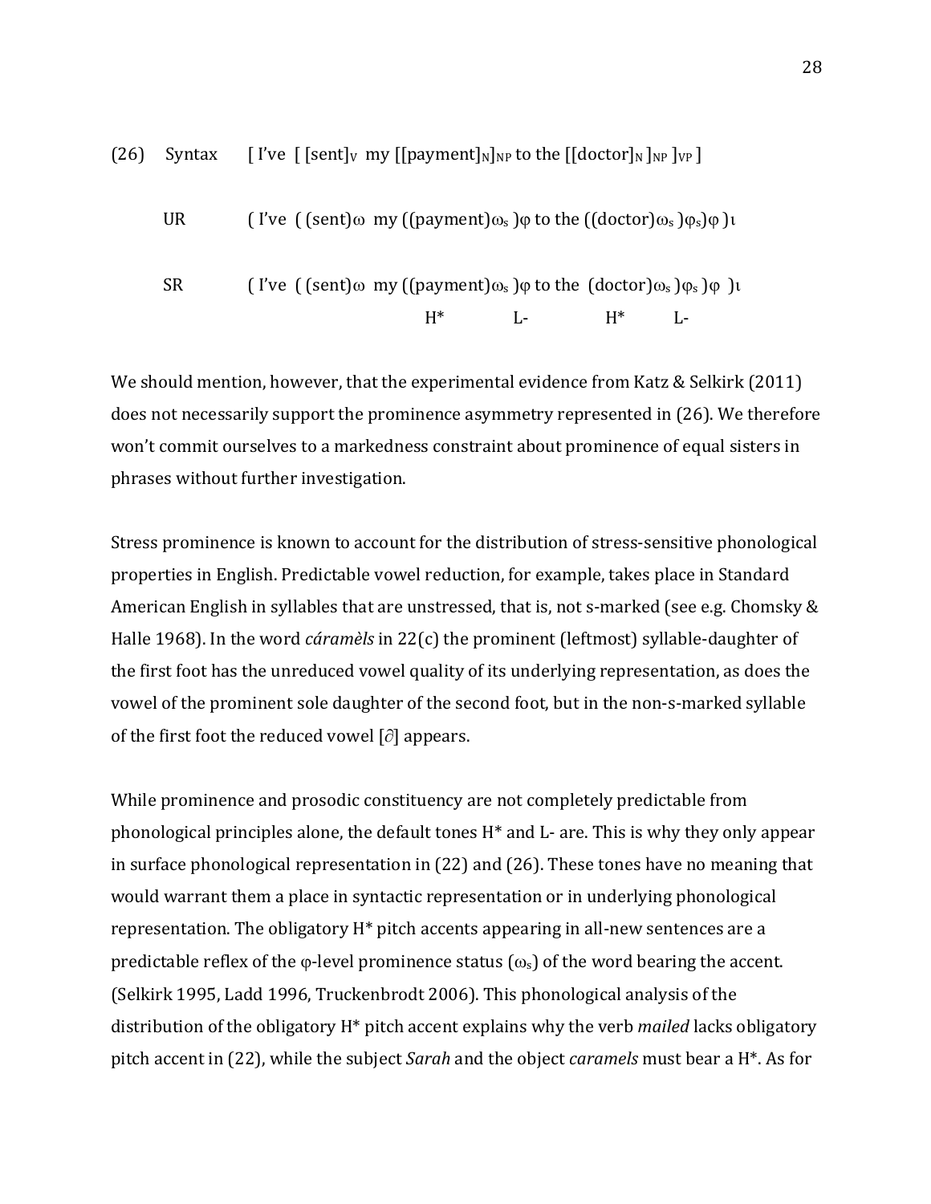(26) Syntax [ I've [ [sent]$_V$ my [[payment]$_N$]$_{NP}$ to the [[doctor]$_N$ ]$_{NP}$ ]$_{VP}$ ]

UR ( I've ( (sent)$\omega$ my ((payment)$\omega_s$ )$\varphi$ to the ((doctor)$\omega_s$ )$\varphi_s$)$\varphi$ )$\iota$

SR ( I've ( (sent)$\omega$ my ((payment)$\omega_s$ )$\varphi$ to the (doctor)$\omega_s$ )$\varphi_s$ )$\varphi$ )$\iota$

H* L- H* L-

We should mention, however, that the experimental evidence from Katz & Selkirk (2011) does not necessarily support the prominence asymmetry represented in (26). We therefore won't commit ourselves to a markedness constraint about prominence of equal sisters in phrases without further investigation.

Stress prominence is known to account for the distribution of stress-sensitive phonological properties in English. Predictable vowel reduction, for example, takes place in Standard American English in syllables that are unstressed, that is, not s-marked (see e.g. Chomsky & Halle 1968). In the word *cáramèls* in 22(c) the prominent (leftmost) syllable-daughter of the first foot has the unreduced vowel quality of its underlying representation, as does the vowel of the prominent sole daughter of the second foot, but in the non-s-marked syllable of the first foot the reduced vowel [$\partial$] appears.

While prominence and prosodic constituency are not completely predictable from phonological principles alone, the default tones H* and L- are. This is why they only appear in surface phonological representation in (22) and (26). These tones have no meaning that would warrant them a place in syntactic representation or in underlying phonological representation. The obligatory H* pitch accents appearing in all-new sentences are a predictable reflex of the $\varphi$-level prominence status ($\omega_s$) of the word bearing the accent. (Selkirk 1995, Ladd 1996, Truckenbrodt 2006). This phonological analysis of the distribution of the obligatory H* pitch accent explains why the verb *mailed* lacks obligatory pitch accent in (22), while the subject *Sarah* and the object *caramels* must bear a H*. As for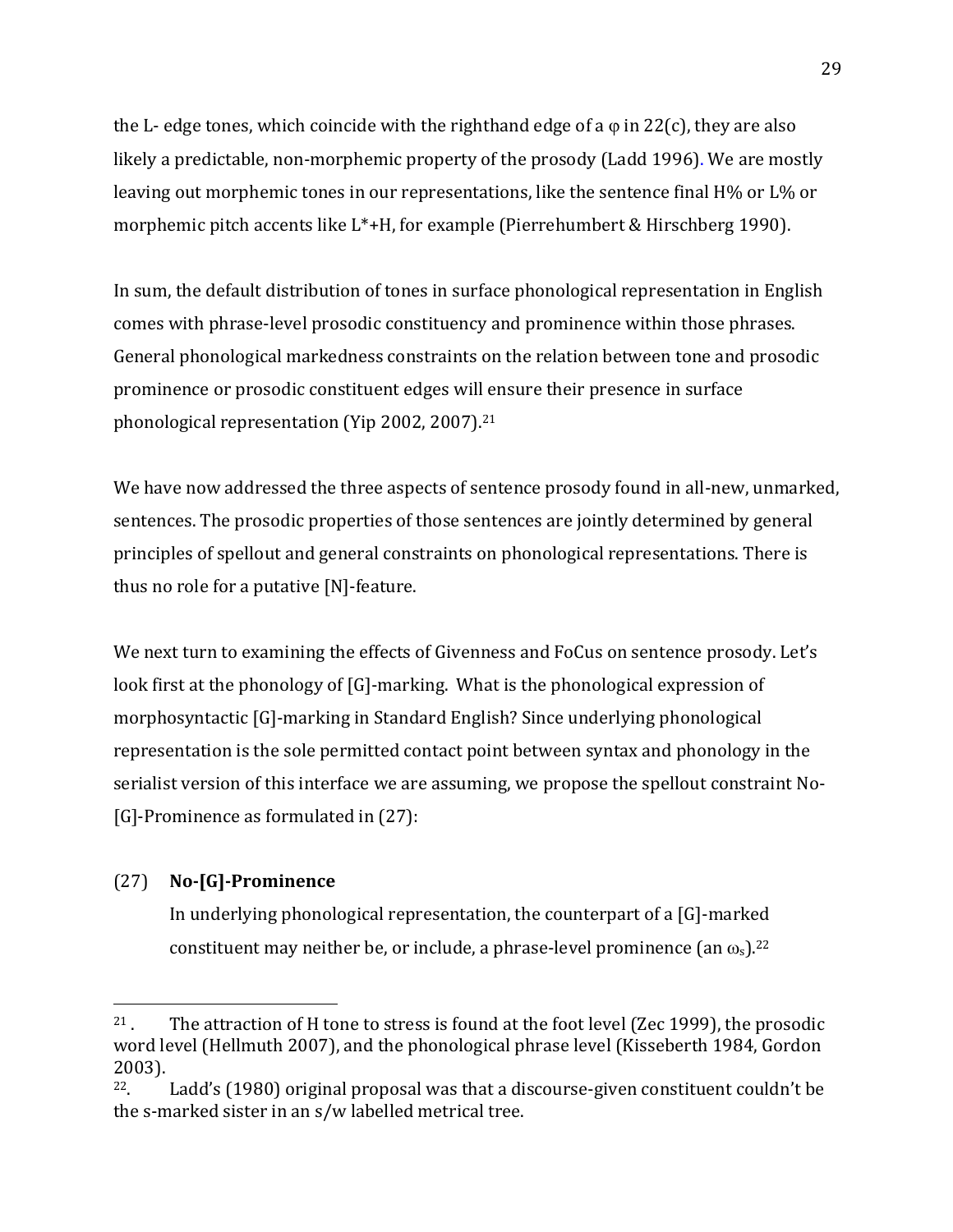the L- edge tones, which coincide with the righthand edge of a φ in 22(c), they are also likely a predictable, non-morphemic property of the prosody (Ladd 1996). We are mostly leaving out morphemic tones in our representations, like the sentence final H% or L% or morphemic pitch accents like L*+H, for example (Pierrehumbert & Hirschberg 1990).

In sum, the default distribution of tones in surface phonological representation in English comes with phrase-level prosodic constituency and prominence within those phrases. General phonological markedness constraints on the relation between tone and prosodic prominence or prosodic constituent edges will ensure their presence in surface phonological representation (Yip 2002, 2007).[21]

We have now addressed the three aspects of sentence prosody found in all-new, unmarked, sentences. The prosodic properties of those sentences are jointly determined by general principles of spellout and general constraints on phonological representations. There is thus no role for a putative [N]-feature.

We next turn to examining the effects of Givenness and FoCus on sentence prosody. Let's look first at the phonology of [G]-marking. What is the phonological expression of morphosyntactic [G]-marking in Standard English? Since underlying phonological representation is the sole permitted contact point between syntax and phonology in the serialist version of this interface we are assuming, we propose the spellout constraint No-[G]-Prominence as formulated in (27):

(27) **No-[G]-Prominence**

In underlying phonological representation, the counterpart of a [G]-marked constituent may neither be, or include, a phrase-level prominence (an $\omega_s$).[22]

---

[21]. The attraction of H tone to stress is found at the foot level (Zec 1999), the prosodic word level (Hellmuth 2007), and the phonological phrase level (Kisseberth 1984, Gordon 2003).

[22]. Ladd's (1980) original proposal was that a discourse-given constituent couldn't be the s-marked sister in an s/w labelled metrical tree.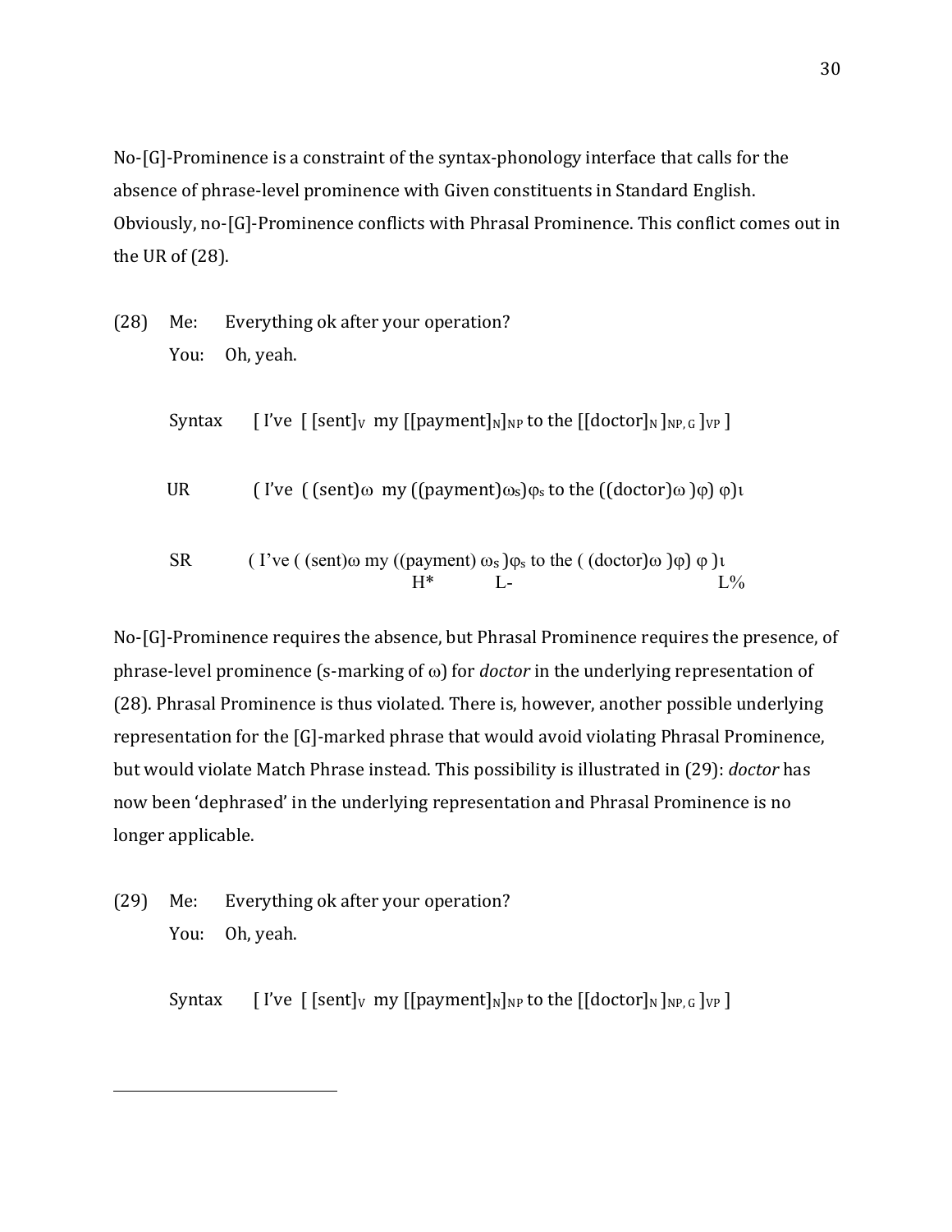No-[G]-Prominence is a constraint of the syntax-phonology interface that calls for the absence of phrase-level prominence with Given constituents in Standard English. Obviously, no-[G]-Prominence conflicts with Phrasal Prominence. This conflict comes out in the UR of (28).

(28) Me: Everything ok after your operation?
You: Oh, yeah.

Syntax [ I've [ [sent]$_V$ my [[payment]$_N$]$_{NP}$ to the [[doctor]$_N$ ]$_{NP, G}$ ]$_{VP}$ ]

UR ( I've ( (sent)ω my ((payment)$\omega_s$)$\varphi_s$ to the ((doctor)ω )φ) φ)ι

SR ( I've ( (sent)ω my ((payment) $\omega_s$ )$\varphi_s$ to the ( (doctor)ω )φ) φ )ι
H* L- L%

No-[G]-Prominence requires the absence, but Phrasal Prominence requires the presence, of phrase-level prominence (s-marking of ω) for *doctor* in the underlying representation of (28). Phrasal Prominence is thus violated. There is, however, another possible underlying representation for the [G]-marked phrase that would avoid violating Phrasal Prominence, but would violate Match Phrase instead. This possibility is illustrated in (29): *doctor* has now been 'dephrased' in the underlying representation and Phrasal Prominence is no longer applicable.

(29) Me: Everything ok after your operation?
You: Oh, yeah.

Syntax [ I've [ [sent]$_V$ my [[payment]$_N$]$_{NP}$ to the [[doctor]$_N$ ]$_{NP, G}$ ]$_{VP}$ ]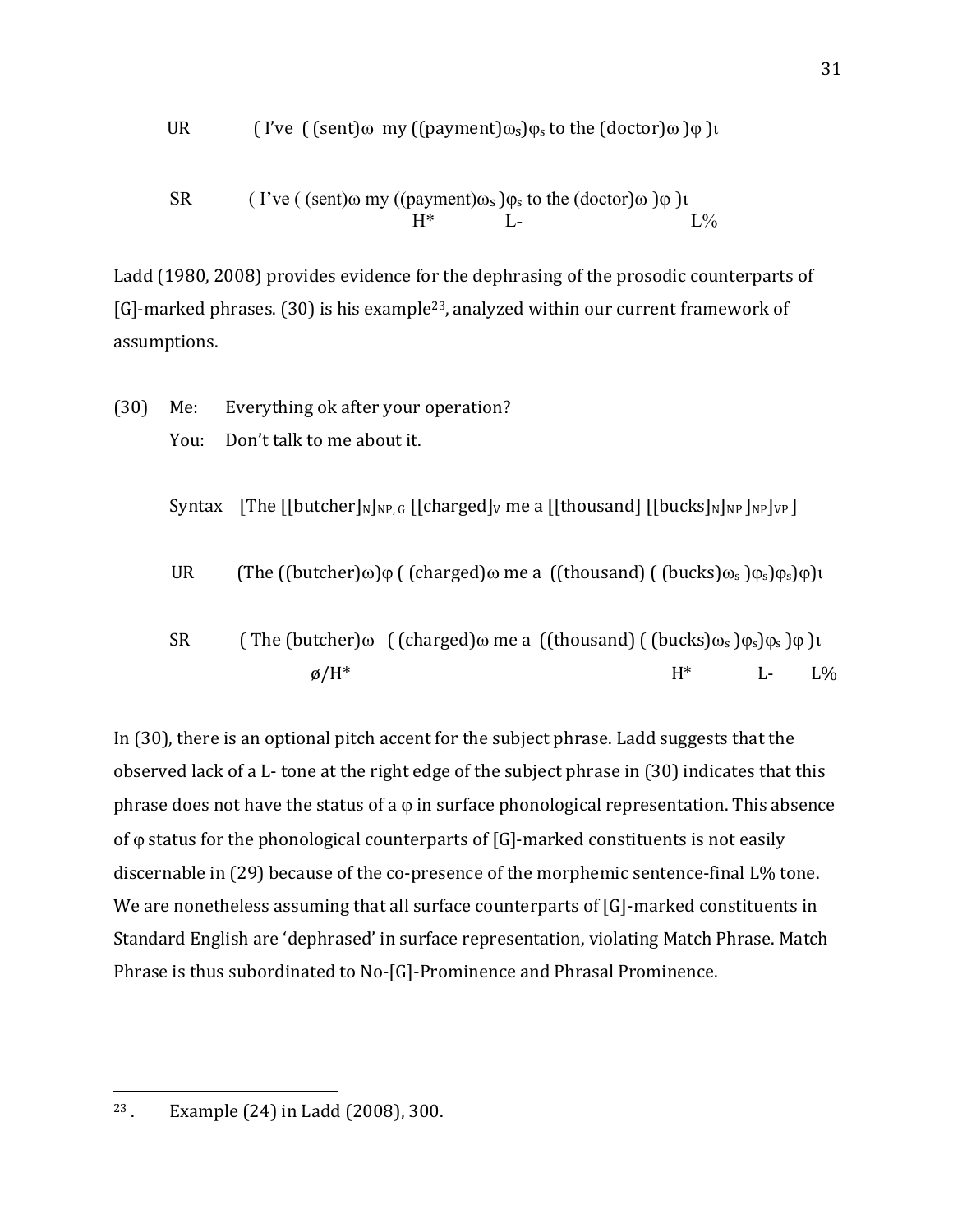UR ( I've ( (sent)ω my ((payment)ωs)φs to the (doctor)ω )φ )ι

```
SR        ( I've ( (sent)ω my ((payment)ωs )φs to the (doctor)ω )φ )ι
                              H*            L-                      L%
```

Ladd (1980, 2008) provides evidence for the dephrasing of the prosodic counterparts of [G]-marked phrases. (30) is his example[23], analyzed within our current framework of assumptions.

(30) Me: Everything ok after your operation?
 You: Don't talk to me about it.

Syntax [The [[butcher]$_N$]$_{NP, G}$ [[charged]$_V$ me a [[thousand] [[bucks]$_N$]$_{NP}$ ]$_{NP}$]$_{VP}$ ]

UR (The ((butcher)ω)φ ( (charged)ω me a ((thousand) ( (bucks)ωs )φs)φs)φ)ι

```
SR     ( The (butcher)ω   ( (charged)ω me a  ((thousand) ( (bucks)ωs )φs)φs )φ )ι
              ø/H*                                       H*          L-      L%
```

In (30), there is an optional pitch accent for the subject phrase. Ladd suggests that the observed lack of a L- tone at the right edge of the subject phrase in (30) indicates that this phrase does not have the status of a φ in surface phonological representation. This absence of φ status for the phonological counterparts of [G]-marked constituents is not easily discernable in (29) because of the co-presence of the morphemic sentence-final L% tone. We are nonetheless assuming that all surface counterparts of [G]-marked constituents in Standard English are 'dephrased' in surface representation, violating Match Phrase. Match Phrase is thus subordinated to No-[G]-Prominence and Phrasal Prominence.

---

23 . Example (24) in Ladd (2008), 300.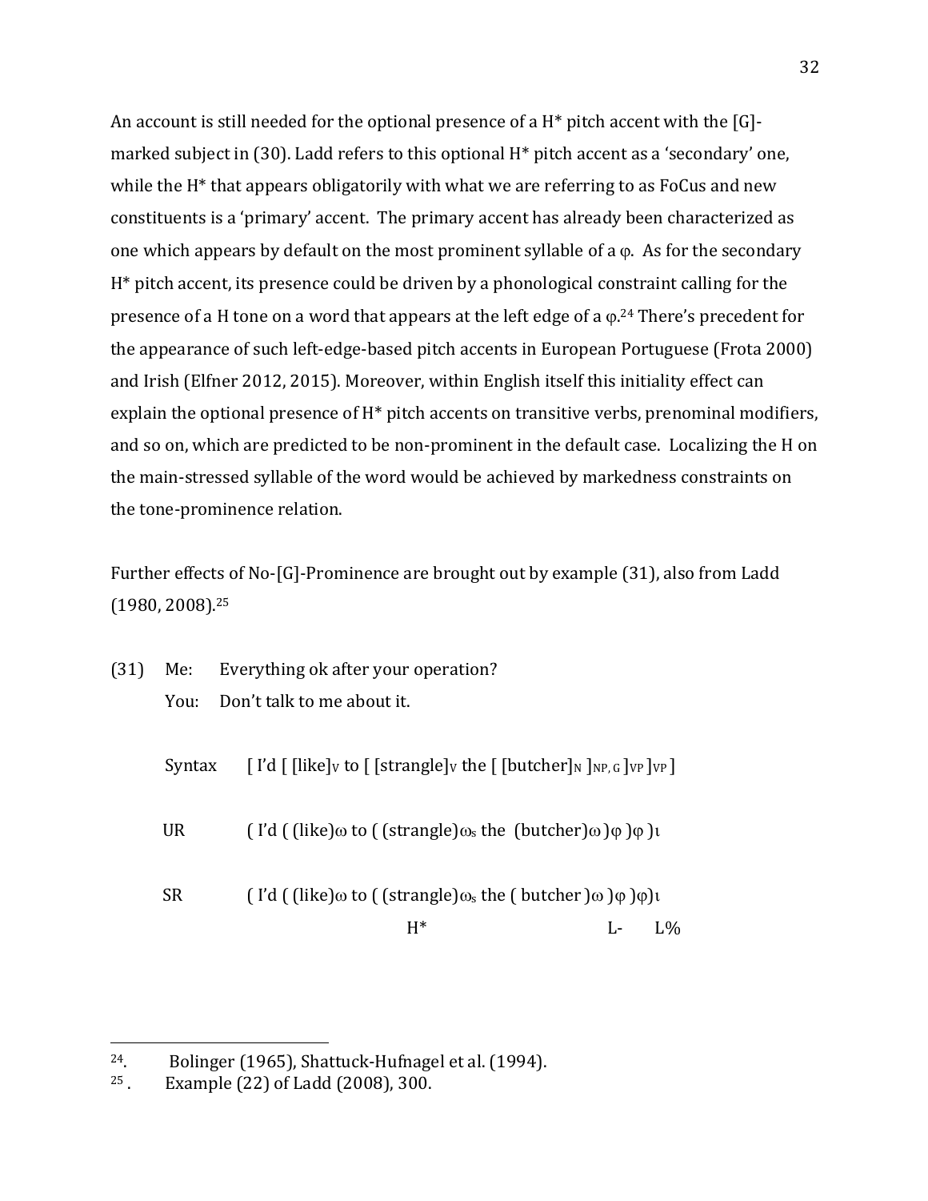An account is still needed for the optional presence of a H* pitch accent with the [G]-marked subject in (30). Ladd refers to this optional H* pitch accent as a 'secondary' one, while the H* that appears obligatorily with what we are referring to as FoCus and new constituents is a 'primary' accent. The primary accent has already been characterized as one which appears by default on the most prominent syllable of a φ. As for the secondary H* pitch accent, its presence could be driven by a phonological constraint calling for the presence of a H tone on a word that appears at the left edge of a φ.[24] There's precedent for the appearance of such left-edge-based pitch accents in European Portuguese (Frota 2000) and Irish (Elfner 2012, 2015). Moreover, within English itself this initiality effect can explain the optional presence of H* pitch accents on transitive verbs, prenominal modifiers, and so on, which are predicted to be non-prominent in the default case. Localizing the H on the main-stressed syllable of the word would be achieved by markedness constraints on the tone-prominence relation.

Further effects of No-[G]-Prominence are brought out by example (31), also from Ladd (1980, 2008).[25]

(31) Me: Everything ok after your operation?
You: Don't talk to me about it.

Syntax [ I'd [ [like]$_V$ to [ [strangle]$_V$ the [ [butcher]$_N$ ]$_{NP, G}$ ]$_{VP}$ ]$_{VP}$ ]

UR ( I'd ( (like)$_ω$ to ( (strangle)$_{ω_s}$ the (butcher)$_ω$ )$_φ$ )$_φ$ )$_ι$

SR ( I'd ( (like)$_ω$ to ( (strangle)$_{ω_s}$ the ( butcher )$_ω$ )$_φ$ )$_φ$)$_ι$
H* L- L%

---

[24]. Bolinger (1965), Shattuck-Hufnagel et al. (1994).

[25]. Example (22) of Ladd (2008), 300.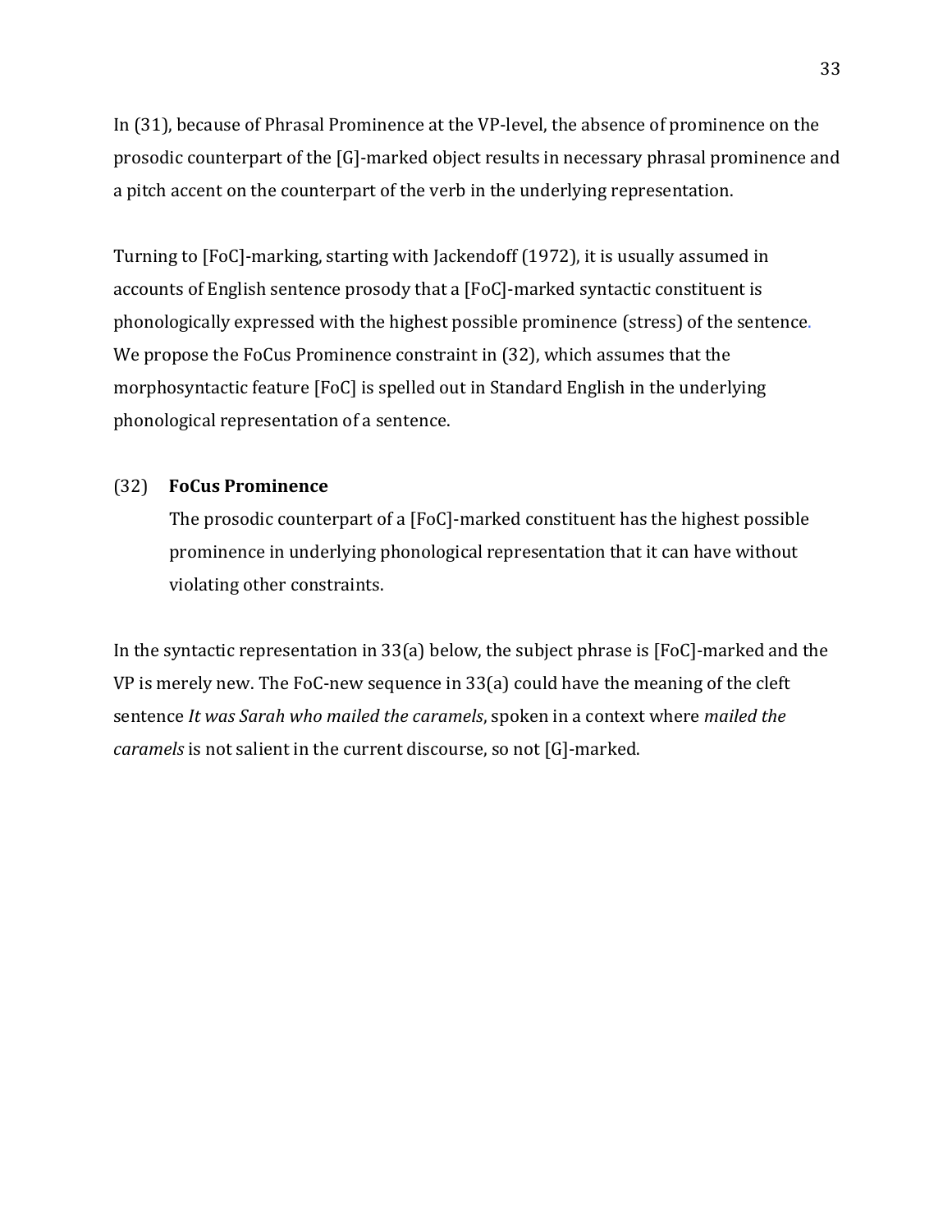In (31), because of Phrasal Prominence at the VP-level, the absence of prominence on the prosodic counterpart of the [G]-marked object results in necessary phrasal prominence and a pitch accent on the counterpart of the verb in the underlying representation.

Turning to [FoC]-marking, starting with Jackendoff (1972), it is usually assumed in accounts of English sentence prosody that a [FoC]-marked syntactic constituent is phonologically expressed with the highest possible prominence (stress) of the sentence. We propose the FoCus Prominence constraint in (32), which assumes that the morphosyntactic feature [FoC] is spelled out in Standard English in the underlying phonological representation of a sentence.

(32) **FoCus Prominence**

The prosodic counterpart of a [FoC]-marked constituent has the highest possible prominence in underlying phonological representation that it can have without violating other constraints.

In the syntactic representation in 33(a) below, the subject phrase is [FoC]-marked and the VP is merely new. The FoC-new sequence in 33(a) could have the meaning of the cleft sentence *It was Sarah who mailed the caramels*, spoken in a context where *mailed the caramels* is not salient in the current discourse, so not [G]-marked.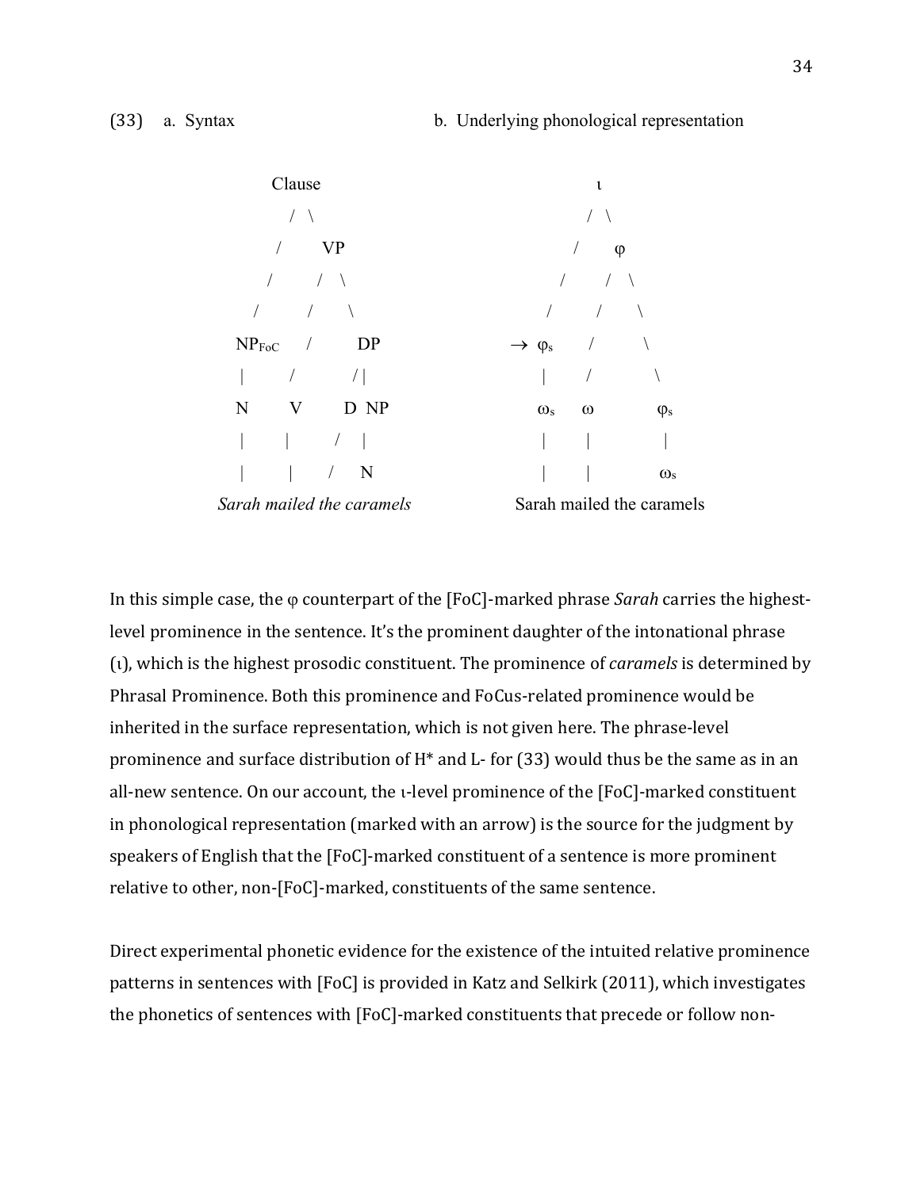(33) a. Syntax b. Underlying phonological representation

```
              Clause                                      ι
               /  \                                      / \
              /    VP                                   /   φ
             /    /  \                                 /   / \
            /    /    \                               /   /   \
        NP_FoC  /      DP                        → φs    /     \
          |    /      / |                            |   /      \
          N   V      D  NP                           ωs  ω       φs
          |   |     /   |                            |   |       |
          |   |    /    N                            |   |       ωs
     Sarah mailed the caramels                   Sarah mailed the caramels
```

In this simple case, the φ counterpart of the [FoC]-marked phrase *Sarah* carries the highest-level prominence in the sentence. It's the prominent daughter of the intonational phrase (ι), which is the highest prosodic constituent. The prominence of *caramels* is determined by Phrasal Prominence. Both this prominence and FoCus-related prominence would be inherited in the surface representation, which is not given here. The phrase-level prominence and surface distribution of H* and L- for (33) would thus be the same as in an all-new sentence. On our account, the ι-level prominence of the [FoC]-marked constituent in phonological representation (marked with an arrow) is the source for the judgment by speakers of English that the [FoC]-marked constituent of a sentence is more prominent relative to other, non-[FoC]-marked, constituents of the same sentence.

Direct experimental phonetic evidence for the existence of the intuited relative prominence patterns in sentences with [FoC] is provided in Katz and Selkirk (2011), which investigates the phonetics of sentences with [FoC]-marked constituents that precede or follow non-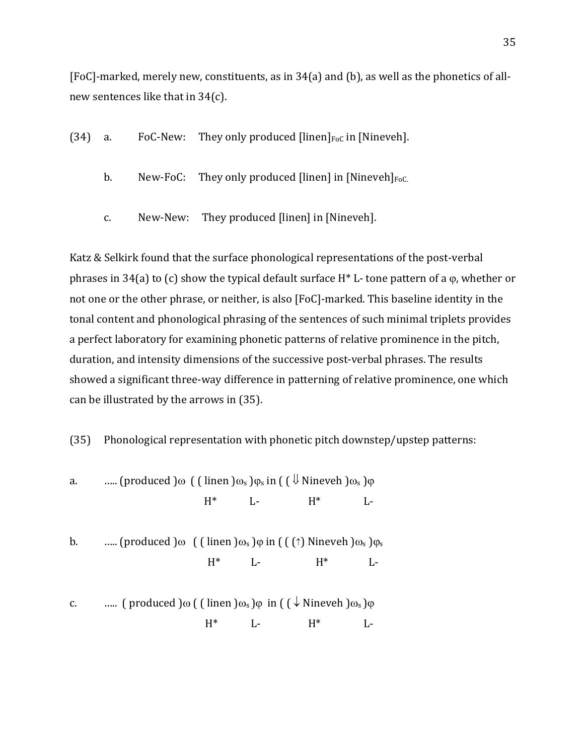[FoC]-marked, merely new, constituents, as in 34(a) and (b), as well as the phonetics of all-new sentences like that in 34(c).

(34) a. FoC-New: They only produced [linen]$_{FoC}$ in [Nineveh].

b. New-FoC: They only produced [linen] in [Nineveh]$_{FoC.}$

c. New-New: They produced [linen] in [Nineveh].

Katz & Selkirk found that the surface phonological representations of the post-verbal phrases in 34(a) to (c) show the typical default surface H* L- tone pattern of a φ, whether or not one or the other phrase, or neither, is also [FoC]-marked. This baseline identity in the tonal content and phonological phrasing of the sentences of such minimal triplets provides a perfect laboratory for examining phonetic patterns of relative prominence in the pitch, duration, and intensity dimensions of the successive post-verbal phrases. The results showed a significant three-way difference in patterning of relative prominence, one which can be illustrated by the arrows in (35).

(35) Phonological representation with phonetic pitch downstep/upstep patterns:

a. ….. (produced )ω ( ( linen )$\omega_s$ )$\varphi_s$ in ( ( ⇓ Nineveh )$\omega_s$ )φ

H* L- H* L-

b. ….. (produced )ω ( ( linen )$\omega_s$ )φ in ( ( (↑) Nineveh )$\omega_s$ )$\varphi_s$

H* L- H* L-

c. ….. ( produced )ω ( ( linen )$\omega_s$ )φ in ( ( ↓ Nineveh )$\omega_s$ )φ

H* L- H* L-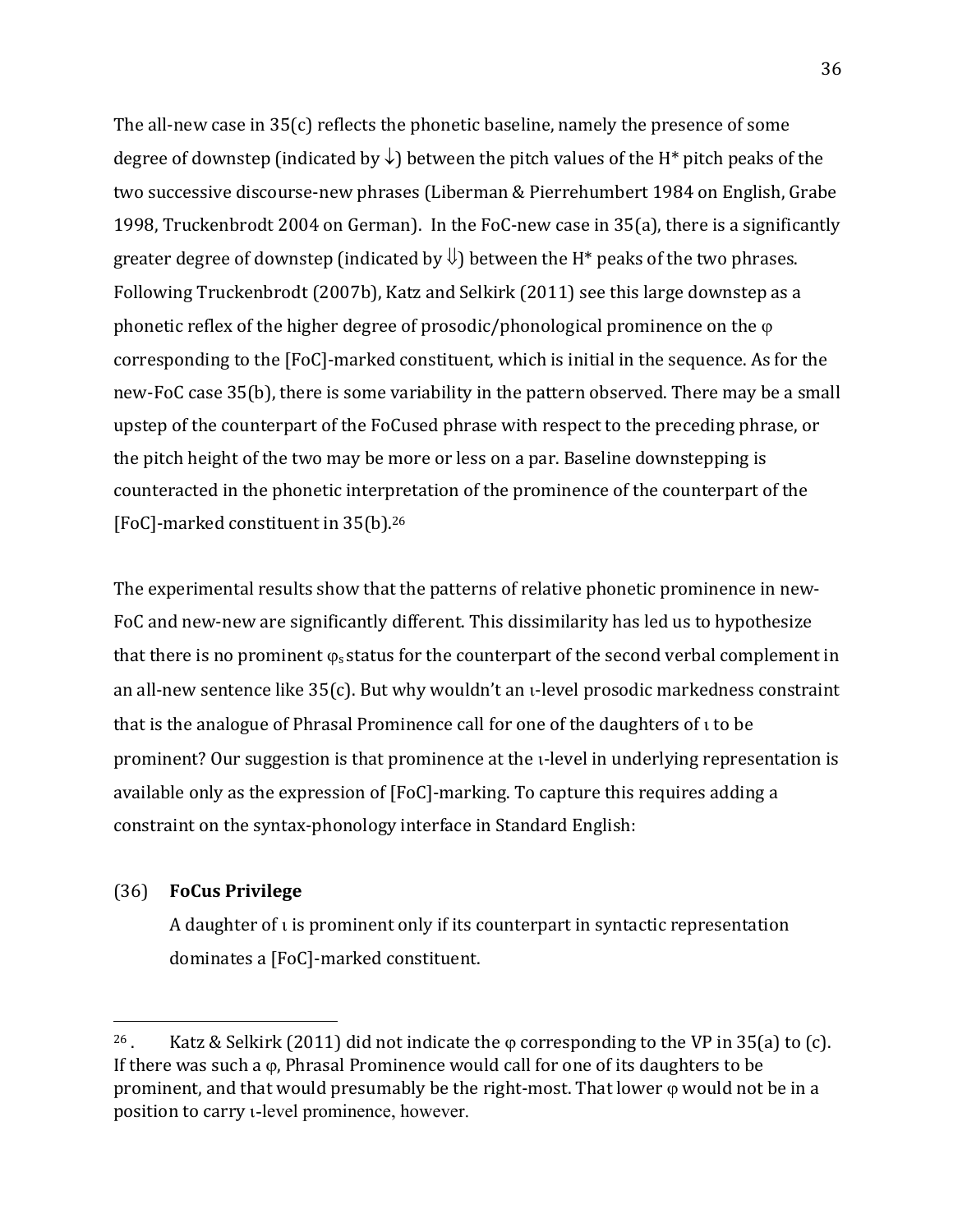The all-new case in 35(c) reflects the phonetic baseline, namely the presence of some degree of downstep (indicated by ↓) between the pitch values of the H* pitch peaks of the two successive discourse-new phrases (Liberman & Pierrehumbert 1984 on English, Grabe 1998, Truckenbrodt 2004 on German). In the FoC-new case in 35(a), there is a significantly greater degree of downstep (indicated by ⇓) between the H* peaks of the two phrases. Following Truckenbrodt (2007b), Katz and Selkirk (2011) see this large downstep as a phonetic reflex of the higher degree of prosodic/phonological prominence on the φ corresponding to the [FoC]-marked constituent, which is initial in the sequence. As for the new-FoC case 35(b), there is some variability in the pattern observed. There may be a small upstep of the counterpart of the FoCused phrase with respect to the preceding phrase, or the pitch height of the two may be more or less on a par. Baseline downstepping is counteracted in the phonetic interpretation of the prominence of the counterpart of the [FoC]-marked constituent in 35(b).[26]

The experimental results show that the patterns of relative phonetic prominence in new-FoC and new-new are significantly different. This dissimilarity has led us to hypothesize that there is no prominent $\varphi_s$ status for the counterpart of the second verbal complement in an all-new sentence like 35(c). But why wouldn't an ι-level prosodic markedness constraint that is the analogue of Phrasal Prominence call for one of the daughters of ι to be prominent? Our suggestion is that prominence at the ι-level in underlying representation is available only as the expression of [FoC]-marking. To capture this requires adding a constraint on the syntax-phonology interface in Standard English:

(36) **FoCus Privilege**

A daughter of ι is prominent only if its counterpart in syntactic representation dominates a [FoC]-marked constituent.

---

[26]. Katz & Selkirk (2011) did not indicate the φ corresponding to the VP in 35(a) to (c). If there was such a φ, Phrasal Prominence would call for one of its daughters to be prominent, and that would presumably be the right-most. That lower φ would not be in a position to carry ι-level prominence, however.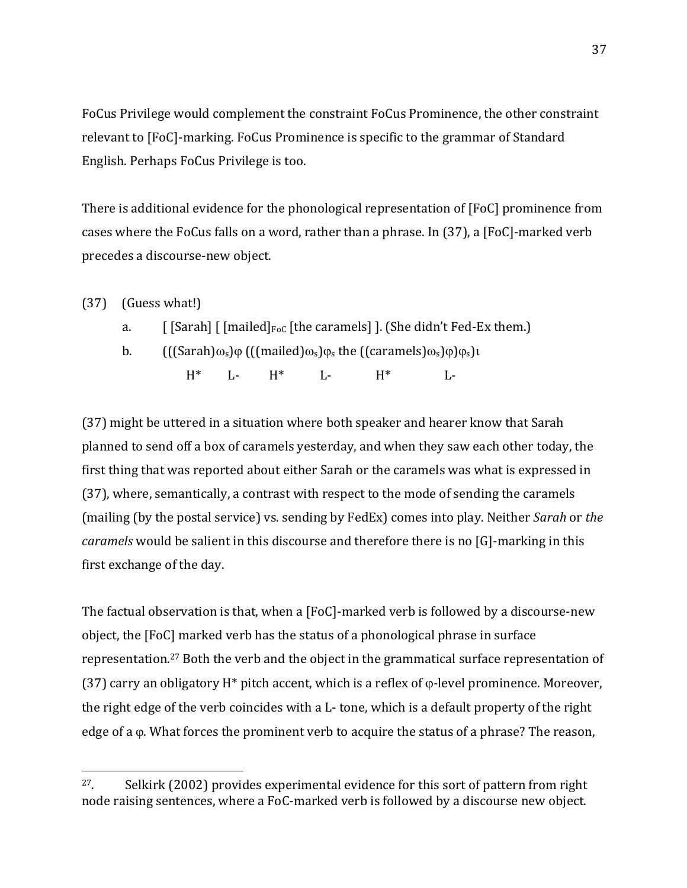FoCus Privilege would complement the constraint FoCus Prominence, the other constraint relevant to [FoC]-marking. FoCus Prominence is specific to the grammar of Standard English. Perhaps FoCus Privilege is too.

There is additional evidence for the phonological representation of [FoC] prominence from cases where the FoCus falls on a word, rather than a phrase. In (37), a [FoC]-marked verb precedes a discourse-new object.

(37) (Guess what!)

a. [ [Sarah] [ [mailed]$_{FoC}$ [the caramels] ]. (She didn't Fed-Ex them.)

b. $(((\text{Sarah})\omega_s)\varphi\ (((\text{mailed})\omega_s)\varphi_s\ \text{the}\ ((\text{caramels})\omega_s)\varphi)\varphi_s)\iota$

H* L- H* L- H* L-

(37) might be uttered in a situation where both speaker and hearer know that Sarah planned to send off a box of caramels yesterday, and when they saw each other today, the first thing that was reported about either Sarah or the caramels was what is expressed in (37), where, semantically, a contrast with respect to the mode of sending the caramels (mailing (by the postal service) vs. sending by FedEx) comes into play. Neither *Sarah* or *the caramels* would be salient in this discourse and therefore there is no [G]-marking in this first exchange of the day.

The factual observation is that, when a [FoC]-marked verb is followed by a discourse-new object, the [FoC] marked verb has the status of a phonological phrase in surface representation.[27] Both the verb and the object in the grammatical surface representation of (37) carry an obligatory H* pitch accent, which is a reflex of $\varphi$-level prominence. Moreover, the right edge of the verb coincides with a L- tone, which is a default property of the right edge of a $\varphi$. What forces the prominent verb to acquire the status of a phrase? The reason,

---

[27]. Selkirk (2002) provides experimental evidence for this sort of pattern from right node raising sentences, where a FoC-marked verb is followed by a discourse new object.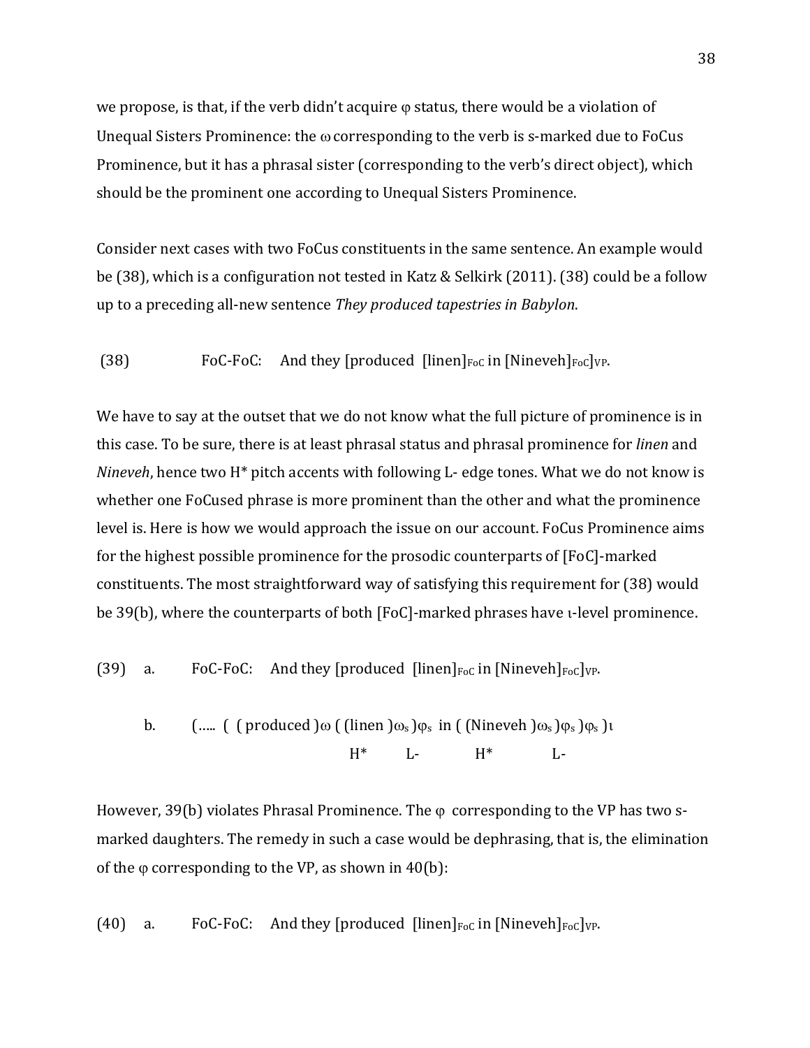we propose, is that, if the verb didn't acquire φ status, there would be a violation of Unequal Sisters Prominence: the ω corresponding to the verb is s-marked due to FoCus Prominence, but it has a phrasal sister (corresponding to the verb's direct object), which should be the prominent one according to Unequal Sisters Prominence.

Consider next cases with two FoCus constituents in the same sentence. An example would be (38), which is a configuration not tested in Katz & Selkirk (2011). (38) could be a follow up to a preceding all-new sentence *They produced tapestries in Babylon*.

(38) FoC-FoC: And they [produced [linen]$_{FoC}$ in [Nineveh]$_{FoC}$]$_{VP}$.

We have to say at the outset that we do not know what the full picture of prominence is in this case. To be sure, there is at least phrasal status and phrasal prominence for *linen* and *Nineveh*, hence two H* pitch accents with following L- edge tones. What we do not know is whether one FoCused phrase is more prominent than the other and what the prominence level is. Here is how we would approach the issue on our account. FoCus Prominence aims for the highest possible prominence for the prosodic counterparts of [FoC]-marked constituents. The most straightforward way of satisfying this requirement for (38) would be 39(b), where the counterparts of both [FoC]-marked phrases have ι-level prominence.

(39) a. FoC-FoC: And they [produced [linen]$_{FoC}$ in [Nineveh]$_{FoC}$]$_{VP}$.

b. (….. ( ( produced )ω ( (linen )$\omega_s$ )$\varphi_s$ in ( (Nineveh )$\omega_s$ )$\varphi_s$ )$\varphi_s$ )ι
H* L- H* L-

However, 39(b) violates Phrasal Prominence. The φ corresponding to the VP has two s-marked daughters. The remedy in such a case would be dephrasing, that is, the elimination of the φ corresponding to the VP, as shown in 40(b):

(40) a. FoC-FoC: And they [produced [linen]$_{FoC}$ in [Nineveh]$_{FoC}$]$_{VP}$.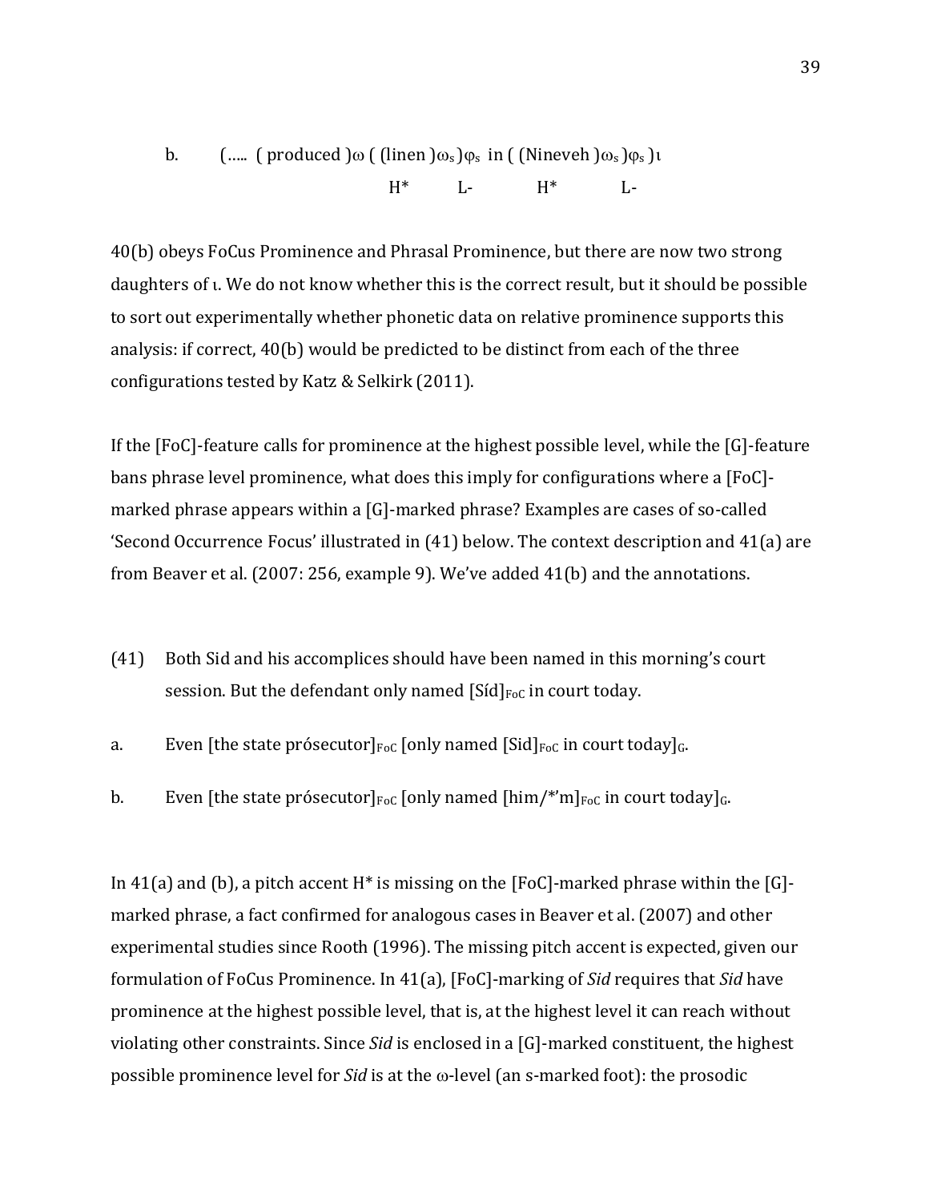b. (….. ( produced )$\omega$ ( (linen )$\omega_s$ )$\varphi_s$ in ( (Nineveh )$\omega_s$ )$\varphi_s$ )$\iota$

H* L- H* L-

40(b) obeys FoCus Prominence and Phrasal Prominence, but there are now two strong daughters of ι. We do not know whether this is the correct result, but it should be possible to sort out experimentally whether phonetic data on relative prominence supports this analysis: if correct, 40(b) would be predicted to be distinct from each of the three configurations tested by Katz & Selkirk (2011).

If the [FoC]-feature calls for prominence at the highest possible level, while the [G]-feature bans phrase level prominence, what does this imply for configurations where a [FoC]-marked phrase appears within a [G]-marked phrase? Examples are cases of so-called 'Second Occurrence Focus' illustrated in (41) below. The context description and 41(a) are from Beaver et al. (2007: 256, example 9). We've added 41(b) and the annotations.

(41) Both Sid and his accomplices should have been named in this morning's court session. But the defendant only named [Síd]$_{\text{FoC}}$ in court today.

a. Even [the state prósecutor]$_{\text{FoC}}$ [only named [Sid]$_{\text{FoC}}$ in court today]$_{\text{G}}$.

b. Even [the state prósecutor]$_{\text{FoC}}$ [only named [him/*'m]$_{\text{FoC}}$ in court today]$_{\text{G}}$.

In 41(a) and (b), a pitch accent H* is missing on the [FoC]-marked phrase within the [G]-marked phrase, a fact confirmed for analogous cases in Beaver et al. (2007) and other experimental studies since Rooth (1996). The missing pitch accent is expected, given our formulation of FoCus Prominence. In 41(a), [FoC]-marking of *Sid* requires that *Sid* have prominence at the highest possible level, that is, at the highest level it can reach without violating other constraints. Since *Sid* is enclosed in a [G]-marked constituent, the highest possible prominence level for *Sid* is at the $\omega$-level (an s-marked foot): the prosodic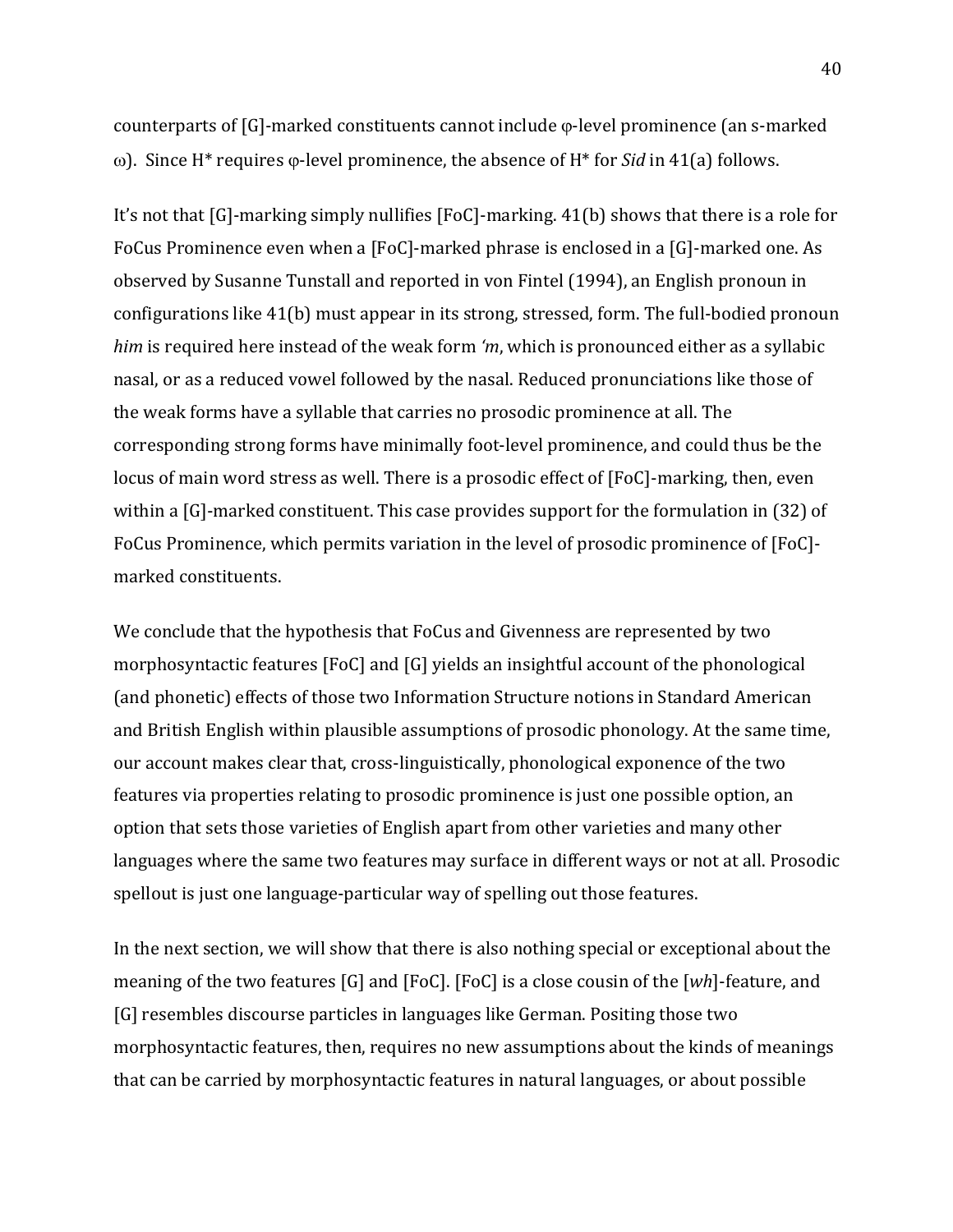counterparts of [G]-marked constituents cannot include φ-level prominence (an s-marked ω). Since H* requires φ-level prominence, the absence of H* for *Sid* in 41(a) follows.

It's not that [G]-marking simply nullifies [FoC]-marking. 41(b) shows that there is a role for FoCus Prominence even when a [FoC]-marked phrase is enclosed in a [G]-marked one. As observed by Susanne Tunstall and reported in von Fintel (1994), an English pronoun in configurations like 41(b) must appear in its strong, stressed, form. The full-bodied pronoun *him* is required here instead of the weak form *'m*, which is pronounced either as a syllabic nasal, or as a reduced vowel followed by the nasal. Reduced pronunciations like those of the weak forms have a syllable that carries no prosodic prominence at all. The corresponding strong forms have minimally foot-level prominence, and could thus be the locus of main word stress as well. There is a prosodic effect of [FoC]-marking, then, even within a [G]-marked constituent. This case provides support for the formulation in (32) of FoCus Prominence, which permits variation in the level of prosodic prominence of [FoC]-marked constituents.

We conclude that the hypothesis that FoCus and Givenness are represented by two morphosyntactic features [FoC] and [G] yields an insightful account of the phonological (and phonetic) effects of those two Information Structure notions in Standard American and British English within plausible assumptions of prosodic phonology. At the same time, our account makes clear that, cross-linguistically, phonological exponence of the two features via properties relating to prosodic prominence is just one possible option, an option that sets those varieties of English apart from other varieties and many other languages where the same two features may surface in different ways or not at all. Prosodic spellout is just one language-particular way of spelling out those features.

In the next section, we will show that there is also nothing special or exceptional about the meaning of the two features [G] and [FoC]. [FoC] is a close cousin of the [*wh*]-feature, and [G] resembles discourse particles in languages like German. Positing those two morphosyntactic features, then, requires no new assumptions about the kinds of meanings that can be carried by morphosyntactic features in natural languages, or about possible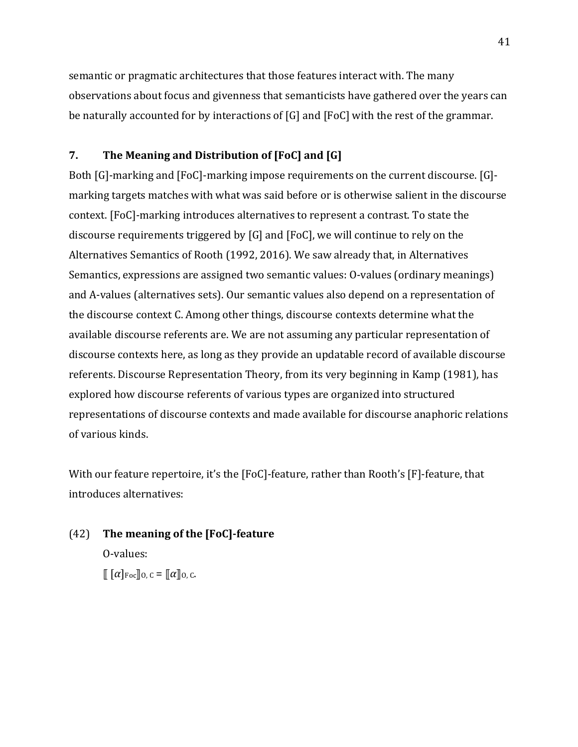semantic or pragmatic architectures that those features interact with. The many observations about focus and givenness that semanticists have gathered over the years can be naturally accounted for by interactions of [G] and [FoC] with the rest of the grammar.

## 7. The Meaning and Distribution of [FoC] and [G]

Both [G]-marking and [FoC]-marking impose requirements on the current discourse. [G]-marking targets matches with what was said before or is otherwise salient in the discourse context. [FoC]-marking introduces alternatives to represent a contrast. To state the discourse requirements triggered by [G] and [FoC], we will continue to rely on the Alternatives Semantics of Rooth (1992, 2016). We saw already that, in Alternatives Semantics, expressions are assigned two semantic values: O-values (ordinary meanings) and A-values (alternatives sets). Our semantic values also depend on a representation of the discourse context C. Among other things, discourse contexts determine what the available discourse referents are. We are not assuming any particular representation of discourse contexts here, as long as they provide an updatable record of available discourse referents. Discourse Representation Theory, from its very beginning in Kamp (1981), has explored how discourse referents of various types are organized into structured representations of discourse contexts and made available for discourse anaphoric relations of various kinds.

With our feature repertoire, it's the [FoC]-feature, rather than Rooth's [F]-feature, that introduces alternatives:

(42) **The meaning of the [FoC]-feature**

O-values:

$[\![ [\alpha]_{\text{Foc}} ]\!]_{\text{O, C}} = [\![\alpha]\!]_{\text{O, C}}$.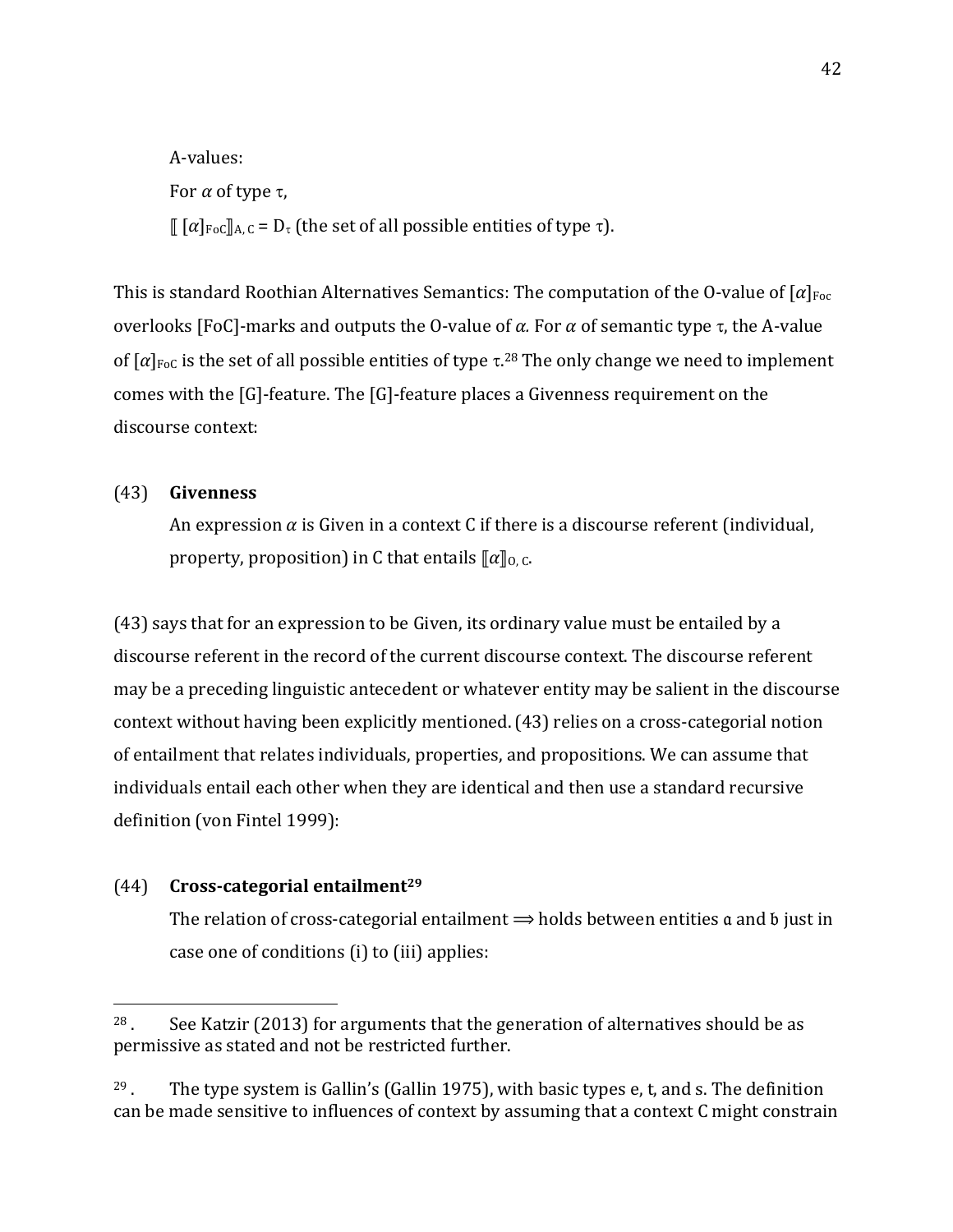A-values:

For $\alpha$ of type $\tau$,

$[\![ [\alpha]_{\text{FoC}} ]\!]_{\text{A, C}} = D_\tau$ (the set of all possible entities of type $\tau$).

This is standard Roothian Alternatives Semantics: The computation of the O-value of $[\alpha]_{\text{Foc}}$ overlooks [FoC]-marks and outputs the O-value of $\alpha$. For $\alpha$ of semantic type $\tau$, the A-value of $[\alpha]_{\text{FoC}}$ is the set of all possible entities of type $\tau$.[28] The only change we need to implement comes with the [G]-feature. The [G]-feature places a Givenness requirement on the discourse context:

(43) **Givenness**

An expression $\alpha$ is Given in a context C if there is a discourse referent (individual, property, proposition) in C that entails $[\![\alpha]\!]_{\text{O, C}}$.

(43) says that for an expression to be Given, its ordinary value must be entailed by a discourse referent in the record of the current discourse context. The discourse referent may be a preceding linguistic antecedent or whatever entity may be salient in the discourse context without having been explicitly mentioned. (43) relies on a cross-categorial notion of entailment that relates individuals, properties, and propositions. We can assume that individuals entail each other when they are identical and then use a standard recursive definition (von Fintel 1999):

(44) **Cross-categorial entailment[29]**

The relation of cross-categorial entailment $\Longrightarrow$ holds between entities $\mathfrak{a}$ and $\mathfrak{b}$ just in case one of conditions (i) to (iii) applies:

---

[28]. See Katzir (2013) for arguments that the generation of alternatives should be as permissive as stated and not be restricted further.

[29]. The type system is Gallin's (Gallin 1975), with basic types e, t, and s. The definition can be made sensitive to influences of context by assuming that a context C might constrain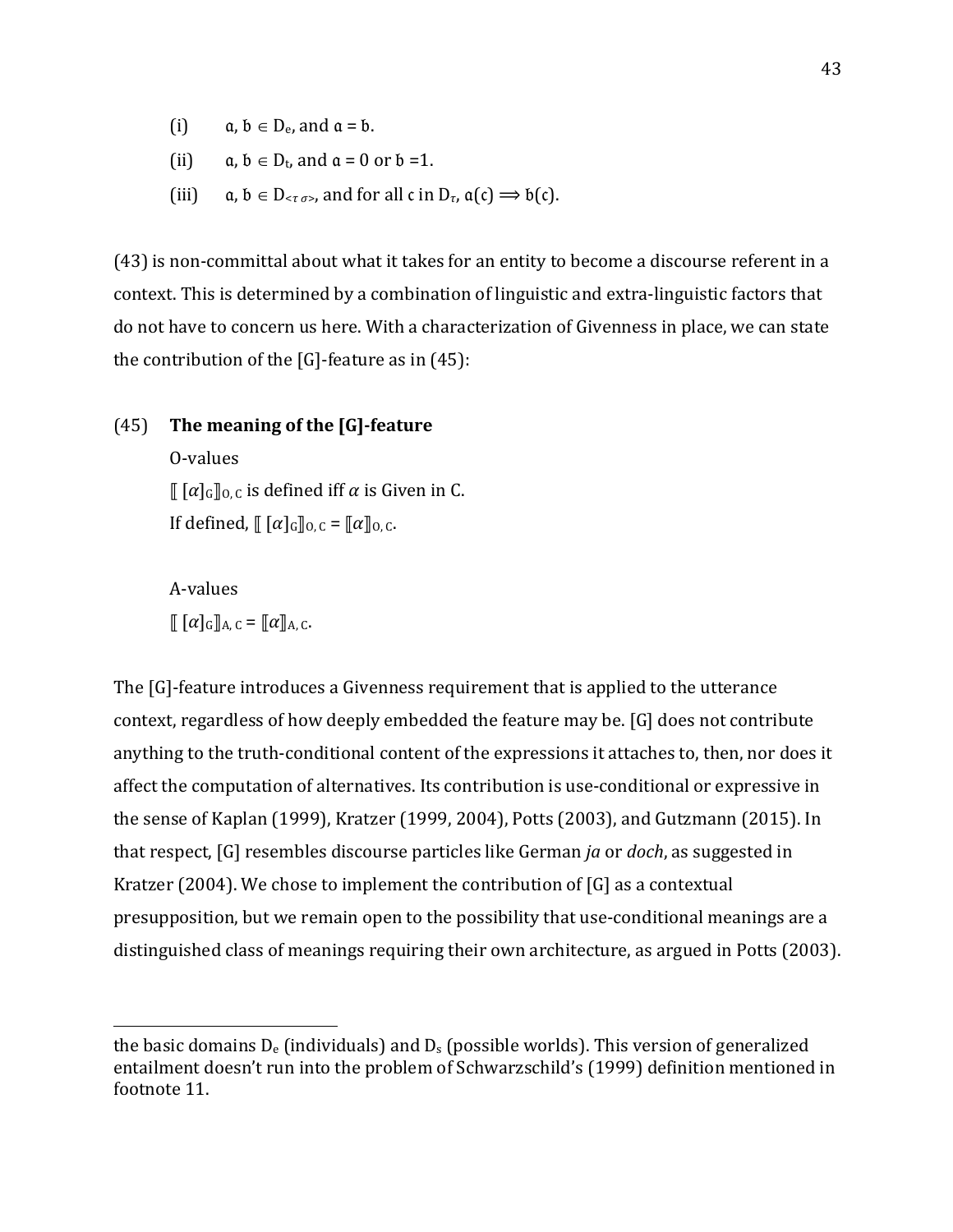(i) $\mathfrak{a}, \mathfrak{b} \in D_e$, and $\mathfrak{a} = \mathfrak{b}$.

(ii) $\mathfrak{a}, \mathfrak{b} \in D_t$, and $\mathfrak{a} = 0$ or $\mathfrak{b} = 1$.

(iii) $\mathfrak{a}, \mathfrak{b} \in D_{<\tau\,\sigma>}$, and for all $\mathfrak{c}$ in $D_\tau$, $\mathfrak{a}(\mathfrak{c}) \Longrightarrow \mathfrak{b}(\mathfrak{c})$.

(43) is non-committal about what it takes for an entity to become a discourse referent in a context. This is determined by a combination of linguistic and extra-linguistic factors that do not have to concern us here. With a characterization of Givenness in place, we can state the contribution of the [G]-feature as in (45):

(45) **The meaning of the [G]-feature**

O-values

$[\![ [\alpha]_G ]\!]_{O,\,C}$ is defined iff $\alpha$ is Given in C.

If defined, $[\![ [\alpha]_G ]\!]_{O,\,C} = [\![\alpha]\!]_{O,\,C}$.

A-values

$[\![ [\alpha]_G ]\!]_{A,\,C} = [\![\alpha]\!]_{A,\,C}$.

The [G]-feature introduces a Givenness requirement that is applied to the utterance context, regardless of how deeply embedded the feature may be. [G] does not contribute anything to the truth-conditional content of the expressions it attaches to, then, nor does it affect the computation of alternatives. Its contribution is use-conditional or expressive in the sense of Kaplan (1999), Kratzer (1999, 2004), Potts (2003), and Gutzmann (2015). In that respect, [G] resembles discourse particles like German *ja* or *doch*, as suggested in Kratzer (2004). We chose to implement the contribution of [G] as a contextual presupposition, but we remain open to the possibility that use-conditional meanings are a distinguished class of meanings requiring their own architecture, as argued in Potts (2003).

---

the basic domains $D_e$ (individuals) and $D_s$ (possible worlds). This version of generalized entailment doesn't run into the problem of Schwarzschild's (1999) definition mentioned in footnote 11.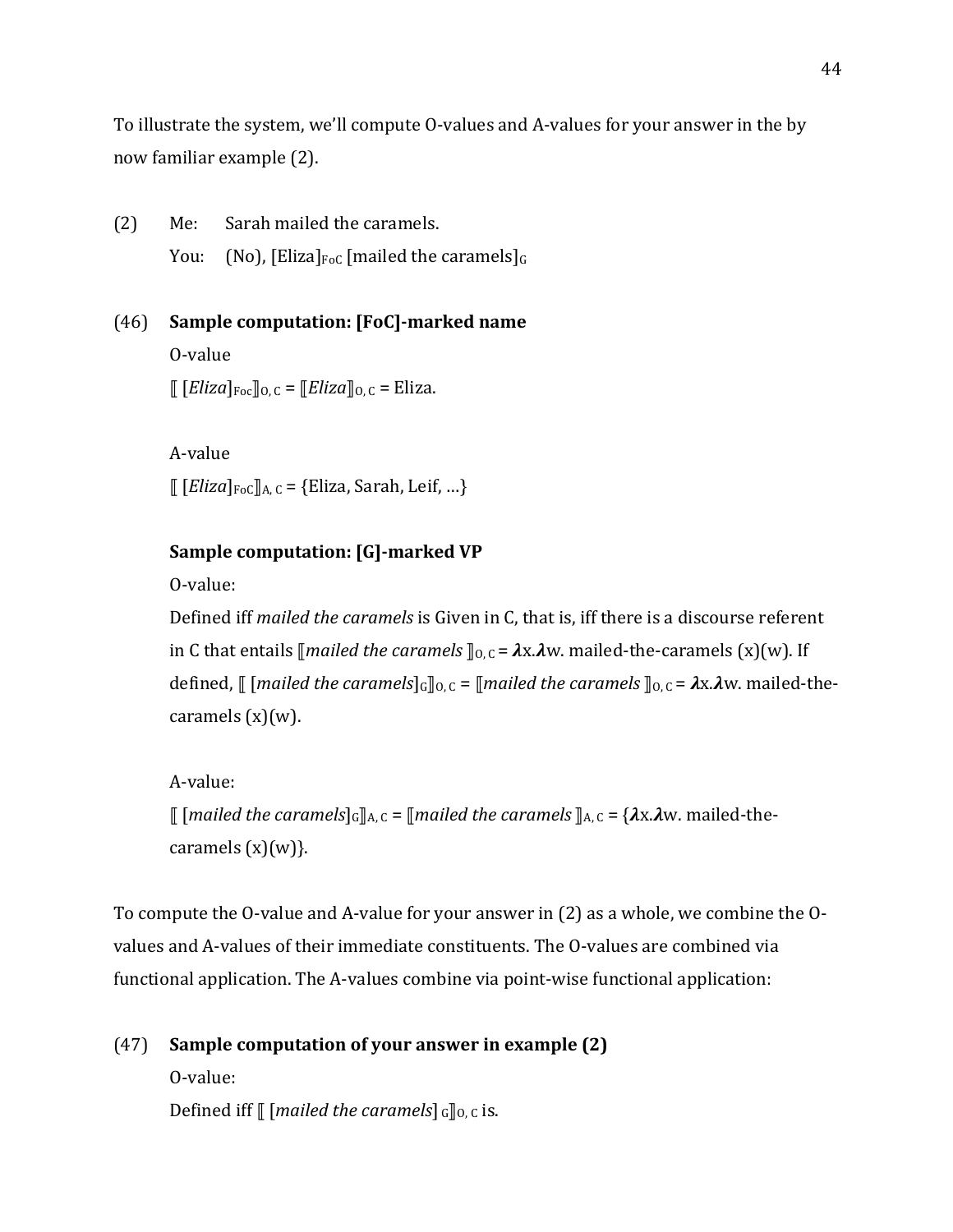To illustrate the system, we'll compute O-values and A-values for your answer in the by now familiar example (2).

(2) Me: Sarah mailed the caramels.

You: (No), $[\text{Eliza}]_{\text{FoC}}$ $[\text{mailed the caramels}]_{\text{G}}$

(46) **Sample computation: [FoC]-marked name**

O-value

$[\![ [\textit{Eliza}]_{\text{Foc}} ]\!]_{\text{O, C}} = [\![\textit{Eliza}]\!]_{\text{O, C}} =$ Eliza.

A-value

$[\![ [\textit{Eliza}]_{\text{FoC}} ]\!]_{\text{A, C}} =$ {Eliza, Sarah, Leif, ...}

**Sample computation: [G]-marked VP**

O-value:

Defined iff *mailed the caramels* is Given in C, that is, iff there is a discourse referent in C that entails $[\![\textit{mailed the caramels}]\!]_{\text{O, C}} = \boldsymbol{\lambda}\text{x}.\boldsymbol{\lambda}\text{w. mailed-the-caramels (x)(w)}$. If defined, $[\![ [\textit{mailed the caramels}]_{\text{G}} ]\!]_{\text{O, C}} = [\![\textit{mailed the caramels}]\!]_{\text{O, C}} = \boldsymbol{\lambda}\text{x}.\boldsymbol{\lambda}\text{w. mailed-the-caramels (x)(w)}$.

A-value:

$[\![ [\textit{mailed the caramels}]_{\text{G}} ]\!]_{\text{A, C}} = [\![\textit{mailed the caramels}]\!]_{\text{A, C}} = \{\boldsymbol{\lambda}\text{x}.\boldsymbol{\lambda}\text{w. mailed-the-caramels (x)(w)}\}$.

To compute the O-value and A-value for your answer in (2) as a whole, we combine the O-values and A-values of their immediate constituents. The O-values are combined via functional application. The A-values combine via point-wise functional application:

(47) **Sample computation of your answer in example (2)**

O-value:

Defined iff $[\![ [\textit{mailed the caramels}]_{\text{G}} ]\!]_{\text{O, C}}$ is.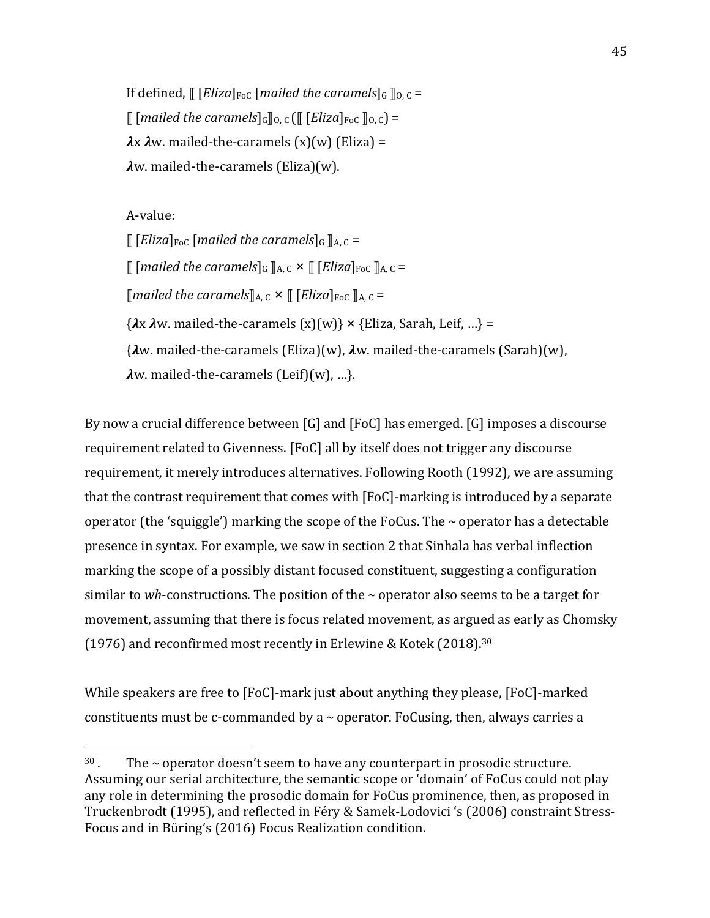If defined, $⟦$ [*Eliza*]$_{\text{FoC}}$ [*mailed the caramels*]$_{\text{G}}$ $⟧_{\text{O, C}}$ =
$⟦$ [*mailed the caramels*]$_{\text{G}}$$⟧_{\text{O, C}}$ ($⟦$ [*Eliza*]$_{\text{FoC}}$ $⟧_{\text{O, C}}$) =
$\boldsymbol{\lambda}$x $\boldsymbol{\lambda}$w. mailed-the-caramels (x)(w) (Eliza) =
$\boldsymbol{\lambda}$w. mailed-the-caramels (Eliza)(w).

A-value:
$⟦$ [*Eliza*]$_{\text{FoC}}$ [*mailed the caramels*]$_{\text{G}}$ $⟧_{\text{A, C}}$ =
$⟦$ [*mailed the caramels*]$_{\text{G}}$ $⟧_{\text{A, C}}$ × $⟦$ [*Eliza*]$_{\text{FoC}}$ $⟧_{\text{A, C}}$ =
$⟦$*mailed the caramels*$⟧_{\text{A, C}}$ × $⟦$ [*Eliza*]$_{\text{FoC}}$ $⟧_{\text{A, C}}$ =
{$\boldsymbol{\lambda}$x $\boldsymbol{\lambda}$w. mailed-the-caramels (x)(w)} × {Eliza, Sarah, Leif, …} =
{$\boldsymbol{\lambda}$w. mailed-the-caramels (Eliza)(w), $\boldsymbol{\lambda}$w. mailed-the-caramels (Sarah)(w),
$\boldsymbol{\lambda}$w. mailed-the-caramels (Leif)(w), …}.

By now a crucial difference between [G] and [FoC] has emerged. [G] imposes a discourse requirement related to Givenness. [FoC] all by itself does not trigger any discourse requirement, it merely introduces alternatives. Following Rooth (1992), we are assuming that the contrast requirement that comes with [FoC]-marking is introduced by a separate operator (the 'squiggle') marking the scope of the FoCus. The ~ operator has a detectable presence in syntax. For example, we saw in section 2 that Sinhala has verbal inflection marking the scope of a possibly distant focused constituent, suggesting a configuration similar to *wh*-constructions. The position of the ~ operator also seems to be a target for movement, assuming that there is focus related movement, as argued as early as Chomsky (1976) and reconfirmed most recently in Erlewine & Kotek (2018).[30]

While speakers are free to [FoC]-mark just about anything they please, [FoC]-marked constituents must be c-commanded by a ~ operator. FoCusing, then, always carries a

[30]. The ~ operator doesn't seem to have any counterpart in prosodic structure. Assuming our serial architecture, the semantic scope or 'domain' of FoCus could not play any role in determining the prosodic domain for FoCus prominence, then, as proposed in Truckenbrodt (1995), and reflected in Féry & Samek-Lodovici 's (2006) constraint Stress-Focus and in Büring's (2016) Focus Realization condition.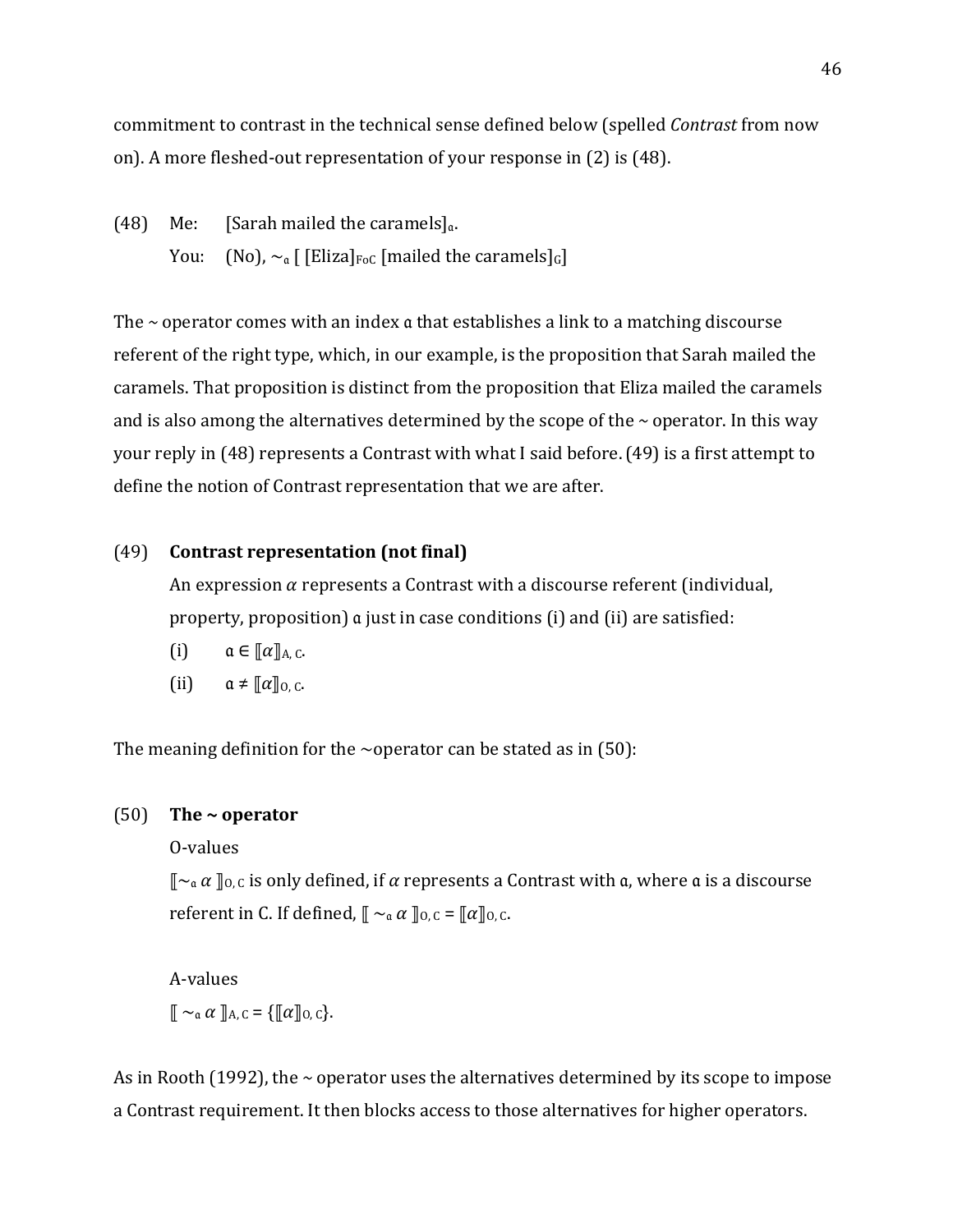commitment to contrast in the technical sense defined below (spelled *Contrast* from now on). A more fleshed-out representation of your response in (2) is (48).

(48) Me: [Sarah mailed the caramels]$_{\mathfrak{a}}$.
     You: (No), $\sim_{\mathfrak{a}}$ [ [Eliza]$_{\text{FoC}}$ [mailed the caramels]$_{\text{G}}$]

The ~ operator comes with an index $\mathfrak{a}$ that establishes a link to a matching discourse referent of the right type, which, in our example, is the proposition that Sarah mailed the caramels. That proposition is distinct from the proposition that Eliza mailed the caramels and is also among the alternatives determined by the scope of the ~ operator. In this way your reply in (48) represents a Contrast with what I said before. (49) is a first attempt to define the notion of Contrast representation that we are after.

(49) **Contrast representation (not final)**

An expression $\alpha$ represents a Contrast with a discourse referent (individual, property, proposition) $\mathfrak{a}$ just in case conditions (i) and (ii) are satisfied:

(i) $\mathfrak{a} \in [\![\alpha]\!]_{\text{A, C}}$.

(ii) $\mathfrak{a} \neq [\![\alpha]\!]_{\text{O, C}}$.

The meaning definition for the ~operator can be stated as in (50):

(50) **The ~ operator**

O-values

$[\![\sim_{\mathfrak{a}} \alpha ]\!]_{\text{O, C}}$ is only defined, if $\alpha$ represents a Contrast with $\mathfrak{a}$, where $\mathfrak{a}$ is a discourse referent in C. If defined, $[\![ \sim_{\mathfrak{a}} \alpha ]\!]_{\text{O, C}} = [\![\alpha]\!]_{\text{O, C}}$.

A-values

$[\![ \sim_{\mathfrak{a}} \alpha ]\!]_{\text{A, C}} = \{[\![\alpha]\!]_{\text{O, C}}\}$.

As in Rooth (1992), the ~ operator uses the alternatives determined by its scope to impose a Contrast requirement. It then blocks access to those alternatives for higher operators.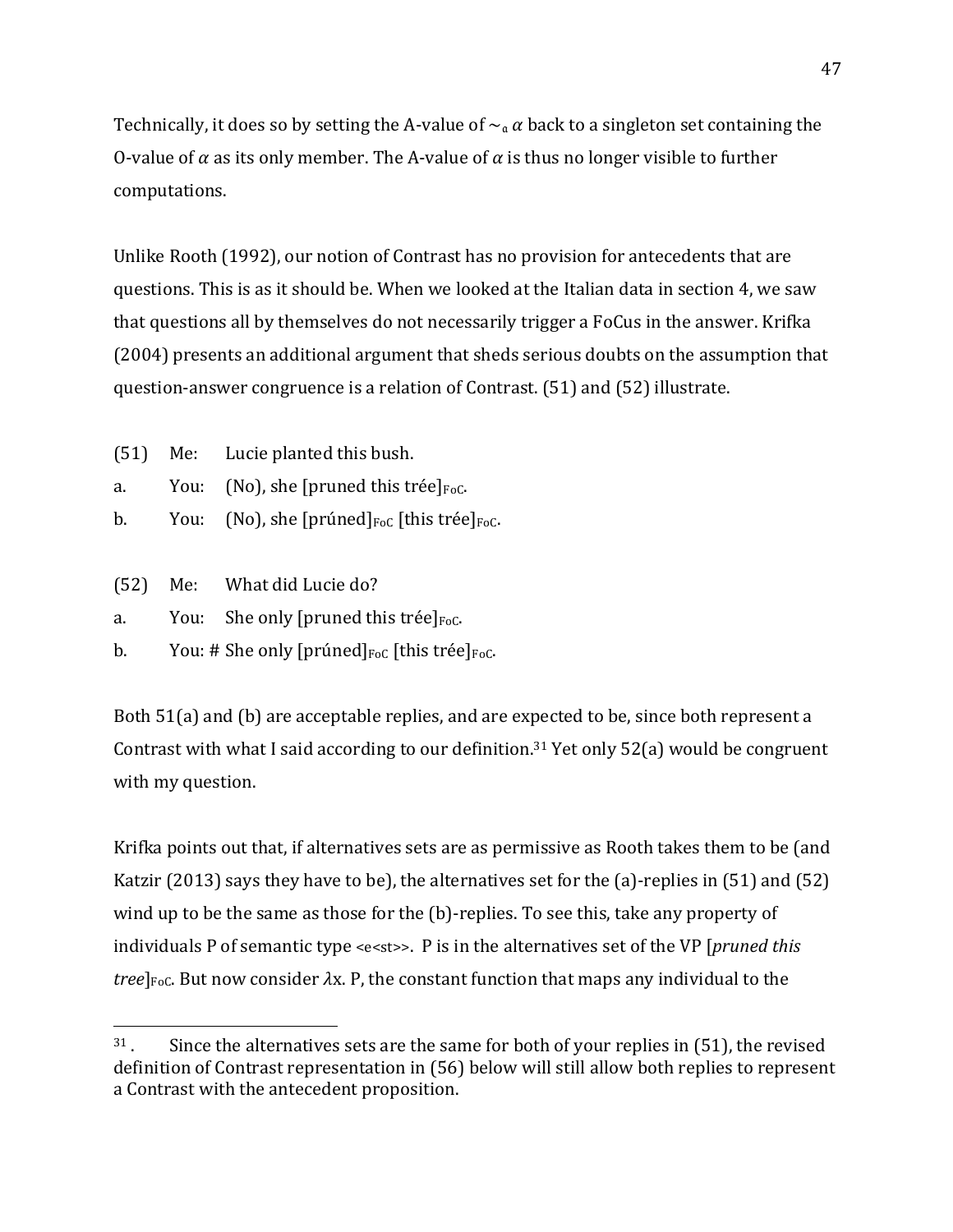Technically, it does so by setting the A-value of $\sim_a \alpha$ back to a singleton set containing the O-value of $\alpha$ as its only member. The A-value of $\alpha$ is thus no longer visible to further computations.

Unlike Rooth (1992), our notion of Contrast has no provision for antecedents that are questions. This is as it should be. When we looked at the Italian data in section 4, we saw that questions all by themselves do not necessarily trigger a FoCus in the answer. Krifka (2004) presents an additional argument that sheds serious doubts on the assumption that question-answer congruence is a relation of Contrast. (51) and (52) illustrate.

(51) Me: Lucie planted this bush.

a. You: (No), she [pruned this trée]$_{\text{FoC}}$.

b. You: (No), she [prúned]$_{\text{FoC}}$ [this trée]$_{\text{FoC}}$.

(52) Me: What did Lucie do?

a. You: She only [pruned this trée]$_{\text{FoC}}$.

b. You: # She only [prúned]$_{\text{FoC}}$ [this trée]$_{\text{FoC}}$.

Both 51(a) and (b) are acceptable replies, and are expected to be, since both represent a Contrast with what I said according to our definition.[31] Yet only 52(a) would be congruent with my question.

Krifka points out that, if alternatives sets are as permissive as Rooth takes them to be (and Katzir (2013) says they have to be), the alternatives set for the (a)-replies in (51) and (52) wind up to be the same as those for the (b)-replies. To see this, take any property of individuals P of semantic type <e<st>>. P is in the alternatives set of the VP [*pruned this tree*]$_{\text{FoC}}$. But now consider $\lambda x.\ P$, the constant function that maps any individual to the

---

[31]. Since the alternatives sets are the same for both of your replies in (51), the revised definition of Contrast representation in (56) below will still allow both replies to represent a Contrast with the antecedent proposition.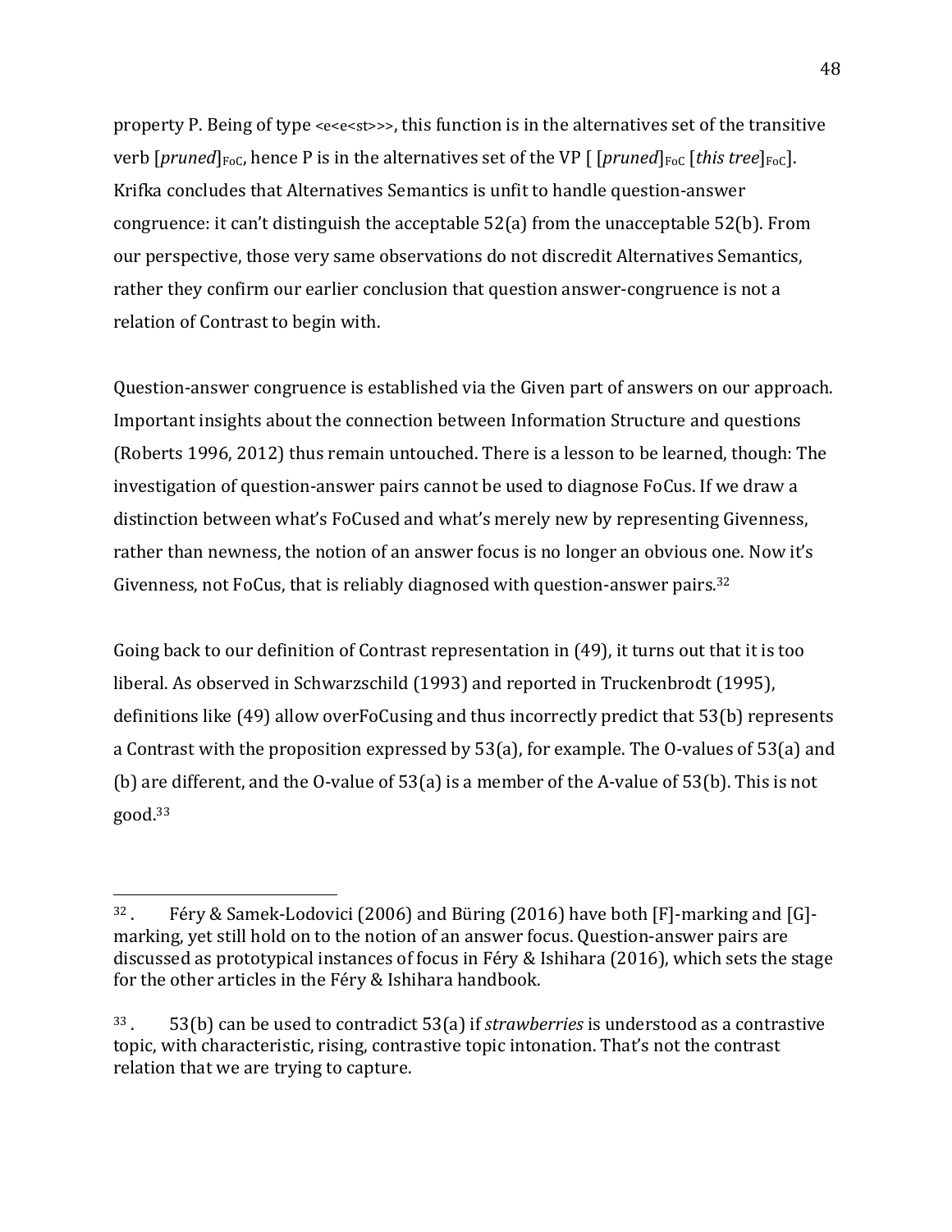property P. Being of type <e<e<st>>>, this function is in the alternatives set of the transitive verb [*pruned*]$_{\text{FoC}}$, hence P is in the alternatives set of the VP [ [*pruned*]$_{\text{FoC}}$ [*this tree*]$_{\text{FoC}}$]. Krifka concludes that Alternatives Semantics is unfit to handle question-answer congruence: it can't distinguish the acceptable 52(a) from the unacceptable 52(b). From our perspective, those very same observations do not discredit Alternatives Semantics, rather they confirm our earlier conclusion that question answer-congruence is not a relation of Contrast to begin with.

Question-answer congruence is established via the Given part of answers on our approach. Important insights about the connection between Information Structure and questions (Roberts 1996, 2012) thus remain untouched. There is a lesson to be learned, though: The investigation of question-answer pairs cannot be used to diagnose FoCus. If we draw a distinction between what's FoCused and what's merely new by representing Givenness, rather than newness, the notion of an answer focus is no longer an obvious one. Now it's Givenness, not FoCus, that is reliably diagnosed with question-answer pairs.[32]

Going back to our definition of Contrast representation in (49), it turns out that it is too liberal. As observed in Schwarzschild (1993) and reported in Truckenbrodt (1995), definitions like (49) allow overFoCusing and thus incorrectly predict that 53(b) represents a Contrast with the proposition expressed by 53(a), for example. The O-values of 53(a) and (b) are different, and the O-value of 53(a) is a member of the A-value of 53(b). This is not good.[33]

---

[32]. Féry & Samek-Lodovici (2006) and Büring (2016) have both [F]-marking and [G]-marking, yet still hold on to the notion of an answer focus. Question-answer pairs are discussed as prototypical instances of focus in Féry & Ishihara (2016), which sets the stage for the other articles in the Féry & Ishihara handbook.

[33]. 53(b) can be used to contradict 53(a) if *strawberries* is understood as a contrastive topic, with characteristic, rising, contrastive topic intonation. That's not the contrast relation that we are trying to capture.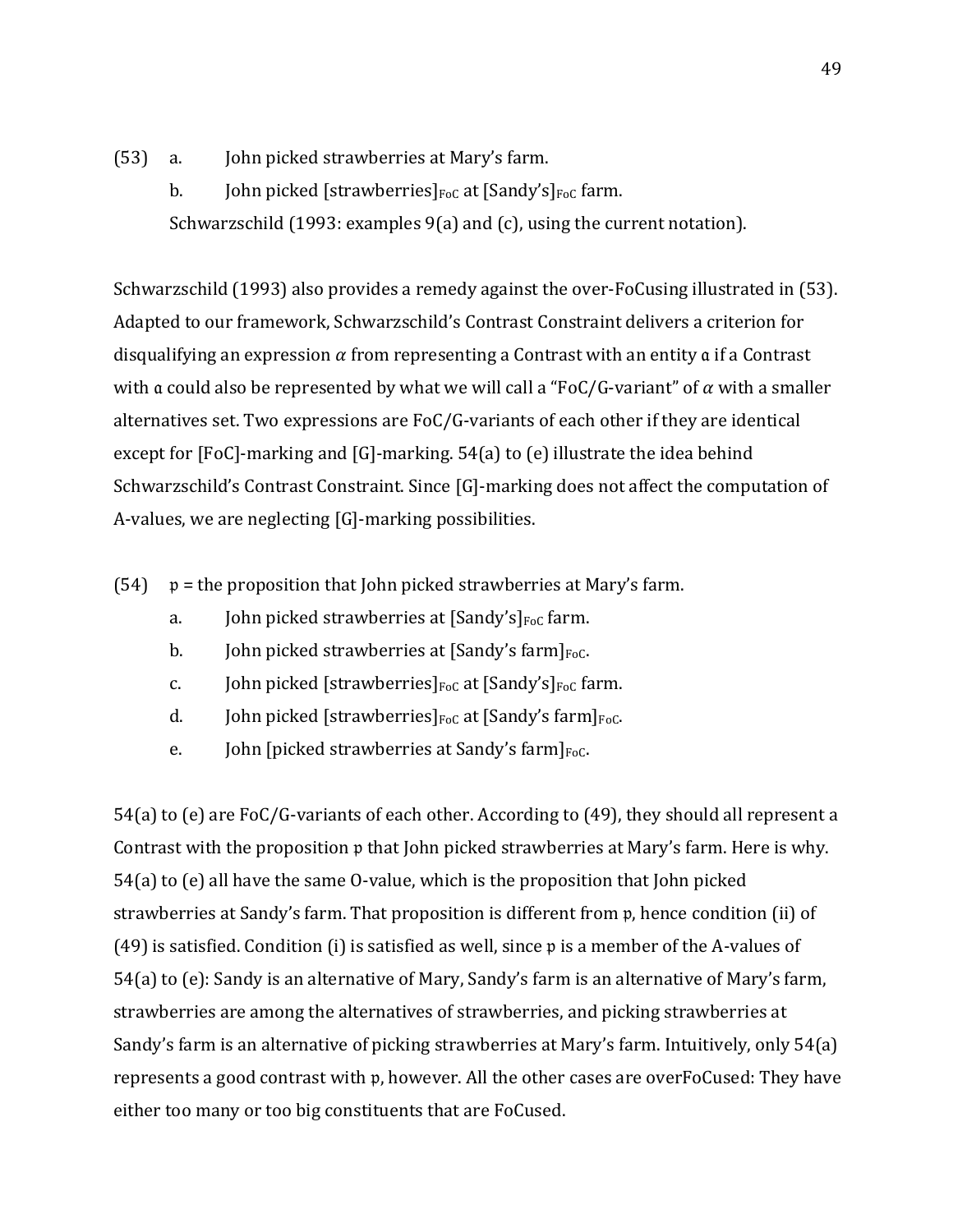(53) a. John picked strawberries at Mary's farm.

b. John picked [strawberries]$_{\text{FoC}}$ at [Sandy's]$_{\text{FoC}}$ farm.

Schwarzschild (1993: examples 9(a) and (c), using the current notation).

Schwarzschild (1993) also provides a remedy against the over-FoCusing illustrated in (53). Adapted to our framework, Schwarzschild's Contrast Constraint delivers a criterion for disqualifying an expression $\alpha$ from representing a Contrast with an entity $\mathfrak{a}$ if a Contrast with $\mathfrak{a}$ could also be represented by what we will call a "FoC/G-variant" of $\alpha$ with a smaller alternatives set. Two expressions are FoC/G-variants of each other if they are identical except for [FoC]-marking and [G]-marking. 54(a) to (e) illustrate the idea behind Schwarzschild's Contrast Constraint. Since [G]-marking does not affect the computation of A-values, we are neglecting [G]-marking possibilities.

(54) $\mathfrak{p}$ = the proposition that John picked strawberries at Mary's farm.

a. John picked strawberries at [Sandy's]$_{\text{FoC}}$ farm.

b. John picked strawberries at [Sandy's farm]$_{\text{FoC}}$.

c. John picked [strawberries]$_{\text{FoC}}$ at [Sandy's]$_{\text{FoC}}$ farm.

d. John picked [strawberries]$_{\text{FoC}}$ at [Sandy's farm]$_{\text{FoC}}$.

e. John [picked strawberries at Sandy's farm]$_{\text{FoC}}$.

54(a) to (e) are FoC/G-variants of each other. According to (49), they should all represent a Contrast with the proposition $\mathfrak{p}$ that John picked strawberries at Mary's farm. Here is why. 54(a) to (e) all have the same O-value, which is the proposition that John picked strawberries at Sandy's farm. That proposition is different from $\mathfrak{p}$, hence condition (ii) of (49) is satisfied. Condition (i) is satisfied as well, since $\mathfrak{p}$ is a member of the A-values of 54(a) to (e): Sandy is an alternative of Mary, Sandy's farm is an alternative of Mary's farm, strawberries are among the alternatives of strawberries, and picking strawberries at Sandy's farm is an alternative of picking strawberries at Mary's farm. Intuitively, only 54(a) represents a good contrast with $\mathfrak{p}$, however. All the other cases are overFoCused: They have either too many or too big constituents that are FoCused.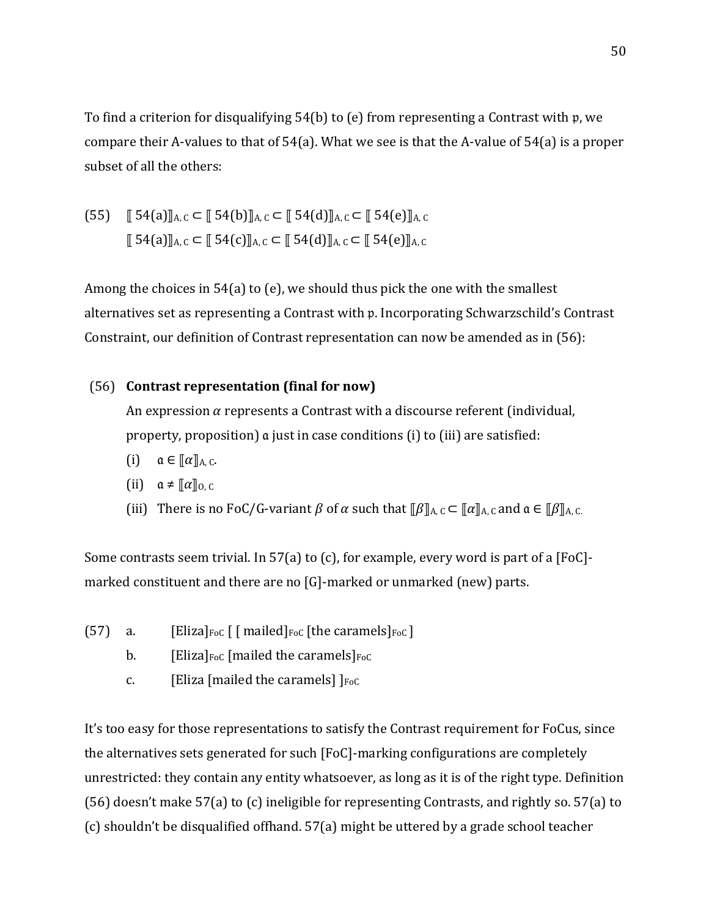To find a criterion for disqualifying 54(b) to (e) from representing a Contrast with 𝔭, we compare their A-values to that of 54(a). What we see is that the A-value of 54(a) is a proper subset of all the others:

(55) $[\![ \text{54(a)} ]\!]_{A, C} \subset [\![ \text{54(b)} ]\!]_{A, C} \subset [\![ \text{54(d)} ]\!]_{A, C} \subset [\![ \text{54(e)} ]\!]_{A, C}$

$[\![ \text{54(a)} ]\!]_{A, C} \subset [\![ \text{54(c)} ]\!]_{A, C} \subset [\![ \text{54(d)} ]\!]_{A, C} \subset [\![ \text{54(e)} ]\!]_{A, C}$

Among the choices in 54(a) to (e), we should thus pick the one with the smallest alternatives set as representing a Contrast with 𝔭. Incorporating Schwarzschild's Contrast Constraint, our definition of Contrast representation can now be amended as in (56):

(56) **Contrast representation (final for now)**

An expression $\alpha$ represents a Contrast with a discourse referent (individual, property, proposition) 𝔞 just in case conditions (i) to (iii) are satisfied:

(i) $\mathfrak{a} \in [\![\alpha]\!]_{A, C}$.

(ii) $\mathfrak{a} \neq [\![\alpha]\!]_{O, C}$

(iii) There is no FoC/G-variant $\beta$ of $\alpha$ such that $[\![\beta]\!]_{A, C} \subset [\![\alpha]\!]_{A, C}$ and $\mathfrak{a} \in [\![\beta]\!]_{A, C.}$

Some contrasts seem trivial. In 57(a) to (c), for example, every word is part of a [FoC]-marked constituent and there are no [G]-marked or unmarked (new) parts.

(57) a. $[\text{Eliza}]_{\text{FoC}}$ $[\ [\text{ mailed}]_{\text{FoC}}$ $[\text{the caramels}]_{\text{FoC}}\ ]$

b. $[\text{Eliza}]_{\text{FoC}}$ $[\text{mailed the caramels}]_{\text{FoC}}$

c. $[\text{Eliza [mailed the caramels] }]_{\text{FoC}}$

It's too easy for those representations to satisfy the Contrast requirement for FoCus, since the alternatives sets generated for such [FoC]-marking configurations are completely unrestricted: they contain any entity whatsoever, as long as it is of the right type. Definition (56) doesn't make 57(a) to (c) ineligible for representing Contrasts, and rightly so. 57(a) to (c) shouldn't be disqualified offhand. 57(a) might be uttered by a grade school teacher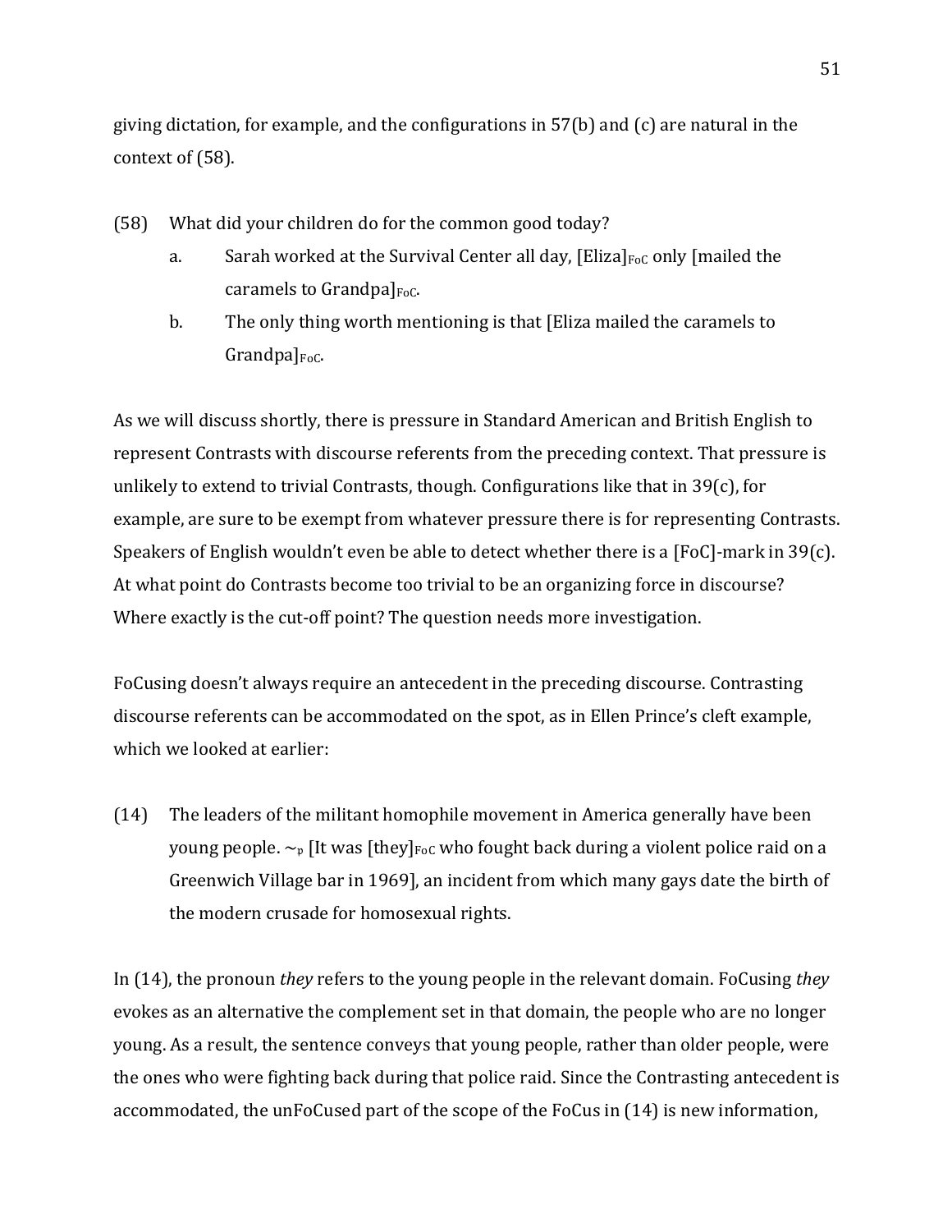giving dictation, for example, and the configurations in 57(b) and (c) are natural in the context of (58).

(58) What did your children do for the common good today?

a. Sarah worked at the Survival Center all day, [Eliza]$_{\text{FoC}}$ only [mailed the caramels to Grandpa]$_{\text{FoC}}$.

b. The only thing worth mentioning is that [Eliza mailed the caramels to Grandpa]$_{\text{FoC}}$.

As we will discuss shortly, there is pressure in Standard American and British English to represent Contrasts with discourse referents from the preceding context. That pressure is unlikely to extend to trivial Contrasts, though. Configurations like that in 39(c), for example, are sure to be exempt from whatever pressure there is for representing Contrasts. Speakers of English wouldn't even be able to detect whether there is a [FoC]-mark in 39(c). At what point do Contrasts become too trivial to be an organizing force in discourse? Where exactly is the cut-off point? The question needs more investigation.

FoCusing doesn't always require an antecedent in the preceding discourse. Contrasting discourse referents can be accommodated on the spot, as in Ellen Prince's cleft example, which we looked at earlier:

(14) The leaders of the militant homophile movement in America generally have been young people. $\sim_{\mathfrak{p}}$ [It was [they]$_{\text{FoC}}$ who fought back during a violent police raid on a Greenwich Village bar in 1969], an incident from which many gays date the birth of the modern crusade for homosexual rights.

In (14), the pronoun *they* refers to the young people in the relevant domain. FoCusing *they* evokes as an alternative the complement set in that domain, the people who are no longer young. As a result, the sentence conveys that young people, rather than older people, were the ones who were fighting back during that police raid. Since the Contrasting antecedent is accommodated, the unFoCused part of the scope of the FoCus in (14) is new information,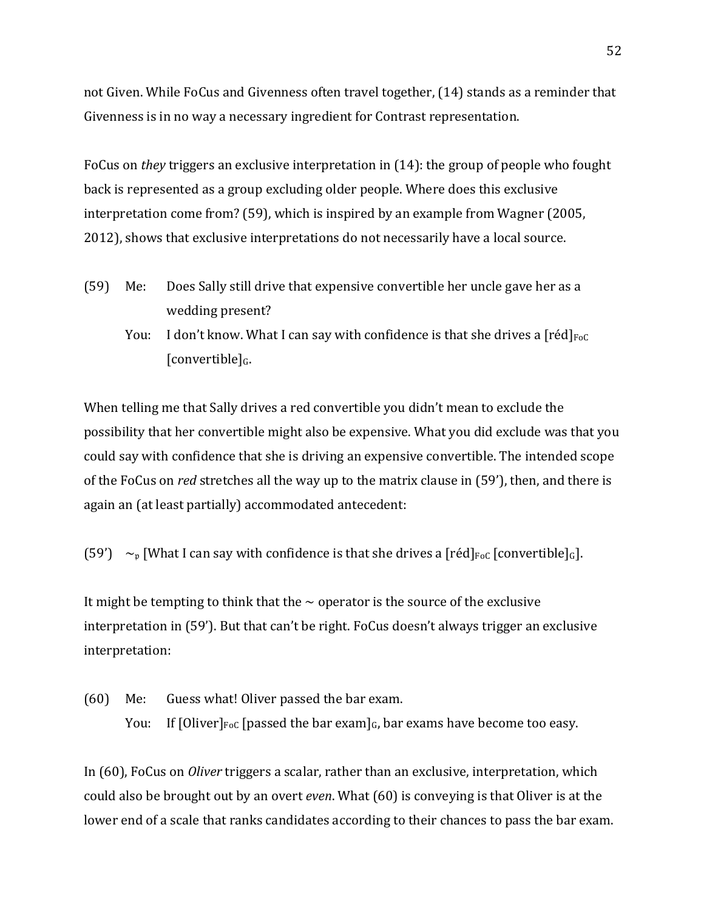not Given. While FoCus and Givenness often travel together, (14) stands as a reminder that Givenness is in no way a necessary ingredient for Contrast representation.

FoCus on *they* triggers an exclusive interpretation in (14): the group of people who fought back is represented as a group excluding older people. Where does this exclusive interpretation come from? (59), which is inspired by an example from Wagner (2005, 2012), shows that exclusive interpretations do not necessarily have a local source.

(59) Me: Does Sally still drive that expensive convertible her uncle gave her as a wedding present?

You: I don't know. What I can say with confidence is that she drives a [réd]$_{\text{FoC}}$ [convertible]$_{\text{G}}$.

When telling me that Sally drives a red convertible you didn't mean to exclude the possibility that her convertible might also be expensive. What you did exclude was that you could say with confidence that she is driving an expensive convertible. The intended scope of the FoCus on *red* stretches all the way up to the matrix clause in (59'), then, and there is again an (at least partially) accommodated antecedent:

(59') $\sim_{\mathfrak{p}}$ [What I can say with confidence is that she drives a [réd]$_{\text{FoC}}$ [convertible]$_{\text{G}}$].

It might be tempting to think that the $\sim$ operator is the source of the exclusive interpretation in (59'). But that can't be right. FoCus doesn't always trigger an exclusive interpretation:

(60) Me: Guess what! Oliver passed the bar exam.

You: If [Oliver]$_{\text{FoC}}$ [passed the bar exam]$_{\text{G}}$, bar exams have become too easy.

In (60), FoCus on *Oliver* triggers a scalar, rather than an exclusive, interpretation, which could also be brought out by an overt *even*. What (60) is conveying is that Oliver is at the lower end of a scale that ranks candidates according to their chances to pass the bar exam.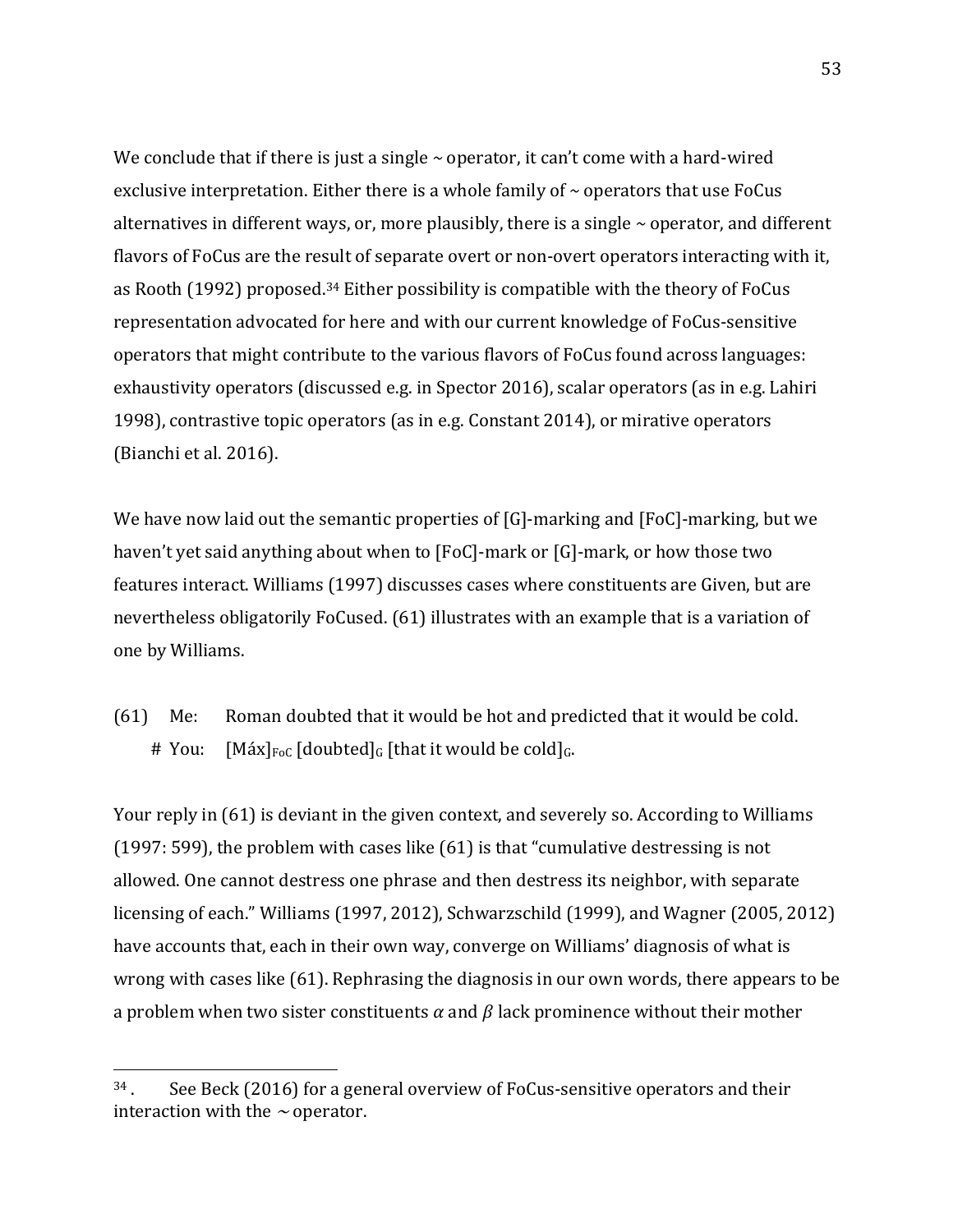We conclude that if there is just a single ~ operator, it can't come with a hard-wired exclusive interpretation. Either there is a whole family of ~ operators that use FoCus alternatives in different ways, or, more plausibly, there is a single ~ operator, and different flavors of FoCus are the result of separate overt or non-overt operators interacting with it, as Rooth (1992) proposed.[34] Either possibility is compatible with the theory of FoCus representation advocated for here and with our current knowledge of FoCus-sensitive operators that might contribute to the various flavors of FoCus found across languages: exhaustivity operators (discussed e.g. in Spector 2016), scalar operators (as in e.g. Lahiri 1998), contrastive topic operators (as in e.g. Constant 2014), or mirative operators (Bianchi et al. 2016).

We have now laid out the semantic properties of [G]-marking and [FoC]-marking, but we haven't yet said anything about when to [FoC]-mark or [G]-mark, or how those two features interact. Williams (1997) discusses cases where constituents are Given, but are nevertheless obligatorily FoCused. (61) illustrates with an example that is a variation of one by Williams.

(61) Me: Roman doubted that it would be hot and predicted that it would be cold.
  \# You: $[\text{Máx}]_{\text{FoC}}$ $[\text{doubted}]_{\text{G}}$ $[\text{that it would be cold}]_{\text{G}}$.

Your reply in (61) is deviant in the given context, and severely so. According to Williams (1997: 599), the problem with cases like (61) is that "cumulative destressing is not allowed. One cannot destress one phrase and then destress its neighbor, with separate licensing of each." Williams (1997, 2012), Schwarzschild (1999), and Wagner (2005, 2012) have accounts that, each in their own way, converge on Williams' diagnosis of what is wrong with cases like (61). Rephrasing the diagnosis in our own words, there appears to be a problem when two sister constituents $\alpha$ and $\beta$ lack prominence without their mother

[34]. See Beck (2016) for a general overview of FoCus-sensitive operators and their interaction with the ~ operator.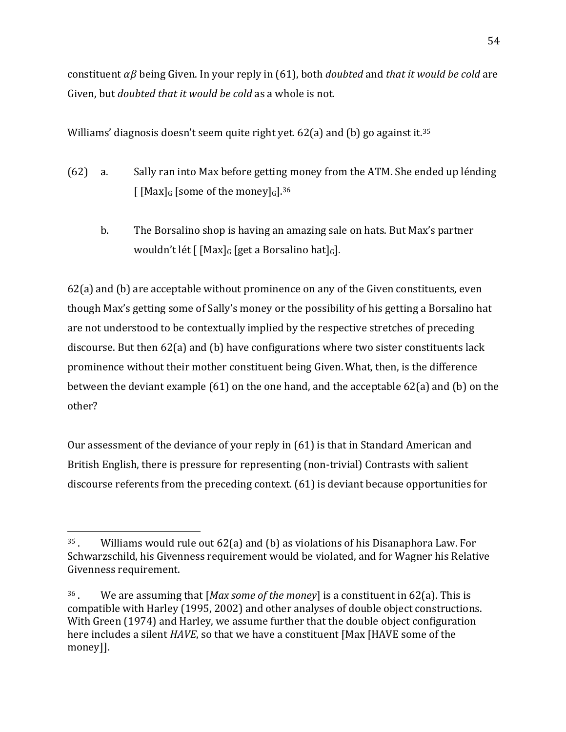constituent $\alpha\beta$ being Given. In your reply in (61), both *doubted* and *that it would be cold* are Given, but *doubted that it would be cold* as a whole is not.

Williams' diagnosis doesn't seem quite right yet. 62(a) and (b) go against it.[35]

(62) a. Sally ran into Max before getting money from the ATM. She ended up lénding [ [Max]$_G$ [some of the money]$_G$].[36]

b. The Borsalino shop is having an amazing sale on hats. But Max's partner wouldn't lét [ [Max]$_G$ [get a Borsalino hat]$_G$].

62(a) and (b) are acceptable without prominence on any of the Given constituents, even though Max's getting some of Sally's money or the possibility of his getting a Borsalino hat are not understood to be contextually implied by the respective stretches of preceding discourse. But then 62(a) and (b) have configurations where two sister constituents lack prominence without their mother constituent being Given. What, then, is the difference between the deviant example (61) on the one hand, and the acceptable 62(a) and (b) on the other?

Our assessment of the deviance of your reply in (61) is that in Standard American and British English, there is pressure for representing (non-trivial) Contrasts with salient discourse referents from the preceding context. (61) is deviant because opportunities for

---

[35]. Williams would rule out 62(a) and (b) as violations of his Disanaphora Law. For Schwarzschild, his Givenness requirement would be violated, and for Wagner his Relative Givenness requirement.

[36]. We are assuming that [*Max some of the money*] is a constituent in 62(a). This is compatible with Harley (1995, 2002) and other analyses of double object constructions. With Green (1974) and Harley, we assume further that the double object configuration here includes a silent *HAVE*, so that we have a constituent [Max [HAVE some of the money]].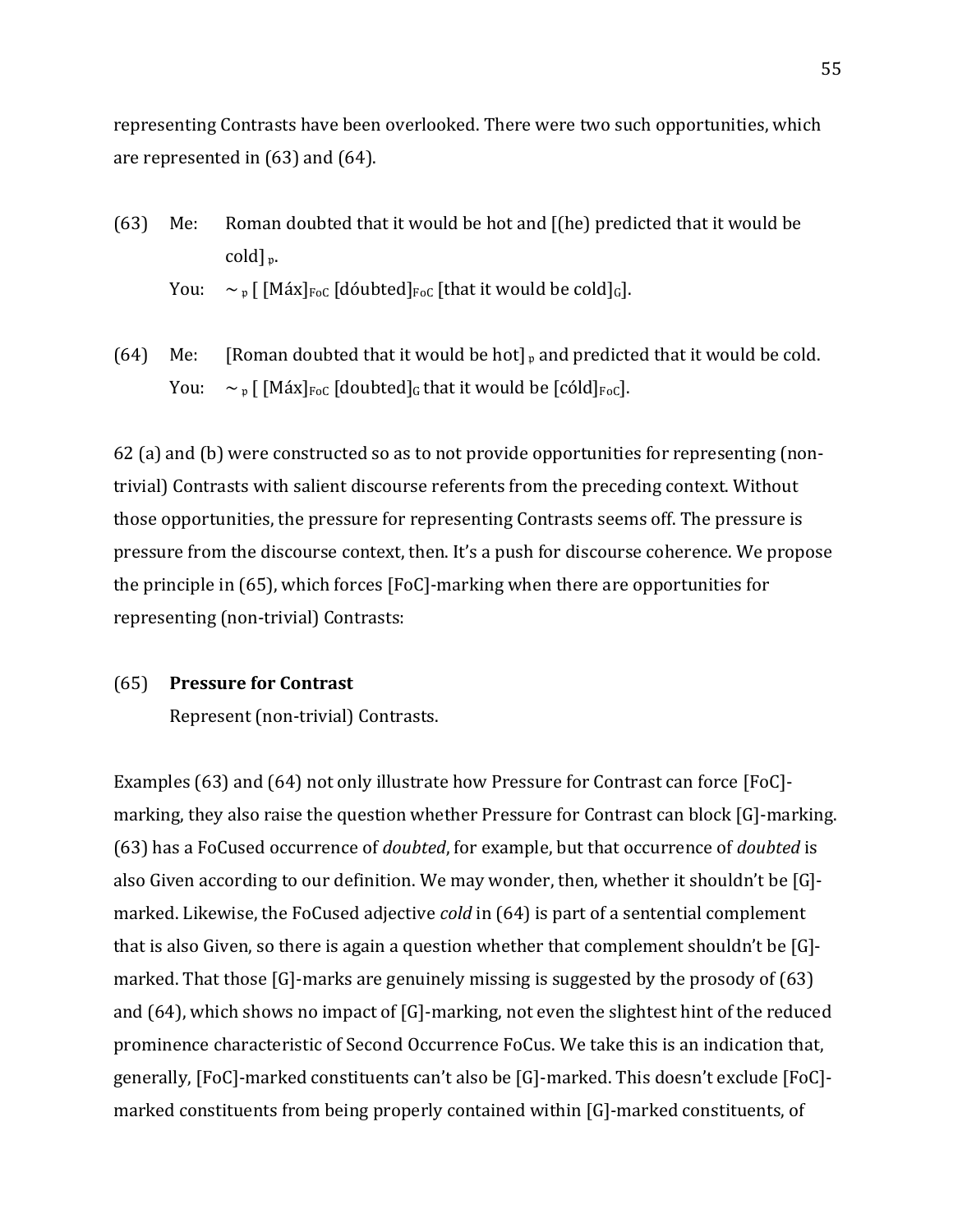representing Contrasts have been overlooked. There were two such opportunities, which are represented in (63) and (64).

(63) Me: Roman doubted that it would be hot and [(he) predicted that it would be cold] $_{\mathfrak{p}}$.

You: $\sim_{\mathfrak{p}}$ [ [Máx]$_{\text{FoC}}$ [dóubted]$_{\text{FoC}}$ [that it would be cold]$_{\text{G}}$].

(64) Me: [Roman doubted that it would be hot] $_{\mathfrak{p}}$ and predicted that it would be cold.

You: $\sim_{\mathfrak{p}}$ [ [Máx]$_{\text{FoC}}$ [doubted]$_{\text{G}}$ that it would be [cóld]$_{\text{FoC}}$].

62 (a) and (b) were constructed so as to not provide opportunities for representing (non-trivial) Contrasts with salient discourse referents from the preceding context. Without those opportunities, the pressure for representing Contrasts seems off. The pressure is pressure from the discourse context, then. It's a push for discourse coherence. We propose the principle in (65), which forces [FoC]-marking when there are opportunities for representing (non-trivial) Contrasts:

(65) **Pressure for Contrast**

Represent (non-trivial) Contrasts.

Examples (63) and (64) not only illustrate how Pressure for Contrast can force [FoC]-marking, they also raise the question whether Pressure for Contrast can block [G]-marking. (63) has a FoCused occurrence of *doubted*, for example, but that occurrence of *doubted* is also Given according to our definition. We may wonder, then, whether it shouldn't be [G]-marked. Likewise, the FoCused adjective *cold* in (64) is part of a sentential complement that is also Given, so there is again a question whether that complement shouldn't be [G]-marked. That those [G]-marks are genuinely missing is suggested by the prosody of (63) and (64), which shows no impact of [G]-marking, not even the slightest hint of the reduced prominence characteristic of Second Occurrence FoCus. We take this is an indication that, generally, [FoC]-marked constituents can't also be [G]-marked. This doesn't exclude [FoC]-marked constituents from being properly contained within [G]-marked constituents, of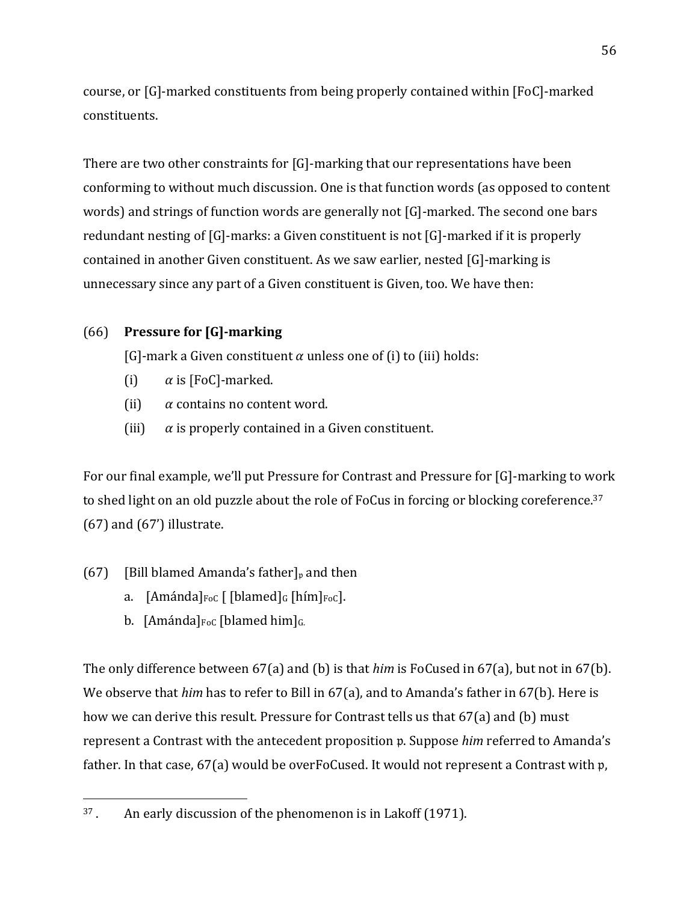course, or [G]-marked constituents from being properly contained within [FoC]-marked constituents.

There are two other constraints for [G]-marking that our representations have been conforming to without much discussion. One is that function words (as opposed to content words) and strings of function words are generally not [G]-marked. The second one bars redundant nesting of [G]-marks: a Given constituent is not [G]-marked if it is properly contained in another Given constituent. As we saw earlier, nested [G]-marking is unnecessary since any part of a Given constituent is Given, too. We have then:

(66) **Pressure for [G]-marking**

[G]-mark a Given constituent $\alpha$ unless one of (i) to (iii) holds:

(i) $\alpha$ is [FoC]-marked.

(ii) $\alpha$ contains no content word.

(iii) $\alpha$ is properly contained in a Given constituent.

For our final example, we'll put Pressure for Contrast and Pressure for [G]-marking to work to shed light on an old puzzle about the role of FoCus in forcing or blocking coreference.[37] (67) and (67') illustrate.

(67) [Bill blamed Amanda's father]$_{\mathfrak{p}}$ and then

a. [Amánda]$_{\text{FoC}}$ [ [blamed]$_{\text{G}}$ [hím]$_{\text{FoC}}$].

b. [Amánda]$_{\text{FoC}}$ [blamed him]$_{\text{G}}$.

The only difference between 67(a) and (b) is that *him* is FoCused in 67(a), but not in 67(b). We observe that *him* has to refer to Bill in 67(a), and to Amanda's father in 67(b). Here is how we can derive this result. Pressure for Contrast tells us that 67(a) and (b) must represent a Contrast with the antecedent proposition $\mathfrak{p}$. Suppose *him* referred to Amanda's father. In that case, 67(a) would be overFoCused. It would not represent a Contrast with $\mathfrak{p}$,

[37]. An early discussion of the phenomenon is in Lakoff (1971).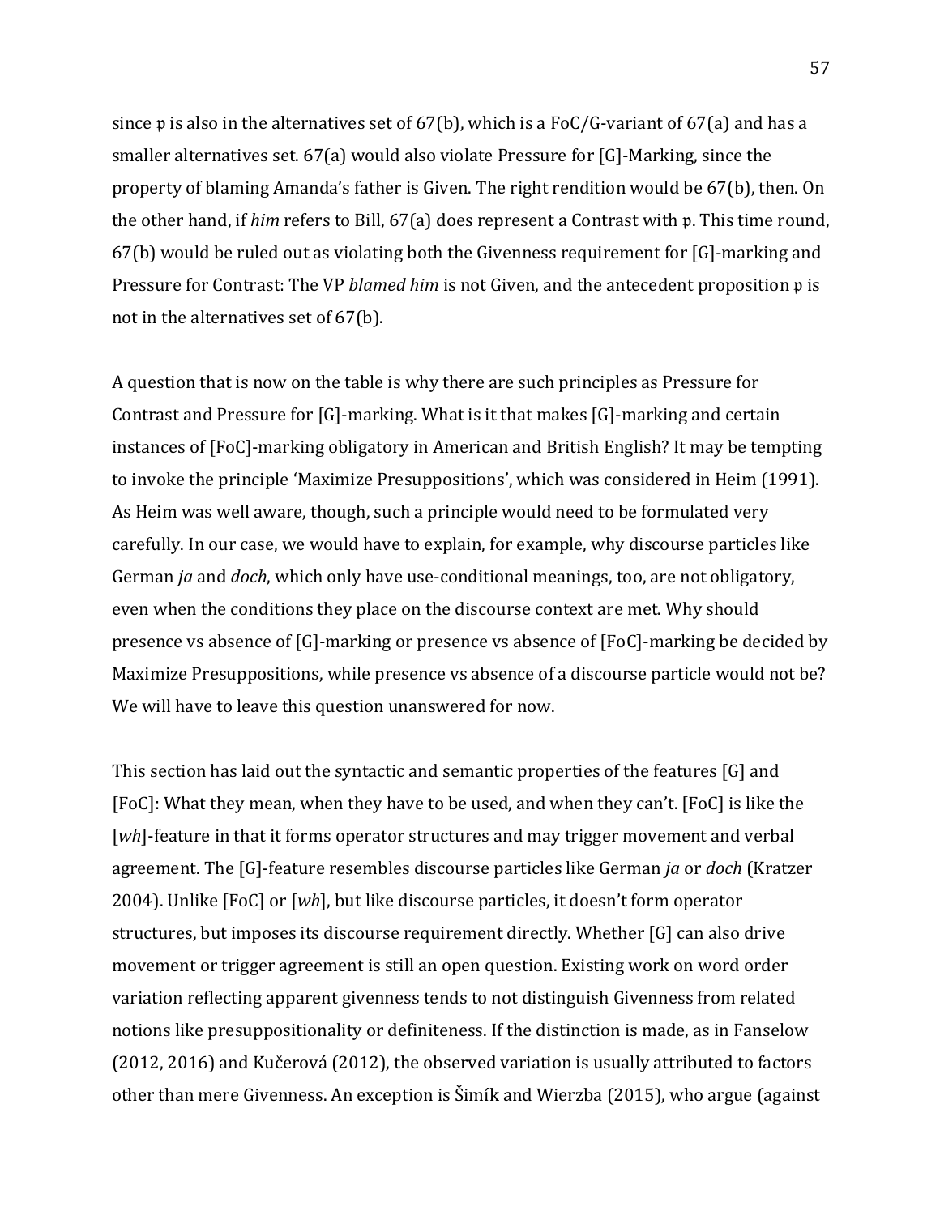since 𝔭 is also in the alternatives set of 67(b), which is a FoC/G-variant of 67(a) and has a smaller alternatives set. 67(a) would also violate Pressure for [G]-Marking, since the property of blaming Amanda's father is Given. The right rendition would be 67(b), then. On the other hand, if *him* refers to Bill, 67(a) does represent a Contrast with 𝔭. This time round, 67(b) would be ruled out as violating both the Givenness requirement for [G]-marking and Pressure for Contrast: The VP *blamed him* is not Given, and the antecedent proposition 𝔭 is not in the alternatives set of 67(b).

A question that is now on the table is why there are such principles as Pressure for Contrast and Pressure for [G]-marking. What is it that makes [G]-marking and certain instances of [FoC]-marking obligatory in American and British English? It may be tempting to invoke the principle 'Maximize Presuppositions', which was considered in Heim (1991). As Heim was well aware, though, such a principle would need to be formulated very carefully. In our case, we would have to explain, for example, why discourse particles like German *ja* and *doch*, which only have use-conditional meanings, too, are not obligatory, even when the conditions they place on the discourse context are met. Why should presence vs absence of [G]-marking or presence vs absence of [FoC]-marking be decided by Maximize Presuppositions, while presence vs absence of a discourse particle would not be? We will have to leave this question unanswered for now.

This section has laid out the syntactic and semantic properties of the features [G] and [FoC]: What they mean, when they have to be used, and when they can't. [FoC] is like the [*wh*]-feature in that it forms operator structures and may trigger movement and verbal agreement. The [G]-feature resembles discourse particles like German *ja* or *doch* (Kratzer 2004). Unlike [FoC] or [*wh*], but like discourse particles, it doesn't form operator structures, but imposes its discourse requirement directly. Whether [G] can also drive movement or trigger agreement is still an open question. Existing work on word order variation reflecting apparent givenness tends to not distinguish Givenness from related notions like presuppositionality or definiteness. If the distinction is made, as in Fanselow (2012, 2016) and Kučerová (2012), the observed variation is usually attributed to factors other than mere Givenness. An exception is Šimík and Wierzba (2015), who argue (against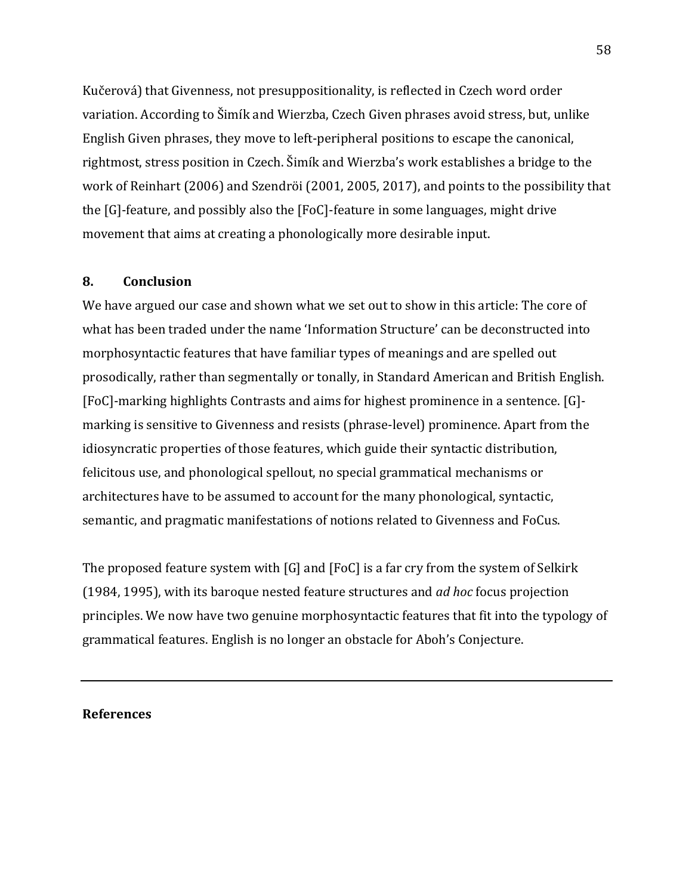Kučerová) that Givenness, not presuppositionality, is reflected in Czech word order variation. According to Šimík and Wierzba, Czech Given phrases avoid stress, but, unlike English Given phrases, they move to left-peripheral positions to escape the canonical, rightmost, stress position in Czech. Šimík and Wierzba's work establishes a bridge to the work of Reinhart (2006) and Szendröi (2001, 2005, 2017), and points to the possibility that the [G]-feature, and possibly also the [FoC]-feature in some languages, might drive movement that aims at creating a phonologically more desirable input.

## 8. Conclusion

We have argued our case and shown what we set out to show in this article: The core of what has been traded under the name 'Information Structure' can be deconstructed into morphosyntactic features that have familiar types of meanings and are spelled out prosodically, rather than segmentally or tonally, in Standard American and British English. [FoC]-marking highlights Contrasts and aims for highest prominence in a sentence. [G]-marking is sensitive to Givenness and resists (phrase-level) prominence. Apart from the idiosyncratic properties of those features, which guide their syntactic distribution, felicitous use, and phonological spellout, no special grammatical mechanisms or architectures have to be assumed to account for the many phonological, syntactic, semantic, and pragmatic manifestations of notions related to Givenness and FoCus.

The proposed feature system with [G] and [FoC] is a far cry from the system of Selkirk (1984, 1995), with its baroque nested feature structures and *ad hoc* focus projection principles. We now have two genuine morphosyntactic features that fit into the typology of grammatical features. English is no longer an obstacle for Aboh's Conjecture.

---

**References**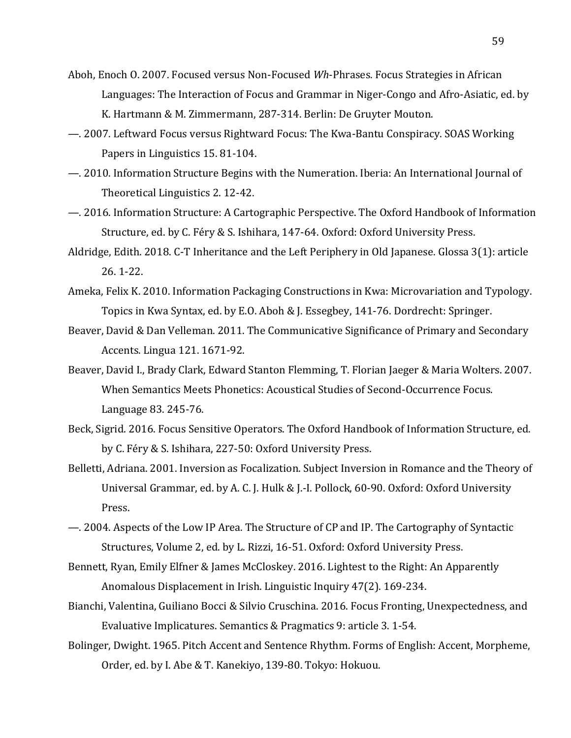Aboh, Enoch O. 2007. Focused versus Non-Focused *Wh*-Phrases. Focus Strategies in African Languages: The Interaction of Focus and Grammar in Niger-Congo and Afro-Asiatic, ed. by K. Hartmann & M. Zimmermann, 287-314. Berlin: De Gruyter Mouton.

—. 2007. Leftward Focus versus Rightward Focus: The Kwa-Bantu Conspiracy. SOAS Working Papers in Linguistics 15. 81-104.

—. 2010. Information Structure Begins with the Numeration. Iberia: An International Journal of Theoretical Linguistics 2. 12-42.

—. 2016. Information Structure: A Cartographic Perspective. The Oxford Handbook of Information Structure, ed. by C. Féry & S. Ishihara, 147-64. Oxford: Oxford University Press.

Aldridge, Edith. 2018. C-T Inheritance and the Left Periphery in Old Japanese. Glossa 3(1): article 26. 1-22.

Ameka, Felix K. 2010. Information Packaging Constructions in Kwa: Microvariation and Typology. Topics in Kwa Syntax, ed. by E.O. Aboh & J. Essegbey, 141-76. Dordrecht: Springer.

Beaver, David & Dan Velleman. 2011. The Communicative Significance of Primary and Secondary Accents. Lingua 121. 1671-92.

Beaver, David I., Brady Clark, Edward Stanton Flemming, T. Florian Jaeger & Maria Wolters. 2007. When Semantics Meets Phonetics: Acoustical Studies of Second-Occurrence Focus. Language 83. 245-76.

Beck, Sigrid. 2016. Focus Sensitive Operators. The Oxford Handbook of Information Structure, ed. by C. Féry & S. Ishihara, 227-50: Oxford University Press.

Belletti, Adriana. 2001. Inversion as Focalization. Subject Inversion in Romance and the Theory of Universal Grammar, ed. by A. C. J. Hulk & J.-I. Pollock, 60-90. Oxford: Oxford University Press.

—. 2004. Aspects of the Low IP Area. The Structure of CP and IP. The Cartography of Syntactic Structures, Volume 2, ed. by L. Rizzi, 16-51. Oxford: Oxford University Press.

Bennett, Ryan, Emily Elfner & James McCloskey. 2016. Lightest to the Right: An Apparently Anomalous Displacement in Irish. Linguistic Inquiry 47(2). 169-234.

Bianchi, Valentina, Guiliano Bocci & Silvio Cruschina. 2016. Focus Fronting, Unexpectedness, and Evaluative Implicatures. Semantics & Pragmatics 9: article 3. 1-54.

Bolinger, Dwight. 1965. Pitch Accent and Sentence Rhythm. Forms of English: Accent, Morpheme, Order, ed. by I. Abe & T. Kanekiyo, 139-80. Tokyo: Hokuou.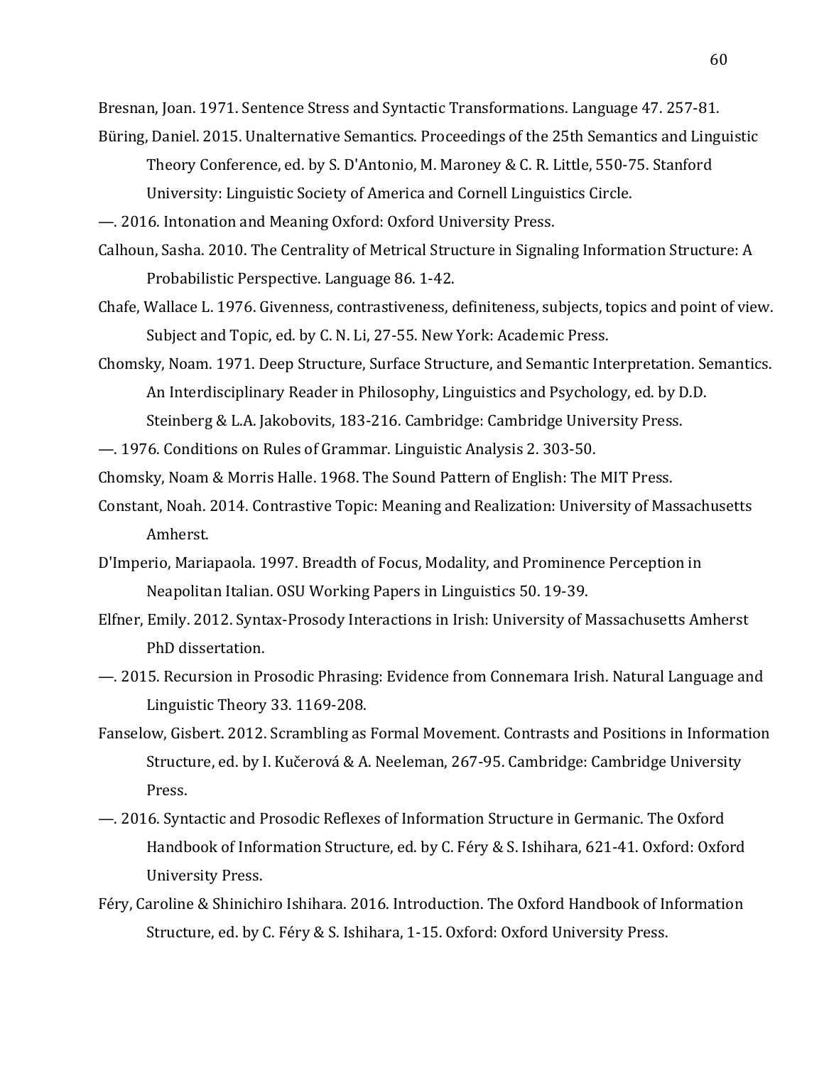Bresnan, Joan. 1971. Sentence Stress and Syntactic Transformations. Language 47. 257-81.

Büring, Daniel. 2015. Unalternative Semantics. Proceedings of the 25th Semantics and Linguistic Theory Conference, ed. by S. D'Antonio, M. Maroney & C. R. Little, 550-75. Stanford University: Linguistic Society of America and Cornell Linguistics Circle.

—. 2016. Intonation and Meaning Oxford: Oxford University Press.

Calhoun, Sasha. 2010. The Centrality of Metrical Structure in Signaling Information Structure: A Probabilistic Perspective. Language 86. 1-42.

Chafe, Wallace L. 1976. Givenness, contrastiveness, definiteness, subjects, topics and point of view. Subject and Topic, ed. by C. N. Li, 27-55. New York: Academic Press.

Chomsky, Noam. 1971. Deep Structure, Surface Structure, and Semantic Interpretation. Semantics. An Interdisciplinary Reader in Philosophy, Linguistics and Psychology, ed. by D.D. Steinberg & L.A. Jakobovits, 183-216. Cambridge: Cambridge University Press.

—. 1976. Conditions on Rules of Grammar. Linguistic Analysis 2. 303-50.

Chomsky, Noam & Morris Halle. 1968. The Sound Pattern of English: The MIT Press.

Constant, Noah. 2014. Contrastive Topic: Meaning and Realization: University of Massachusetts Amherst.

D'Imperio, Mariapaola. 1997. Breadth of Focus, Modality, and Prominence Perception in Neapolitan Italian. OSU Working Papers in Linguistics 50. 19-39.

Elfner, Emily. 2012. Syntax-Prosody Interactions in Irish: University of Massachusetts Amherst PhD dissertation.

—. 2015. Recursion in Prosodic Phrasing: Evidence from Connemara Irish. Natural Language and Linguistic Theory 33. 1169-208.

Fanselow, Gisbert. 2012. Scrambling as Formal Movement. Contrasts and Positions in Information Structure, ed. by I. Kučerová & A. Neeleman, 267-95. Cambridge: Cambridge University Press.

—. 2016. Syntactic and Prosodic Reflexes of Information Structure in Germanic. The Oxford Handbook of Information Structure, ed. by C. Féry & S. Ishihara, 621-41. Oxford: Oxford University Press.

Féry, Caroline & Shinichiro Ishihara. 2016. Introduction. The Oxford Handbook of Information Structure, ed. by C. Féry & S. Ishihara, 1-15. Oxford: Oxford University Press.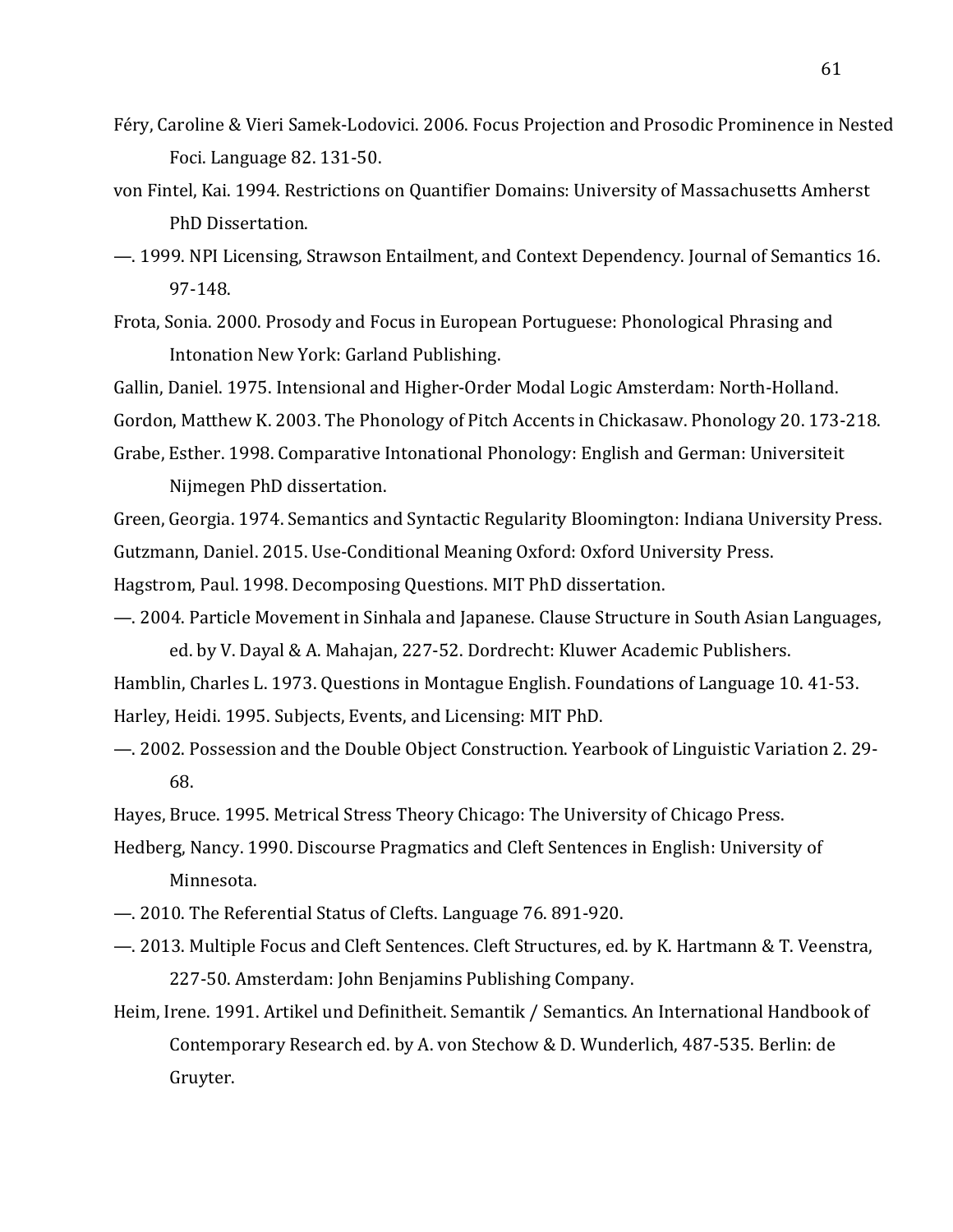Féry, Caroline & Vieri Samek-Lodovici. 2006. Focus Projection and Prosodic Prominence in Nested Foci. Language 82. 131-50.

von Fintel, Kai. 1994. Restrictions on Quantifier Domains: University of Massachusetts Amherst PhD Dissertation.

—. 1999. NPI Licensing, Strawson Entailment, and Context Dependency. Journal of Semantics 16. 97-148.

Frota, Sonia. 2000. Prosody and Focus in European Portuguese: Phonological Phrasing and Intonation New York: Garland Publishing.

Gallin, Daniel. 1975. Intensional and Higher-Order Modal Logic Amsterdam: North-Holland.

Gordon, Matthew K. 2003. The Phonology of Pitch Accents in Chickasaw. Phonology 20. 173-218.

Grabe, Esther. 1998. Comparative Intonational Phonology: English and German: Universiteit Nijmegen PhD dissertation.

Green, Georgia. 1974. Semantics and Syntactic Regularity Bloomington: Indiana University Press.

Gutzmann, Daniel. 2015. Use-Conditional Meaning Oxford: Oxford University Press.

Hagstrom, Paul. 1998. Decomposing Questions. MIT PhD dissertation.

—. 2004. Particle Movement in Sinhala and Japanese. Clause Structure in South Asian Languages, ed. by V. Dayal & A. Mahajan, 227-52. Dordrecht: Kluwer Academic Publishers.

Hamblin, Charles L. 1973. Questions in Montague English. Foundations of Language 10. 41-53.

Harley, Heidi. 1995. Subjects, Events, and Licensing: MIT PhD.

—. 2002. Possession and the Double Object Construction. Yearbook of Linguistic Variation 2. 29-68.

Hayes, Bruce. 1995. Metrical Stress Theory Chicago: The University of Chicago Press.

Hedberg, Nancy. 1990. Discourse Pragmatics and Cleft Sentences in English: University of Minnesota.

—. 2010. The Referential Status of Clefts. Language 76. 891-920.

—. 2013. Multiple Focus and Cleft Sentences. Cleft Structures, ed. by K. Hartmann & T. Veenstra, 227-50. Amsterdam: John Benjamins Publishing Company.

Heim, Irene. 1991. Artikel und Definitheit. Semantik / Semantics. An International Handbook of Contemporary Research ed. by A. von Stechow & D. Wunderlich, 487-535. Berlin: de Gruyter.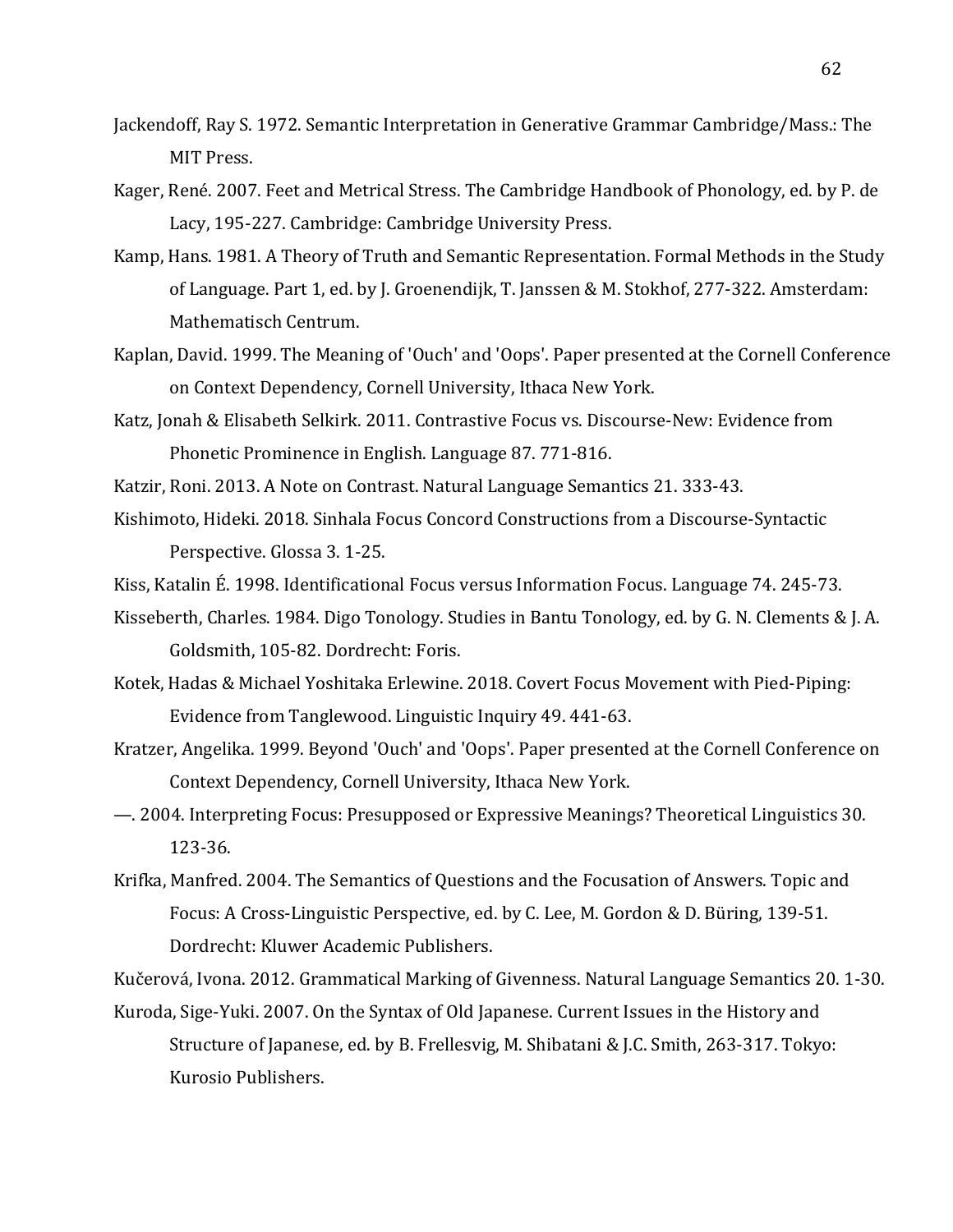Jackendoff, Ray S. 1972. Semantic Interpretation in Generative Grammar Cambridge/Mass.: The MIT Press.

Kager, René. 2007. Feet and Metrical Stress. The Cambridge Handbook of Phonology, ed. by P. de Lacy, 195-227. Cambridge: Cambridge University Press.

Kamp, Hans. 1981. A Theory of Truth and Semantic Representation. Formal Methods in the Study of Language. Part 1, ed. by J. Groenendijk, T. Janssen & M. Stokhof, 277-322. Amsterdam: Mathematisch Centrum.

Kaplan, David. 1999. The Meaning of 'Ouch' and 'Oops'. Paper presented at the Cornell Conference on Context Dependency, Cornell University, Ithaca New York.

Katz, Jonah & Elisabeth Selkirk. 2011. Contrastive Focus vs. Discourse-New: Evidence from Phonetic Prominence in English. Language 87. 771-816.

Katzir, Roni. 2013. A Note on Contrast. Natural Language Semantics 21. 333-43.

Kishimoto, Hideki. 2018. Sinhala Focus Concord Constructions from a Discourse-Syntactic Perspective. Glossa 3. 1-25.

Kiss, Katalin É. 1998. Identificational Focus versus Information Focus. Language 74. 245-73.

Kisseberth, Charles. 1984. Digo Tonology. Studies in Bantu Tonology, ed. by G. N. Clements & J. A. Goldsmith, 105-82. Dordrecht: Foris.

Kotek, Hadas & Michael Yoshitaka Erlewine. 2018. Covert Focus Movement with Pied-Piping: Evidence from Tanglewood. Linguistic Inquiry 49. 441-63.

Kratzer, Angelika. 1999. Beyond 'Ouch' and 'Oops'. Paper presented at the Cornell Conference on Context Dependency, Cornell University, Ithaca New York.

—. 2004. Interpreting Focus: Presupposed or Expressive Meanings? Theoretical Linguistics 30. 123-36.

Krifka, Manfred. 2004. The Semantics of Questions and the Focusation of Answers. Topic and Focus: A Cross-Linguistic Perspective, ed. by C. Lee, M. Gordon & D. Büring, 139-51. Dordrecht: Kluwer Academic Publishers.

Kučerová, Ivona. 2012. Grammatical Marking of Givenness. Natural Language Semantics 20. 1-30.

Kuroda, Sige-Yuki. 2007. On the Syntax of Old Japanese. Current Issues in the History and Structure of Japanese, ed. by B. Frellesvig, M. Shibatani & J.C. Smith, 263-317. Tokyo: Kurosio Publishers.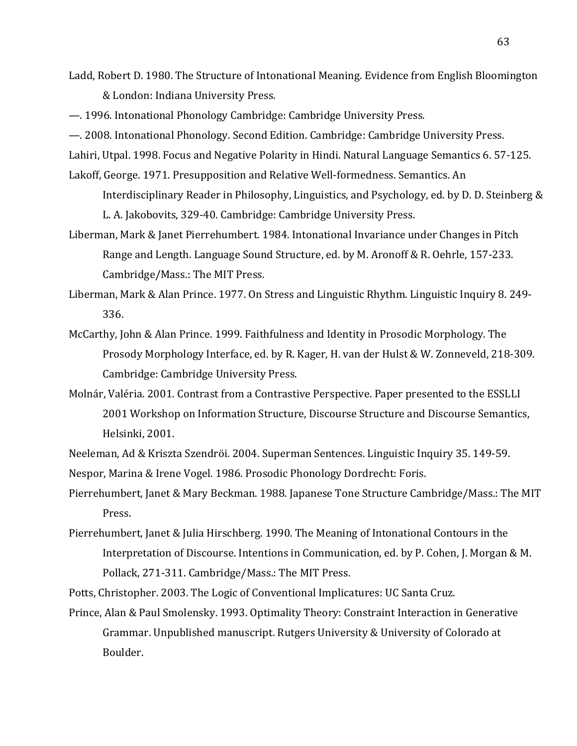Ladd, Robert D. 1980. The Structure of Intonational Meaning. Evidence from English Bloomington & London: Indiana University Press.

—. 1996. Intonational Phonology Cambridge: Cambridge University Press.

—. 2008. Intonational Phonology. Second Edition. Cambridge: Cambridge University Press.

Lahiri, Utpal. 1998. Focus and Negative Polarity in Hindi. Natural Language Semantics 6. 57-125.

Lakoff, George. 1971. Presupposition and Relative Well-formedness. Semantics. An Interdisciplinary Reader in Philosophy, Linguistics, and Psychology, ed. by D. D. Steinberg & L. A. Jakobovits, 329-40. Cambridge: Cambridge University Press.

Liberman, Mark & Janet Pierrehumbert. 1984. Intonational Invariance under Changes in Pitch Range and Length. Language Sound Structure, ed. by M. Aronoff & R. Oehrle, 157-233. Cambridge/Mass.: The MIT Press.

Liberman, Mark & Alan Prince. 1977. On Stress and Linguistic Rhythm. Linguistic Inquiry 8. 249-336.

McCarthy, John & Alan Prince. 1999. Faithfulness and Identity in Prosodic Morphology. The Prosody Morphology Interface, ed. by R. Kager, H. van der Hulst & W. Zonneveld, 218-309. Cambridge: Cambridge University Press.

Molnár, Valéria. 2001. Contrast from a Contrastive Perspective. Paper presented to the ESSLLI 2001 Workshop on Information Structure, Discourse Structure and Discourse Semantics, Helsinki, 2001.

Neeleman, Ad & Kriszta Szendröi. 2004. Superman Sentences. Linguistic Inquiry 35. 149-59.

Nespor, Marina & Irene Vogel. 1986. Prosodic Phonology Dordrecht: Foris.

Pierrehumbert, Janet & Mary Beckman. 1988. Japanese Tone Structure Cambridge/Mass.: The MIT Press.

Pierrehumbert, Janet & Julia Hirschberg. 1990. The Meaning of Intonational Contours in the Interpretation of Discourse. Intentions in Communication, ed. by P. Cohen, J. Morgan & M. Pollack, 271-311. Cambridge/Mass.: The MIT Press.

Potts, Christopher. 2003. The Logic of Conventional Implicatures: UC Santa Cruz.

Prince, Alan & Paul Smolensky. 1993. Optimality Theory: Constraint Interaction in Generative Grammar. Unpublished manuscript. Rutgers University & University of Colorado at Boulder.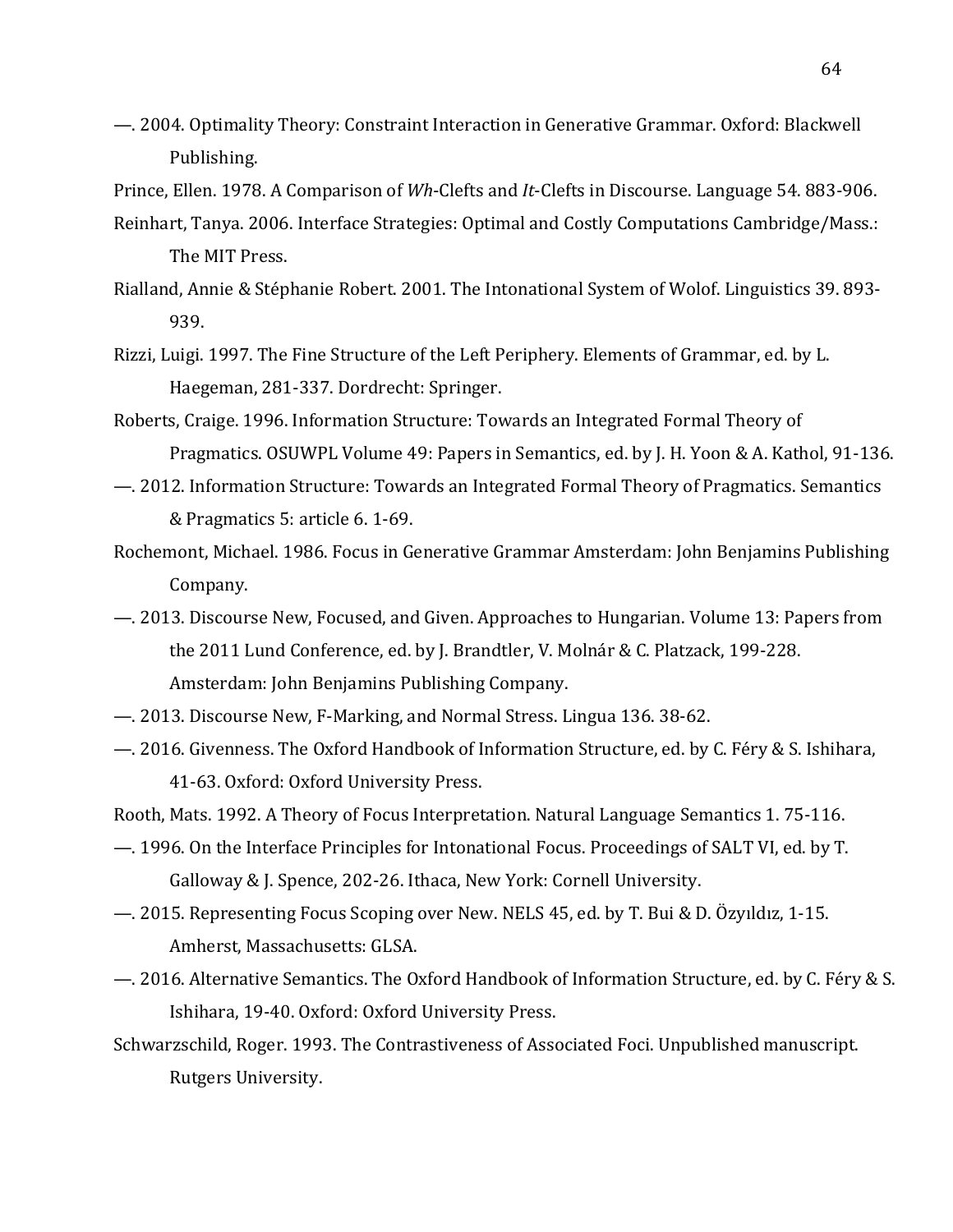—. 2004. Optimality Theory: Constraint Interaction in Generative Grammar. Oxford: Blackwell Publishing.

Prince, Ellen. 1978. A Comparison of *Wh*-Clefts and *It*-Clefts in Discourse. Language 54. 883-906.

Reinhart, Tanya. 2006. Interface Strategies: Optimal and Costly Computations Cambridge/Mass.: The MIT Press.

Rialland, Annie & Stéphanie Robert. 2001. The Intonational System of Wolof. Linguistics 39. 893-939.

Rizzi, Luigi. 1997. The Fine Structure of the Left Periphery. Elements of Grammar, ed. by L. Haegeman, 281-337. Dordrecht: Springer.

Roberts, Craige. 1996. Information Structure: Towards an Integrated Formal Theory of Pragmatics. OSUWPL Volume 49: Papers in Semantics, ed. by J. H. Yoon & A. Kathol, 91-136.

—. 2012. Information Structure: Towards an Integrated Formal Theory of Pragmatics. Semantics & Pragmatics 5: article 6. 1-69.

Rochemont, Michael. 1986. Focus in Generative Grammar Amsterdam: John Benjamins Publishing Company.

—. 2013. Discourse New, Focused, and Given. Approaches to Hungarian. Volume 13: Papers from the 2011 Lund Conference, ed. by J. Brandtler, V. Molnár & C. Platzack, 199-228. Amsterdam: John Benjamins Publishing Company.

—. 2013. Discourse New, F-Marking, and Normal Stress. Lingua 136. 38-62.

—. 2016. Givenness. The Oxford Handbook of Information Structure, ed. by C. Féry & S. Ishihara, 41-63. Oxford: Oxford University Press.

Rooth, Mats. 1992. A Theory of Focus Interpretation. Natural Language Semantics 1. 75-116.

—. 1996. On the Interface Principles for Intonational Focus. Proceedings of SALT VI, ed. by T. Galloway & J. Spence, 202-26. Ithaca, New York: Cornell University.

—. 2015. Representing Focus Scoping over New. NELS 45, ed. by T. Bui & D. Özyıldız, 1-15. Amherst, Massachusetts: GLSA.

—. 2016. Alternative Semantics. The Oxford Handbook of Information Structure, ed. by C. Féry & S. Ishihara, 19-40. Oxford: Oxford University Press.

Schwarzschild, Roger. 1993. The Contrastiveness of Associated Foci. Unpublished manuscript. Rutgers University.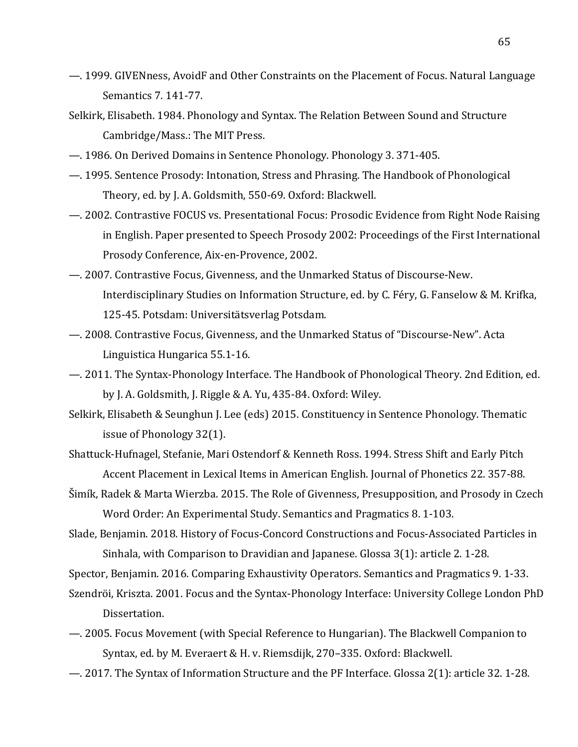—. 1999. GIVENness, AvoidF and Other Constraints on the Placement of Focus. Natural Language Semantics 7. 141-77.

Selkirk, Elisabeth. 1984. Phonology and Syntax. The Relation Between Sound and Structure Cambridge/Mass.: The MIT Press.

—. 1986. On Derived Domains in Sentence Phonology. Phonology 3. 371-405.

—. 1995. Sentence Prosody: Intonation, Stress and Phrasing. The Handbook of Phonological Theory, ed. by J. A. Goldsmith, 550-69. Oxford: Blackwell.

—. 2002. Contrastive FOCUS vs. Presentational Focus: Prosodic Evidence from Right Node Raising in English. Paper presented to Speech Prosody 2002: Proceedings of the First International Prosody Conference, Aix-en-Provence, 2002.

—. 2007. Contrastive Focus, Givenness, and the Unmarked Status of Discourse-New. Interdisciplinary Studies on Information Structure, ed. by C. Féry, G. Fanselow & M. Krifka, 125-45. Potsdam: Universitätsverlag Potsdam.

—. 2008. Contrastive Focus, Givenness, and the Unmarked Status of "Discourse-New". Acta Linguistica Hungarica 55.1-16.

—. 2011. The Syntax-Phonology Interface. The Handbook of Phonological Theory. 2nd Edition, ed. by J. A. Goldsmith, J. Riggle & A. Yu, 435-84. Oxford: Wiley.

Selkirk, Elisabeth & Seunghun J. Lee (eds) 2015. Constituency in Sentence Phonology. Thematic issue of Phonology 32(1).

Shattuck-Hufnagel, Stefanie, Mari Ostendorf & Kenneth Ross. 1994. Stress Shift and Early Pitch Accent Placement in Lexical Items in American English. Journal of Phonetics 22. 357-88.

Šimík, Radek & Marta Wierzba. 2015. The Role of Givenness, Presupposition, and Prosody in Czech Word Order: An Experimental Study. Semantics and Pragmatics 8. 1-103.

Slade, Benjamin. 2018. History of Focus-Concord Constructions and Focus-Associated Particles in Sinhala, with Comparison to Dravidian and Japanese. Glossa 3(1): article 2. 1-28.

Spector, Benjamin. 2016. Comparing Exhaustivity Operators. Semantics and Pragmatics 9. 1-33.

Szendröi, Kriszta. 2001. Focus and the Syntax-Phonology Interface: University College London PhD Dissertation.

—. 2005. Focus Movement (with Special Reference to Hungarian). The Blackwell Companion to Syntax, ed. by M. Everaert & H. v. Riemsdijk, 270–335. Oxford: Blackwell.

—. 2017. The Syntax of Information Structure and the PF Interface. Glossa 2(1): article 32. 1-28.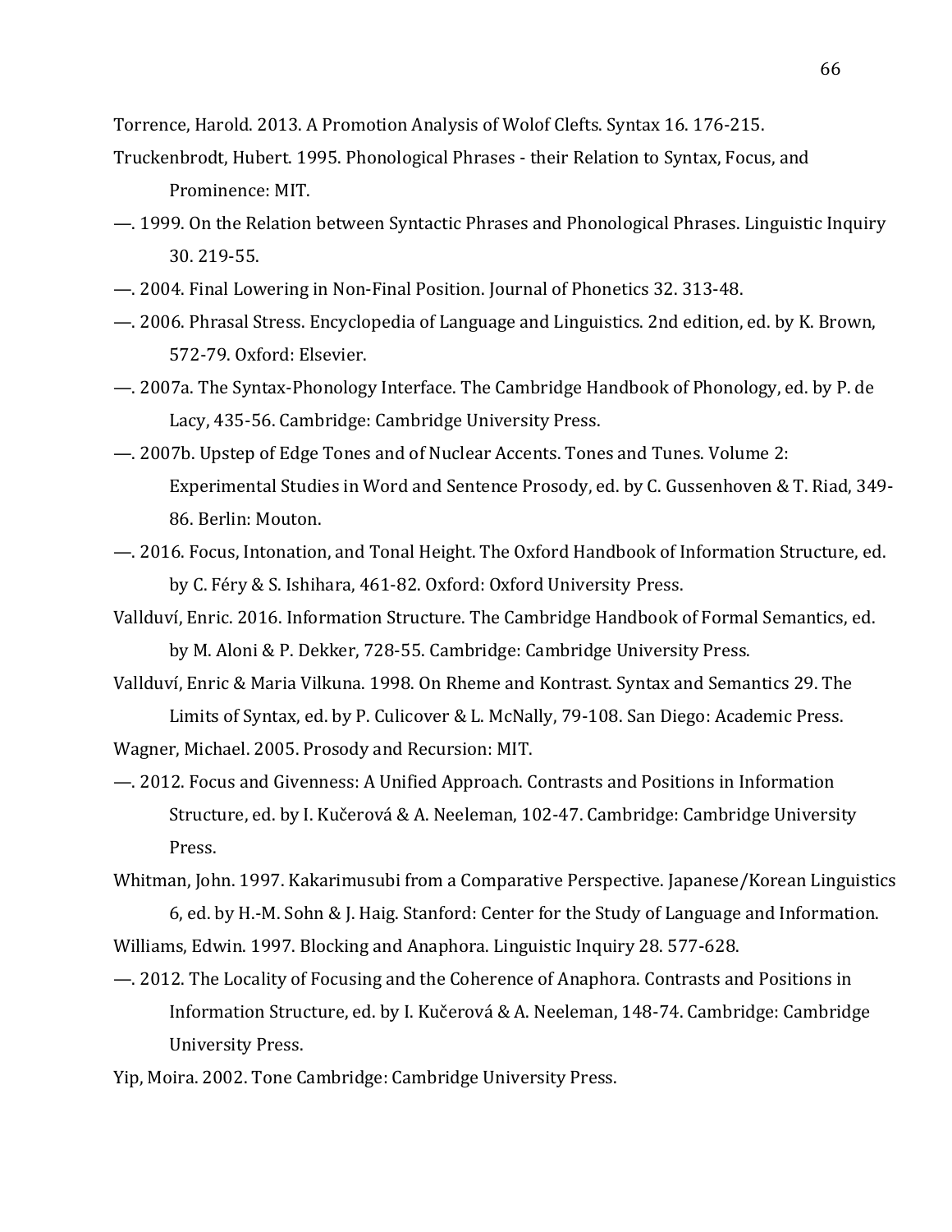Torrence, Harold. 2013. A Promotion Analysis of Wolof Clefts. Syntax 16. 176-215.

Truckenbrodt, Hubert. 1995. Phonological Phrases - their Relation to Syntax, Focus, and Prominence: MIT.

—. 1999. On the Relation between Syntactic Phrases and Phonological Phrases. Linguistic Inquiry 30. 219-55.

—. 2004. Final Lowering in Non-Final Position. Journal of Phonetics 32. 313-48.

—. 2006. Phrasal Stress. Encyclopedia of Language and Linguistics. 2nd edition, ed. by K. Brown, 572-79. Oxford: Elsevier.

—. 2007a. The Syntax-Phonology Interface. The Cambridge Handbook of Phonology, ed. by P. de Lacy, 435-56. Cambridge: Cambridge University Press.

—. 2007b. Upstep of Edge Tones and of Nuclear Accents. Tones and Tunes. Volume 2: Experimental Studies in Word and Sentence Prosody, ed. by C. Gussenhoven & T. Riad, 349-86. Berlin: Mouton.

—. 2016. Focus, Intonation, and Tonal Height. The Oxford Handbook of Information Structure, ed. by C. Féry & S. Ishihara, 461-82. Oxford: Oxford University Press.

Vallduví, Enric. 2016. Information Structure. The Cambridge Handbook of Formal Semantics, ed. by M. Aloni & P. Dekker, 728-55. Cambridge: Cambridge University Press.

Vallduví, Enric & Maria Vilkuna. 1998. On Rheme and Kontrast. Syntax and Semantics 29. The Limits of Syntax, ed. by P. Culicover & L. McNally, 79-108. San Diego: Academic Press.

Wagner, Michael. 2005. Prosody and Recursion: MIT.

—. 2012. Focus and Givenness: A Unified Approach. Contrasts and Positions in Information Structure, ed. by I. Kučerová & A. Neeleman, 102-47. Cambridge: Cambridge University Press.

Whitman, John. 1997. Kakarimusubi from a Comparative Perspective. Japanese/Korean Linguistics 6, ed. by H.-M. Sohn & J. Haig. Stanford: Center for the Study of Language and Information.

Williams, Edwin. 1997. Blocking and Anaphora. Linguistic Inquiry 28. 577-628.

—. 2012. The Locality of Focusing and the Coherence of Anaphora. Contrasts and Positions in Information Structure, ed. by I. Kučerová & A. Neeleman, 148-74. Cambridge: Cambridge University Press.

Yip, Moira. 2002. Tone Cambridge: Cambridge University Press.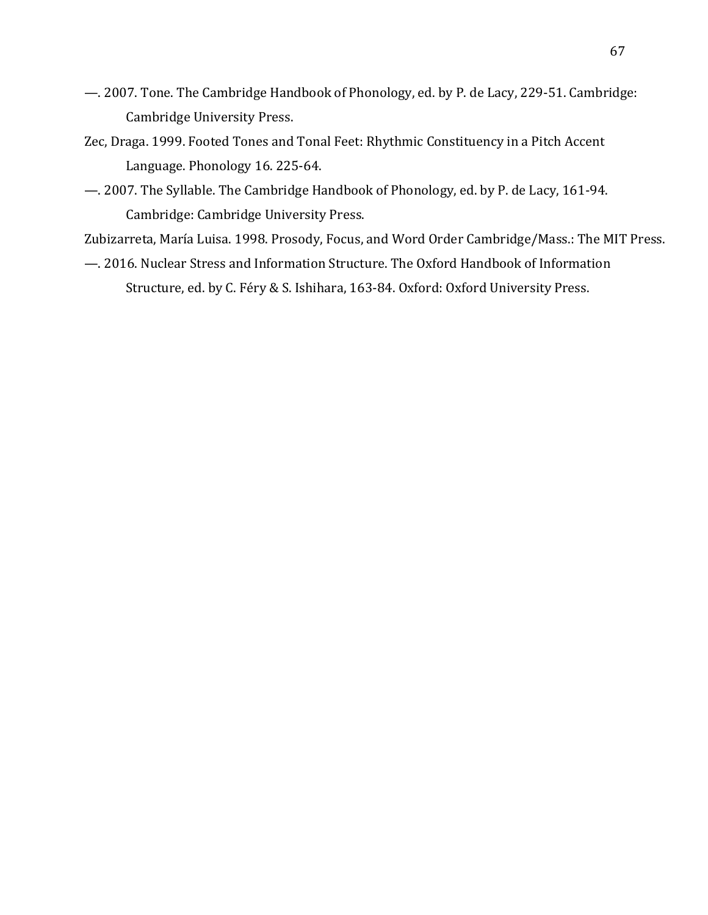—. 2007. Tone. The Cambridge Handbook of Phonology, ed. by P. de Lacy, 229-51. Cambridge: Cambridge University Press.

Zec, Draga. 1999. Footed Tones and Tonal Feet: Rhythmic Constituency in a Pitch Accent Language. Phonology 16. 225-64.

—. 2007. The Syllable. The Cambridge Handbook of Phonology, ed. by P. de Lacy, 161-94. Cambridge: Cambridge University Press.

Zubizarreta, María Luisa. 1998. Prosody, Focus, and Word Order Cambridge/Mass.: The MIT Press.

—. 2016. Nuclear Stress and Information Structure. The Oxford Handbook of Information Structure, ed. by C. Féry & S. Ishihara, 163-84. Oxford: Oxford University Press.